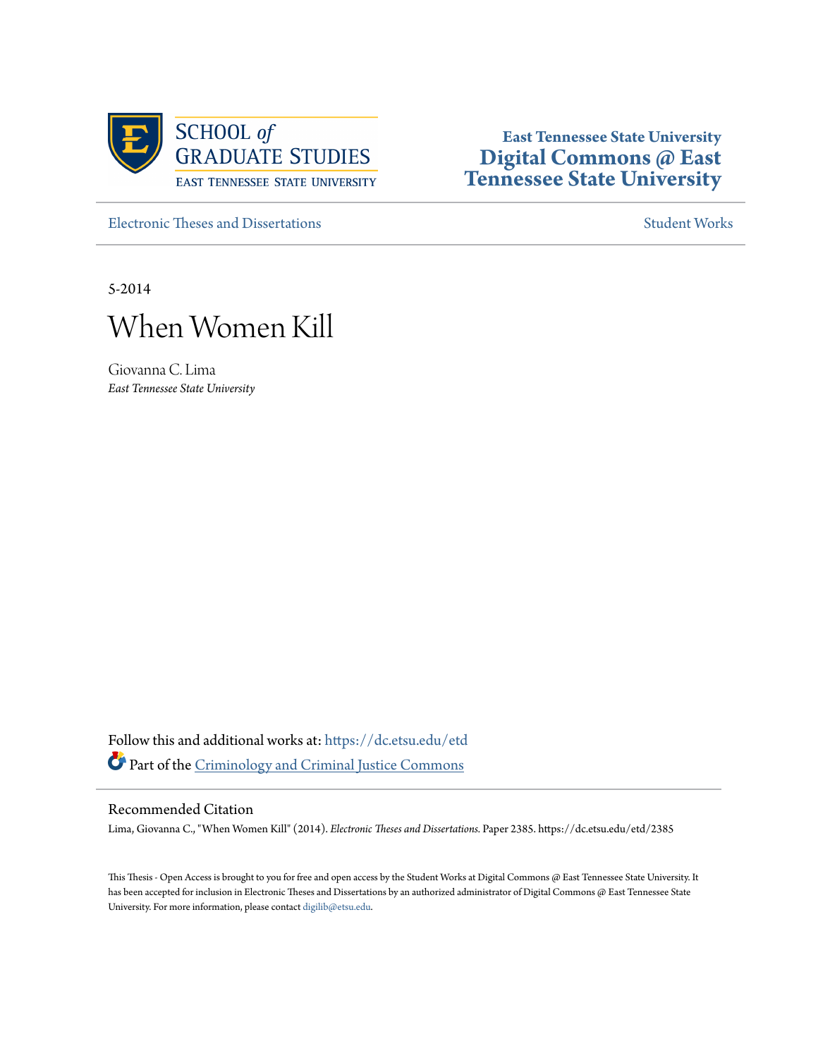SCHOOL of GRADUATE STUDIES
EAST TENNESSEE STATE UNIVERSITY

East Tennessee State University
**Digital Commons @ East Tennessee State University**

Electronic Theses and Dissertations

Student Works

5-2014

# When Women Kill

Giovanna C. Lima
*East Tennessee State University*

Follow this and additional works at: https://dc.etsu.edu/etd

Part of the Criminology and Criminal Justice Commons

## Recommended Citation

Lima, Giovanna C., "When Women Kill" (2014). *Electronic Theses and Dissertations.* Paper 2385. https://dc.etsu.edu/etd/2385

This Thesis - Open Access is brought to you for free and open access by the Student Works at Digital Commons @ East Tennessee State University. It has been accepted for inclusion in Electronic Theses and Dissertations by an authorized administrator of Digital Commons @ East Tennessee State University. For more information, please contact digilib@etsu.edu.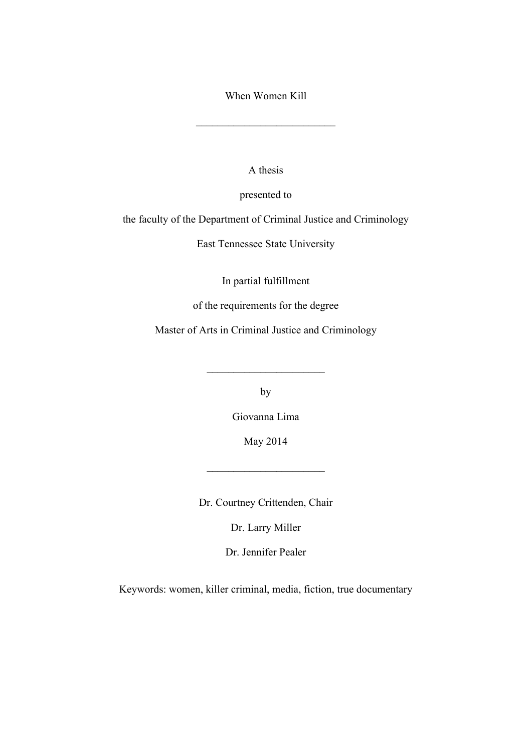When Women Kill

---

A thesis

presented to

the faculty of the Department of Criminal Justice and Criminology

East Tennessee State University

In partial fulfillment

of the requirements for the degree

Master of Arts in Criminal Justice and Criminology

---

by

Giovanna Lima

May 2014

---

Dr. Courtney Crittenden, Chair

Dr. Larry Miller

Dr. Jennifer Pealer

Keywords: women, killer criminal, media, fiction, true documentary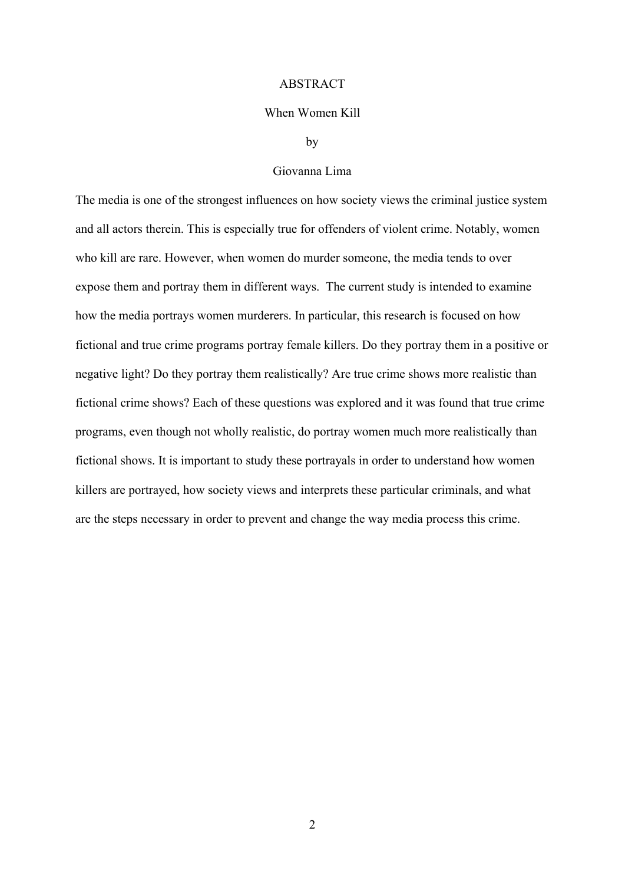# ABSTRACT

When Women Kill

by

Giovanna Lima

The media is one of the strongest influences on how society views the criminal justice system and all actors therein. This is especially true for offenders of violent crime. Notably, women who kill are rare. However, when women do murder someone, the media tends to over expose them and portray them in different ways. The current study is intended to examine how the media portrays women murderers. In particular, this research is focused on how fictional and true crime programs portray female killers. Do they portray them in a positive or negative light? Do they portray them realistically? Are true crime shows more realistic than fictional crime shows? Each of these questions was explored and it was found that true crime programs, even though not wholly realistic, do portray women much more realistically than fictional shows. It is important to study these portrayals in order to understand how women killers are portrayed, how society views and interprets these particular criminals, and what are the steps necessary in order to prevent and change the way media process this crime.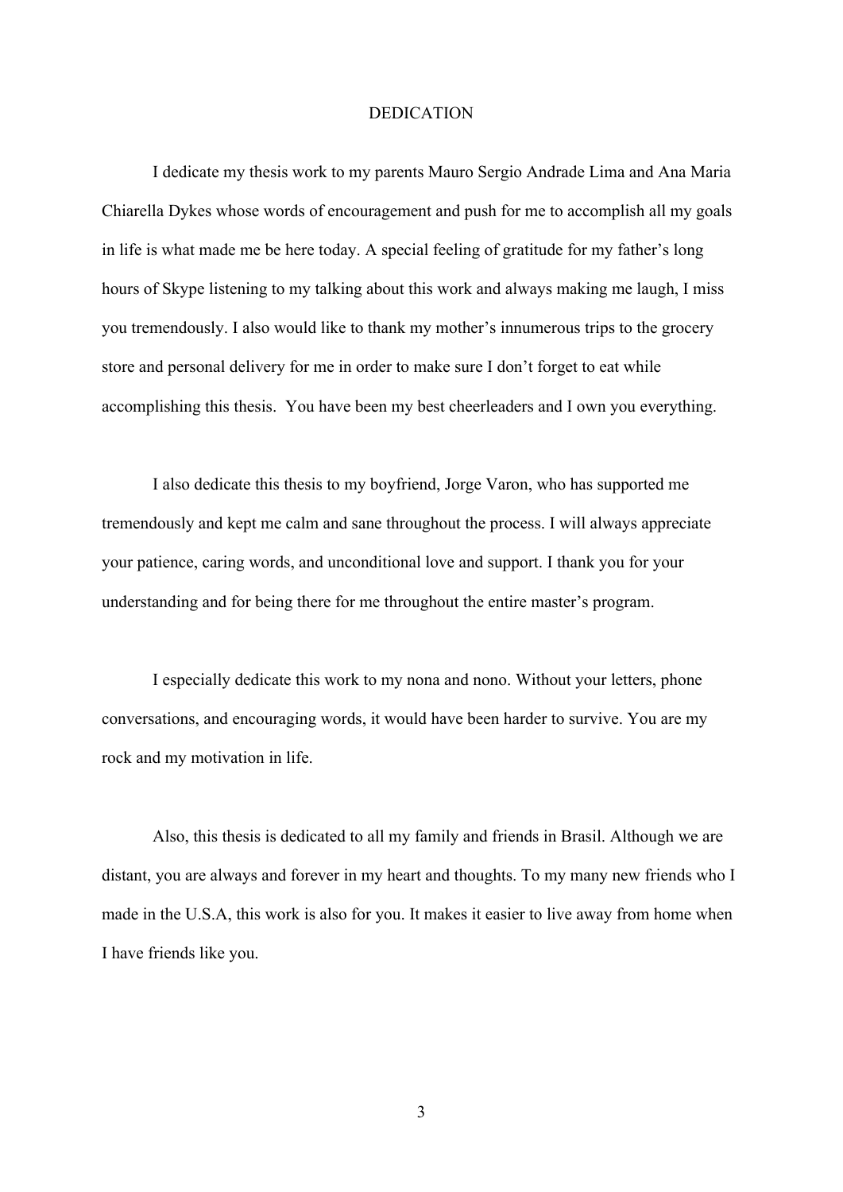# DEDICATION

I dedicate my thesis work to my parents Mauro Sergio Andrade Lima and Ana Maria Chiarella Dykes whose words of encouragement and push for me to accomplish all my goals in life is what made me be here today. A special feeling of gratitude for my father's long hours of Skype listening to my talking about this work and always making me laugh, I miss you tremendously. I also would like to thank my mother's innumerous trips to the grocery store and personal delivery for me in order to make sure I don't forget to eat while accomplishing this thesis. You have been my best cheerleaders and I own you everything.

I also dedicate this thesis to my boyfriend, Jorge Varon, who has supported me tremendously and kept me calm and sane throughout the process. I will always appreciate your patience, caring words, and unconditional love and support. I thank you for your understanding and for being there for me throughout the entire master's program.

I especially dedicate this work to my nona and nono. Without your letters, phone conversations, and encouraging words, it would have been harder to survive. You are my rock and my motivation in life.

Also, this thesis is dedicated to all my family and friends in Brasil. Although we are distant, you are always and forever in my heart and thoughts. To my many new friends who I made in the U.S.A, this work is also for you. It makes it easier to live away from home when I have friends like you.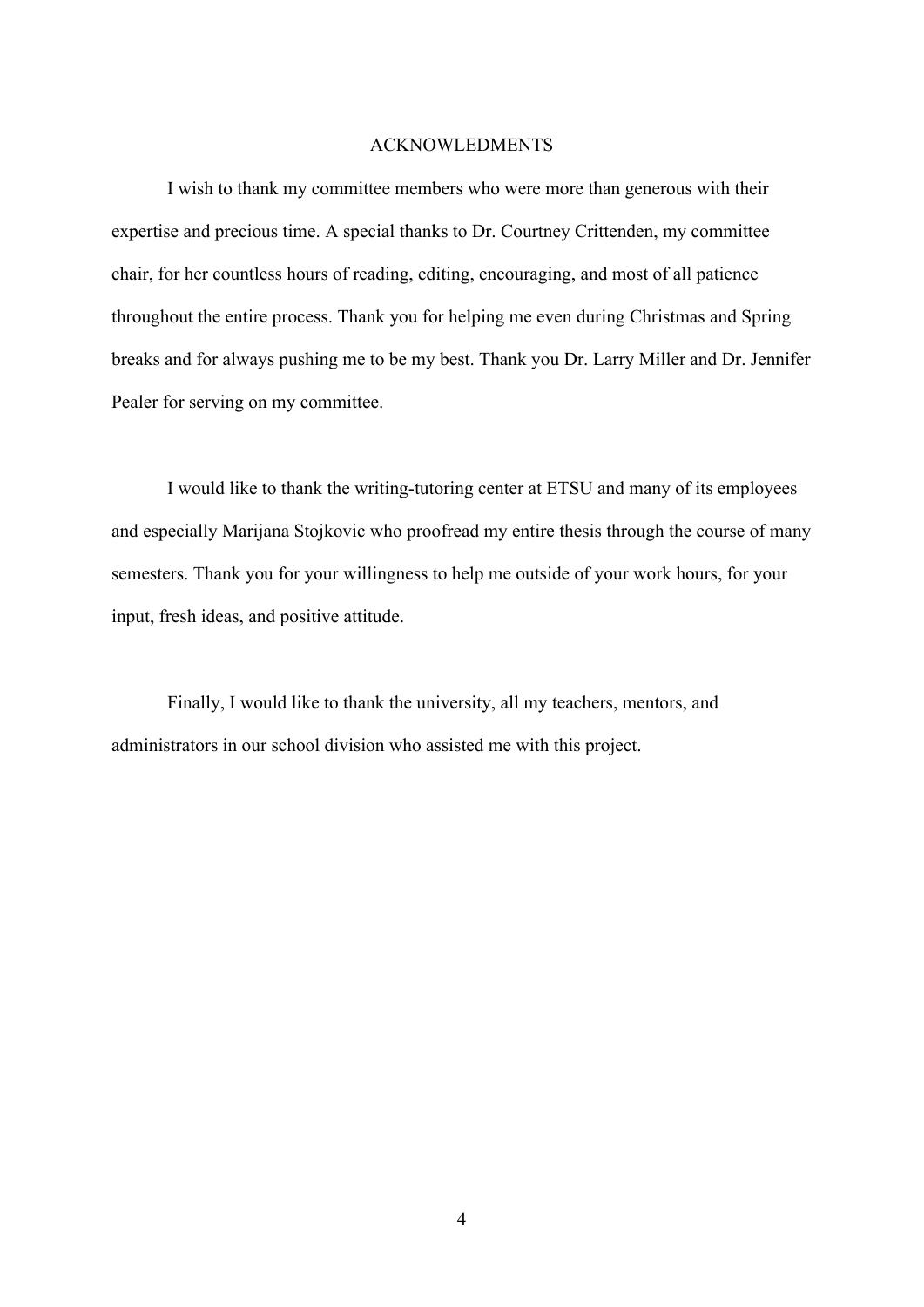# ACKNOWLEDMENTS

I wish to thank my committee members who were more than generous with their expertise and precious time. A special thanks to Dr. Courtney Crittenden, my committee chair, for her countless hours of reading, editing, encouraging, and most of all patience throughout the entire process. Thank you for helping me even during Christmas and Spring breaks and for always pushing me to be my best. Thank you Dr. Larry Miller and Dr. Jennifer Pealer for serving on my committee.

I would like to thank the writing-tutoring center at ETSU and many of its employees and especially Marijana Stojkovic who proofread my entire thesis through the course of many semesters. Thank you for your willingness to help me outside of your work hours, for your input, fresh ideas, and positive attitude.

Finally, I would like to thank the university, all my teachers, mentors, and administrators in our school division who assisted me with this project.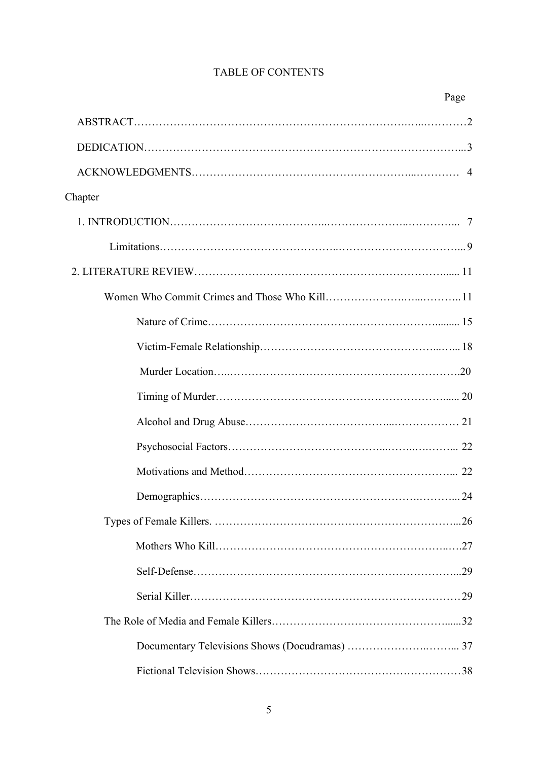# TABLE OF CONTENTS

| | Page |
|---|---|
| ABSTRACT | 2 |
| DEDICATION | 3 |
| ACKNOWLEDGMENTS | 4 |
| Chapter | |
| 1. INTRODUCTION | 7 |
| Limitations | 9 |
| 2. LITERATURE REVIEW | 11 |
| Women Who Commit Crimes and Those Who Kill | 11 |
| Nature of Crime | 15 |
| Victim-Female Relationship | 18 |
| Murder Location | 20 |
| Timing of Murder | 20 |
| Alcohol and Drug Abuse | 21 |
| Psychosocial Factors | 22 |
| Motivations and Method | 22 |
| Demographics | 24 |
| Types of Female Killers. | 26 |
| Mothers Who Kill | 27 |
| Self-Defense | 29 |
| Serial Killer | 29 |
| The Role of Media and Female Killers | 32 |
| Documentary Televisions Shows (Docudramas) | 37 |
| Fictional Television Shows | 38 |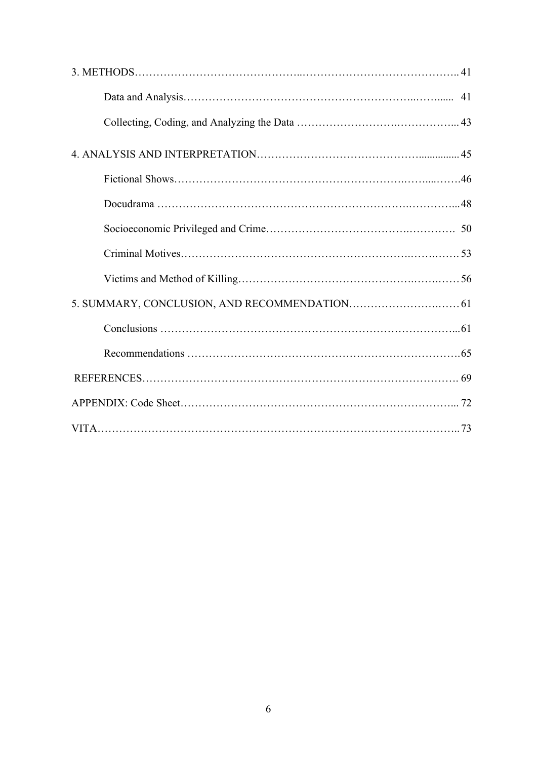3. METHODS........................................................................................ 41

Data and Analysis.............................................................................. 41

Collecting, Coding, and Analyzing the Data ........................................... 43

4. ANALYSIS AND INTERPRETATION............................................................ 45

Fictional Shows................................................................................... 46

Docudrama ........................................................................................ 48

Socioeconomic Privileged and Crime........................................................ 50

Criminal Motives.................................................................................. 53

Victims and Method of Killing................................................................... 56

5. SUMMARY, CONCLUSION, AND RECOMMENDATION...................................... 61

Conclusions ........................................................................................ 61

Recommendations ................................................................................ 65

REFERENCES........................................................................................ 69

APPENDIX: Code Sheet............................................................................ 72

VITA...................................................................................................... 73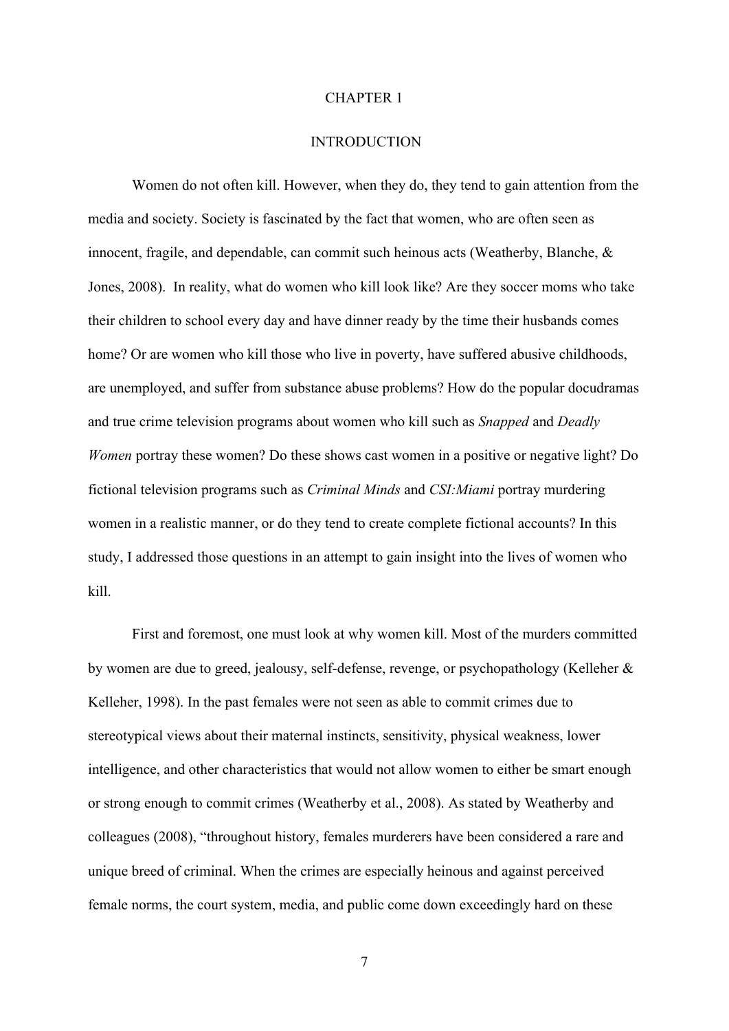# CHAPTER 1

## INTRODUCTION

Women do not often kill. However, when they do, they tend to gain attention from the media and society. Society is fascinated by the fact that women, who are often seen as innocent, fragile, and dependable, can commit such heinous acts (Weatherby, Blanche, & Jones, 2008). In reality, what do women who kill look like? Are they soccer moms who take their children to school every day and have dinner ready by the time their husbands comes home? Or are women who kill those who live in poverty, have suffered abusive childhoods, are unemployed, and suffer from substance abuse problems? How do the popular docudramas and true crime television programs about women who kill such as *Snapped* and *Deadly Women* portray these women? Do these shows cast women in a positive or negative light? Do fictional television programs such as *Criminal Minds* and *CSI:Miami* portray murdering women in a realistic manner, or do they tend to create complete fictional accounts? In this study, I addressed those questions in an attempt to gain insight into the lives of women who kill.

First and foremost, one must look at why women kill. Most of the murders committed by women are due to greed, jealousy, self-defense, revenge, or psychopathology (Kelleher & Kelleher, 1998). In the past females were not seen as able to commit crimes due to stereotypical views about their maternal instincts, sensitivity, physical weakness, lower intelligence, and other characteristics that would not allow women to either be smart enough or strong enough to commit crimes (Weatherby et al., 2008). As stated by Weatherby and colleagues (2008), "throughout history, females murderers have been considered a rare and unique breed of criminal. When the crimes are especially heinous and against perceived female norms, the court system, media, and public come down exceedingly hard on these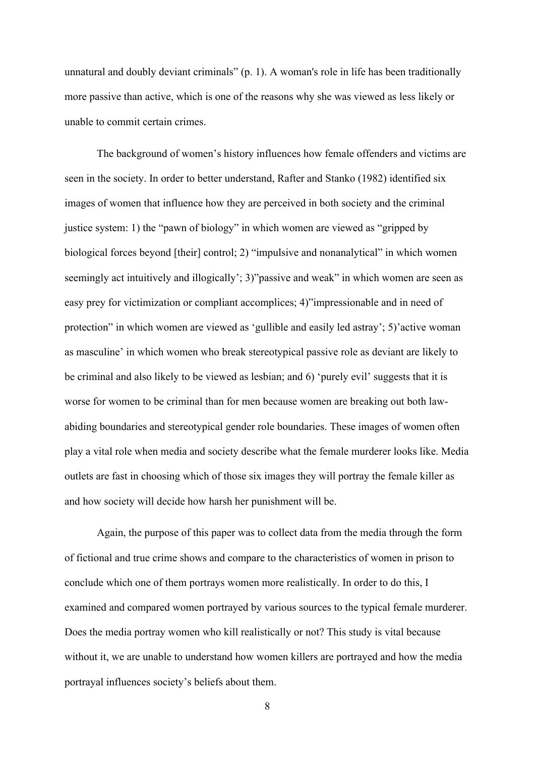unnatural and doubly deviant criminals" (p. 1). A woman's role in life has been traditionally more passive than active, which is one of the reasons why she was viewed as less likely or unable to commit certain crimes.

The background of women's history influences how female offenders and victims are seen in the society. In order to better understand, Rafter and Stanko (1982) identified six images of women that influence how they are perceived in both society and the criminal justice system: 1) the "pawn of biology" in which women are viewed as "gripped by biological forces beyond [their] control; 2) "impulsive and nonanalytical" in which women seemingly act intuitively and illogically'; 3)"passive and weak" in which women are seen as easy prey for victimization or compliant accomplices; 4)"impressionable and in need of protection" in which women are viewed as 'gullible and easily led astray'; 5)'active woman as masculine' in which women who break stereotypical passive role as deviant are likely to be criminal and also likely to be viewed as lesbian; and 6) 'purely evil' suggests that it is worse for women to be criminal than for men because women are breaking out both law-abiding boundaries and stereotypical gender role boundaries. These images of women often play a vital role when media and society describe what the female murderer looks like. Media outlets are fast in choosing which of those six images they will portray the female killer as and how society will decide how harsh her punishment will be.

Again, the purpose of this paper was to collect data from the media through the form of fictional and true crime shows and compare to the characteristics of women in prison to conclude which one of them portrays women more realistically. In order to do this, I examined and compared women portrayed by various sources to the typical female murderer. Does the media portray women who kill realistically or not? This study is vital because without it, we are unable to understand how women killers are portrayed and how the media portrayal influences society's beliefs about them.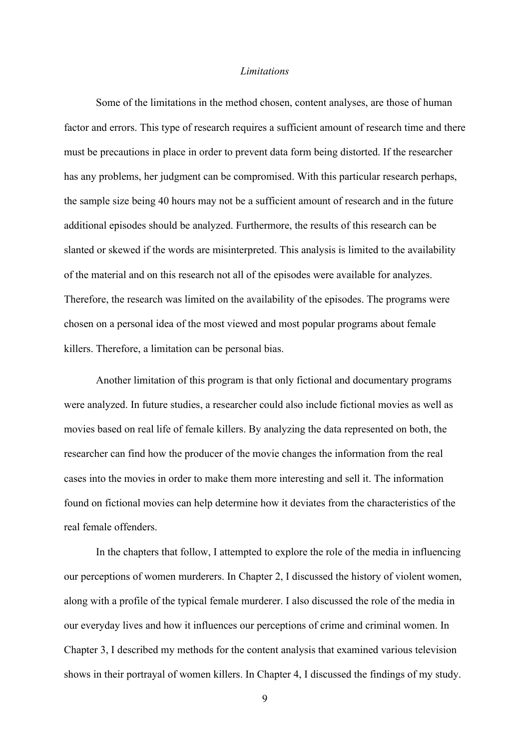*Limitations*

Some of the limitations in the method chosen, content analyses, are those of human factor and errors. This type of research requires a sufficient amount of research time and there must be precautions in place in order to prevent data form being distorted. If the researcher has any problems, her judgment can be compromised. With this particular research perhaps, the sample size being 40 hours may not be a sufficient amount of research and in the future additional episodes should be analyzed. Furthermore, the results of this research can be slanted or skewed if the words are misinterpreted. This analysis is limited to the availability of the material and on this research not all of the episodes were available for analyzes. Therefore, the research was limited on the availability of the episodes. The programs were chosen on a personal idea of the most viewed and most popular programs about female killers. Therefore, a limitation can be personal bias.

Another limitation of this program is that only fictional and documentary programs were analyzed. In future studies, a researcher could also include fictional movies as well as movies based on real life of female killers. By analyzing the data represented on both, the researcher can find how the producer of the movie changes the information from the real cases into the movies in order to make them more interesting and sell it. The information found on fictional movies can help determine how it deviates from the characteristics of the real female offenders.

In the chapters that follow, I attempted to explore the role of the media in influencing our perceptions of women murderers. In Chapter 2, I discussed the history of violent women, along with a profile of the typical female murderer. I also discussed the role of the media in our everyday lives and how it influences our perceptions of crime and criminal women. In Chapter 3, I described my methods for the content analysis that examined various television shows in their portrayal of women killers. In Chapter 4, I discussed the findings of my study.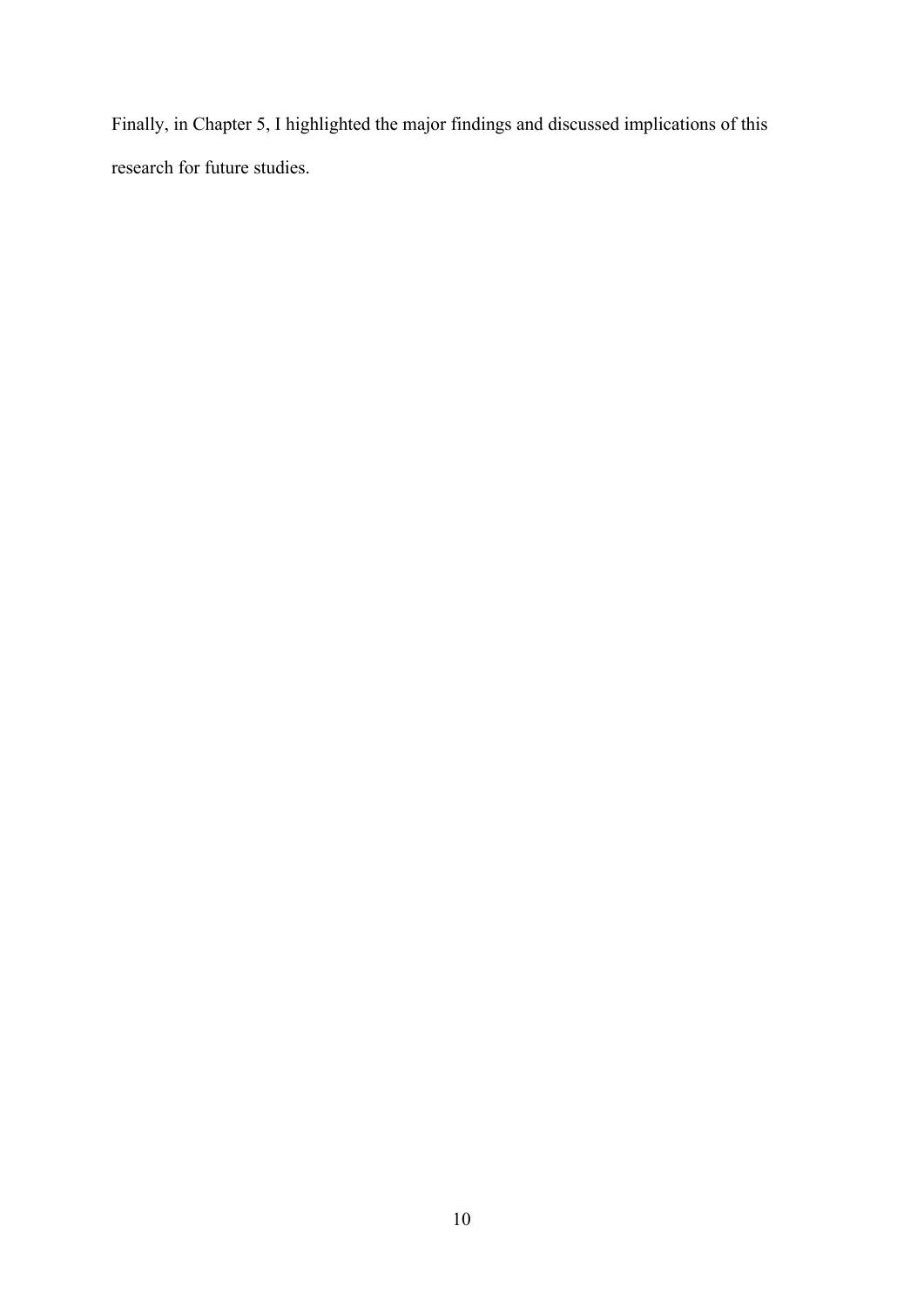Finally, in Chapter 5, I highlighted the major findings and discussed implications of this research for future studies.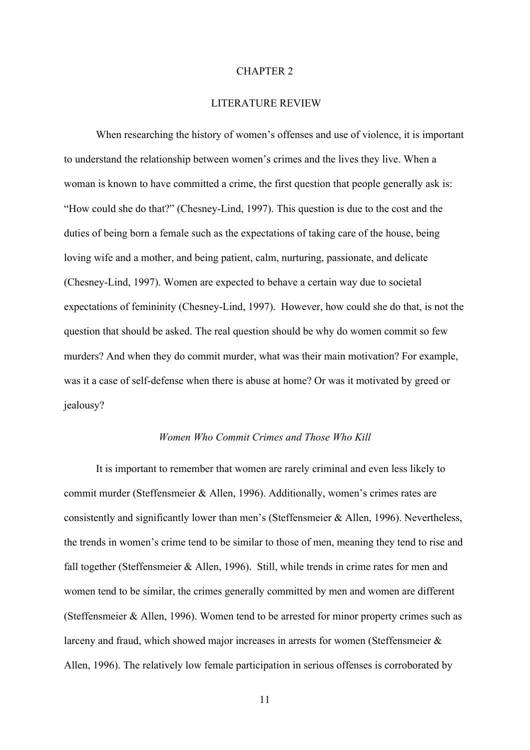# CHAPTER 2

# LITERATURE REVIEW

When researching the history of women's offenses and use of violence, it is important to understand the relationship between women's crimes and the lives they live. When a woman is known to have committed a crime, the first question that people generally ask is: "How could she do that?" (Chesney-Lind, 1997). This question is due to the cost and the duties of being born a female such as the expectations of taking care of the house, being loving wife and a mother, and being patient, calm, nurturing, passionate, and delicate (Chesney-Lind, 1997). Women are expected to behave a certain way due to societal expectations of femininity (Chesney-Lind, 1997). However, how could she do that, is not the question that should be asked. The real question should be why do women commit so few murders? And when they do commit murder, what was their main motivation? For example, was it a case of self-defense when there is abuse at home? Or was it motivated by greed or jealousy?

## *Women Who Commit Crimes and Those Who Kill*

It is important to remember that women are rarely criminal and even less likely to commit murder (Steffensmeier & Allen, 1996). Additionally, women's crimes rates are consistently and significantly lower than men's (Steffensmeier & Allen, 1996). Nevertheless, the trends in women's crime tend to be similar to those of men, meaning they tend to rise and fall together (Steffensmeier & Allen, 1996). Still, while trends in crime rates for men and women tend to be similar, the crimes generally committed by men and women are different (Steffensmeier & Allen, 1996). Women tend to be arrested for minor property crimes such as larceny and fraud, which showed major increases in arrests for women (Steffensmeier & Allen, 1996). The relatively low female participation in serious offenses is corroborated by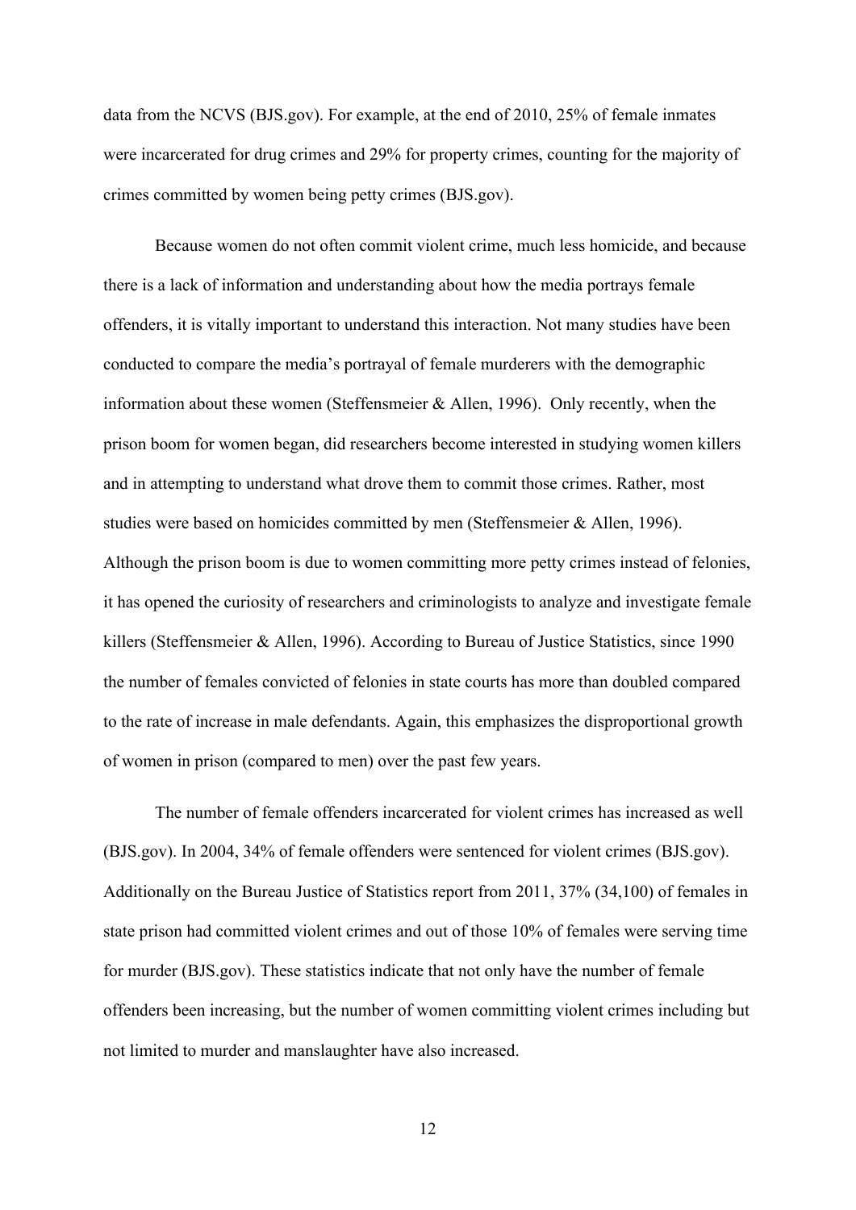data from the NCVS (BJS.gov). For example, at the end of 2010, 25% of female inmates were incarcerated for drug crimes and 29% for property crimes, counting for the majority of crimes committed by women being petty crimes (BJS.gov).

Because women do not often commit violent crime, much less homicide, and because there is a lack of information and understanding about how the media portrays female offenders, it is vitally important to understand this interaction. Not many studies have been conducted to compare the media's portrayal of female murderers with the demographic information about these women (Steffensmeier & Allen, 1996). Only recently, when the prison boom for women began, did researchers become interested in studying women killers and in attempting to understand what drove them to commit those crimes. Rather, most studies were based on homicides committed by men (Steffensmeier & Allen, 1996). Although the prison boom is due to women committing more petty crimes instead of felonies, it has opened the curiosity of researchers and criminologists to analyze and investigate female killers (Steffensmeier & Allen, 1996). According to Bureau of Justice Statistics, since 1990 the number of females convicted of felonies in state courts has more than doubled compared to the rate of increase in male defendants. Again, this emphasizes the disproportional growth of women in prison (compared to men) over the past few years.

The number of female offenders incarcerated for violent crimes has increased as well (BJS.gov). In 2004, 34% of female offenders were sentenced for violent crimes (BJS.gov). Additionally on the Bureau Justice of Statistics report from 2011, 37% (34,100) of females in state prison had committed violent crimes and out of those 10% of females were serving time for murder (BJS.gov). These statistics indicate that not only have the number of female offenders been increasing, but the number of women committing violent crimes including but not limited to murder and manslaughter have also increased.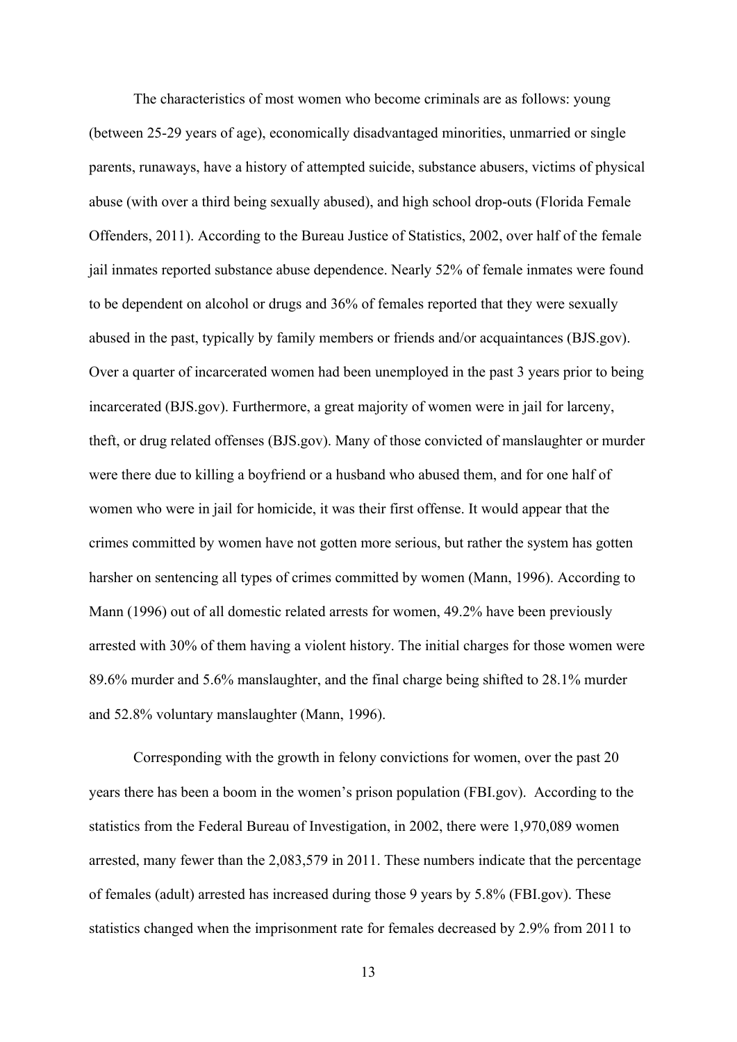The characteristics of most women who become criminals are as follows: young (between 25-29 years of age), economically disadvantaged minorities, unmarried or single parents, runaways, have a history of attempted suicide, substance abusers, victims of physical abuse (with over a third being sexually abused), and high school drop-outs (Florida Female Offenders, 2011). According to the Bureau Justice of Statistics, 2002, over half of the female jail inmates reported substance abuse dependence. Nearly 52% of female inmates were found to be dependent on alcohol or drugs and 36% of females reported that they were sexually abused in the past, typically by family members or friends and/or acquaintances (BJS.gov). Over a quarter of incarcerated women had been unemployed in the past 3 years prior to being incarcerated (BJS.gov). Furthermore, a great majority of women were in jail for larceny, theft, or drug related offenses (BJS.gov). Many of those convicted of manslaughter or murder were there due to killing a boyfriend or a husband who abused them, and for one half of women who were in jail for homicide, it was their first offense. It would appear that the crimes committed by women have not gotten more serious, but rather the system has gotten harsher on sentencing all types of crimes committed by women (Mann, 1996). According to Mann (1996) out of all domestic related arrests for women, 49.2% have been previously arrested with 30% of them having a violent history. The initial charges for those women were 89.6% murder and 5.6% manslaughter, and the final charge being shifted to 28.1% murder and 52.8% voluntary manslaughter (Mann, 1996).

Corresponding with the growth in felony convictions for women, over the past 20 years there has been a boom in the women's prison population (FBI.gov). According to the statistics from the Federal Bureau of Investigation, in 2002, there were 1,970,089 women arrested, many fewer than the 2,083,579 in 2011. These numbers indicate that the percentage of females (adult) arrested has increased during those 9 years by 5.8% (FBI.gov). These statistics changed when the imprisonment rate for females decreased by 2.9% from 2011 to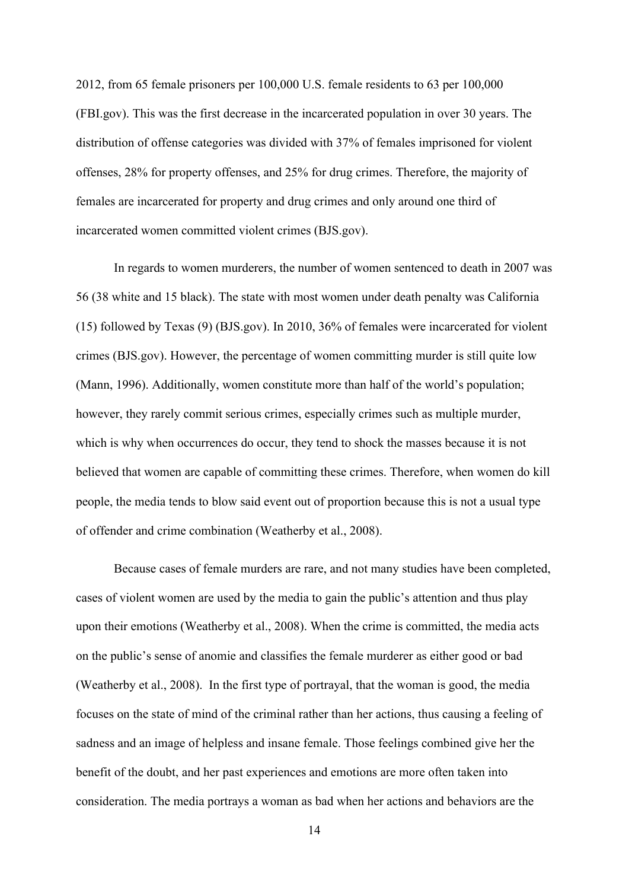2012, from 65 female prisoners per 100,000 U.S. female residents to 63 per 100,000 (FBI.gov). This was the first decrease in the incarcerated population in over 30 years. The distribution of offense categories was divided with 37% of females imprisoned for violent offenses, 28% for property offenses, and 25% for drug crimes. Therefore, the majority of females are incarcerated for property and drug crimes and only around one third of incarcerated women committed violent crimes (BJS.gov).

In regards to women murderers, the number of women sentenced to death in 2007 was 56 (38 white and 15 black). The state with most women under death penalty was California (15) followed by Texas (9) (BJS.gov). In 2010, 36% of females were incarcerated for violent crimes (BJS.gov). However, the percentage of women committing murder is still quite low (Mann, 1996). Additionally, women constitute more than half of the world's population; however, they rarely commit serious crimes, especially crimes such as multiple murder, which is why when occurrences do occur, they tend to shock the masses because it is not believed that women are capable of committing these crimes. Therefore, when women do kill people, the media tends to blow said event out of proportion because this is not a usual type of offender and crime combination (Weatherby et al., 2008).

Because cases of female murders are rare, and not many studies have been completed, cases of violent women are used by the media to gain the public's attention and thus play upon their emotions (Weatherby et al., 2008). When the crime is committed, the media acts on the public's sense of anomie and classifies the female murderer as either good or bad (Weatherby et al., 2008). In the first type of portrayal, that the woman is good, the media focuses on the state of mind of the criminal rather than her actions, thus causing a feeling of sadness and an image of helpless and insane female. Those feelings combined give her the benefit of the doubt, and her past experiences and emotions are more often taken into consideration. The media portrays a woman as bad when her actions and behaviors are the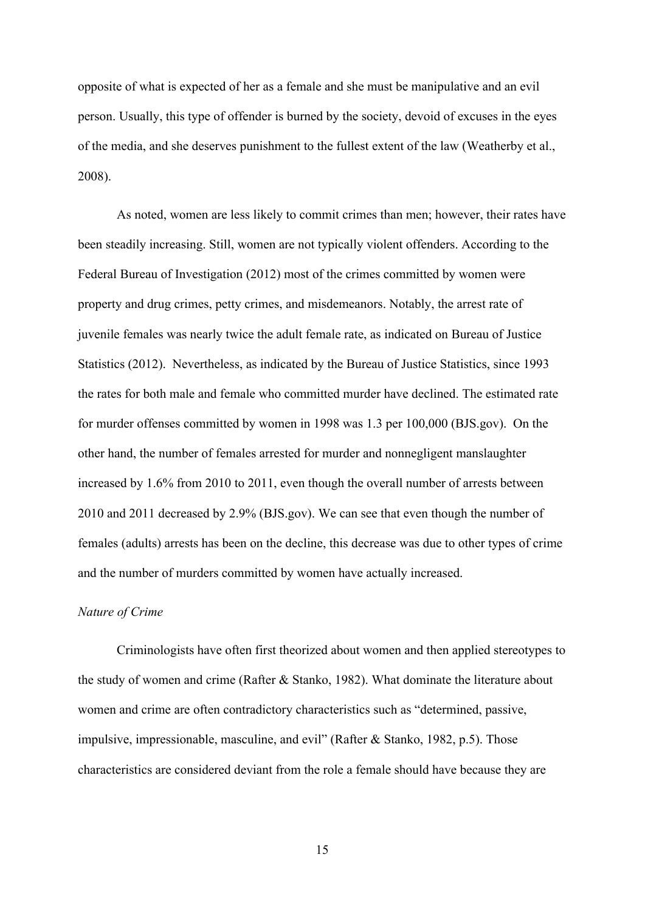opposite of what is expected of her as a female and she must be manipulative and an evil person. Usually, this type of offender is burned by the society, devoid of excuses in the eyes of the media, and she deserves punishment to the fullest extent of the law (Weatherby et al., 2008).

As noted, women are less likely to commit crimes than men; however, their rates have been steadily increasing. Still, women are not typically violent offenders. According to the Federal Bureau of Investigation (2012) most of the crimes committed by women were property and drug crimes, petty crimes, and misdemeanors. Notably, the arrest rate of juvenile females was nearly twice the adult female rate, as indicated on Bureau of Justice Statistics (2012). Nevertheless, as indicated by the Bureau of Justice Statistics, since 1993 the rates for both male and female who committed murder have declined. The estimated rate for murder offenses committed by women in 1998 was 1.3 per 100,000 (BJS.gov). On the other hand, the number of females arrested for murder and nonnegligent manslaughter increased by 1.6% from 2010 to 2011, even though the overall number of arrests between 2010 and 2011 decreased by 2.9% (BJS.gov). We can see that even though the number of females (adults) arrests has been on the decline, this decrease was due to other types of crime and the number of murders committed by women have actually increased.

*Nature of Crime*

Criminologists have often first theorized about women and then applied stereotypes to the study of women and crime (Rafter & Stanko, 1982). What dominate the literature about women and crime are often contradictory characteristics such as "determined, passive, impulsive, impressionable, masculine, and evil" (Rafter & Stanko, 1982, p.5). Those characteristics are considered deviant from the role a female should have because they are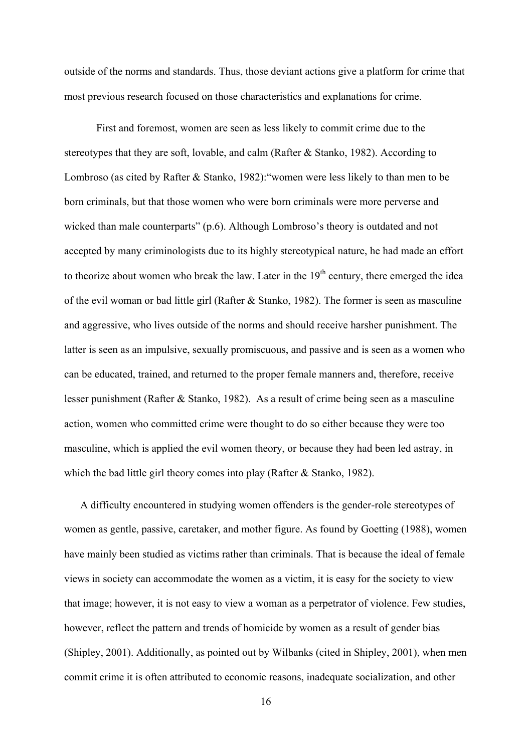outside of the norms and standards. Thus, those deviant actions give a platform for crime that most previous research focused on those characteristics and explanations for crime.

First and foremost, women are seen as less likely to commit crime due to the stereotypes that they are soft, lovable, and calm (Rafter & Stanko, 1982). According to Lombroso (as cited by Rafter & Stanko, 1982):“women were less likely to than men to be born criminals, but that those women who were born criminals were more perverse and wicked than male counterparts” (p.6). Although Lombroso’s theory is outdated and not accepted by many criminologists due to its highly stereotypical nature, he had made an effort to theorize about women who break the law. Later in the 19th century, there emerged the idea of the evil woman or bad little girl (Rafter & Stanko, 1982). The former is seen as masculine and aggressive, who lives outside of the norms and should receive harsher punishment. The latter is seen as an impulsive, sexually promiscuous, and passive and is seen as a women who can be educated, trained, and returned to the proper female manners and, therefore, receive lesser punishment (Rafter & Stanko, 1982). As a result of crime being seen as a masculine action, women who committed crime were thought to do so either because they were too masculine, which is applied the evil women theory, or because they had been led astray, in which the bad little girl theory comes into play (Rafter & Stanko, 1982).

A difficulty encountered in studying women offenders is the gender-role stereotypes of women as gentle, passive, caretaker, and mother figure. As found by Goetting (1988), women have mainly been studied as victims rather than criminals. That is because the ideal of female views in society can accommodate the women as a victim, it is easy for the society to view that image; however, it is not easy to view a woman as a perpetrator of violence. Few studies, however, reflect the pattern and trends of homicide by women as a result of gender bias (Shipley, 2001). Additionally, as pointed out by Wilbanks (cited in Shipley, 2001), when men commit crime it is often attributed to economic reasons, inadequate socialization, and other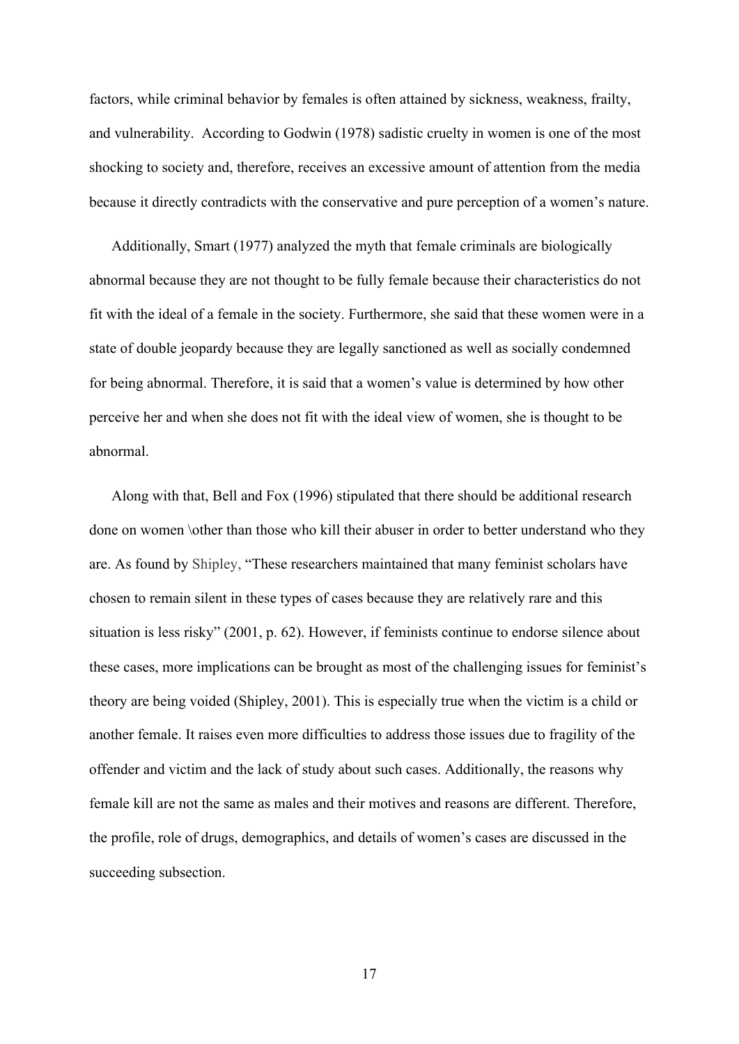factors, while criminal behavior by females is often attained by sickness, weakness, frailty, and vulnerability. According to Godwin (1978) sadistic cruelty in women is one of the most shocking to society and, therefore, receives an excessive amount of attention from the media because it directly contradicts with the conservative and pure perception of a women's nature.

Additionally, Smart (1977) analyzed the myth that female criminals are biologically abnormal because they are not thought to be fully female because their characteristics do not fit with the ideal of a female in the society. Furthermore, she said that these women were in a state of double jeopardy because they are legally sanctioned as well as socially condemned for being abnormal. Therefore, it is said that a women's value is determined by how other perceive her and when she does not fit with the ideal view of women, she is thought to be abnormal.

Along with that, Bell and Fox (1996) stipulated that there should be additional research done on women \other than those who kill their abuser in order to better understand who they are. As found by Shipley, "These researchers maintained that many feminist scholars have chosen to remain silent in these types of cases because they are relatively rare and this situation is less risky" (2001, p. 62). However, if feminists continue to endorse silence about these cases, more implications can be brought as most of the challenging issues for feminist's theory are being voided (Shipley, 2001). This is especially true when the victim is a child or another female. It raises even more difficulties to address those issues due to fragility of the offender and victim and the lack of study about such cases. Additionally, the reasons why female kill are not the same as males and their motives and reasons are different. Therefore, the profile, role of drugs, demographics, and details of women's cases are discussed in the succeeding subsection.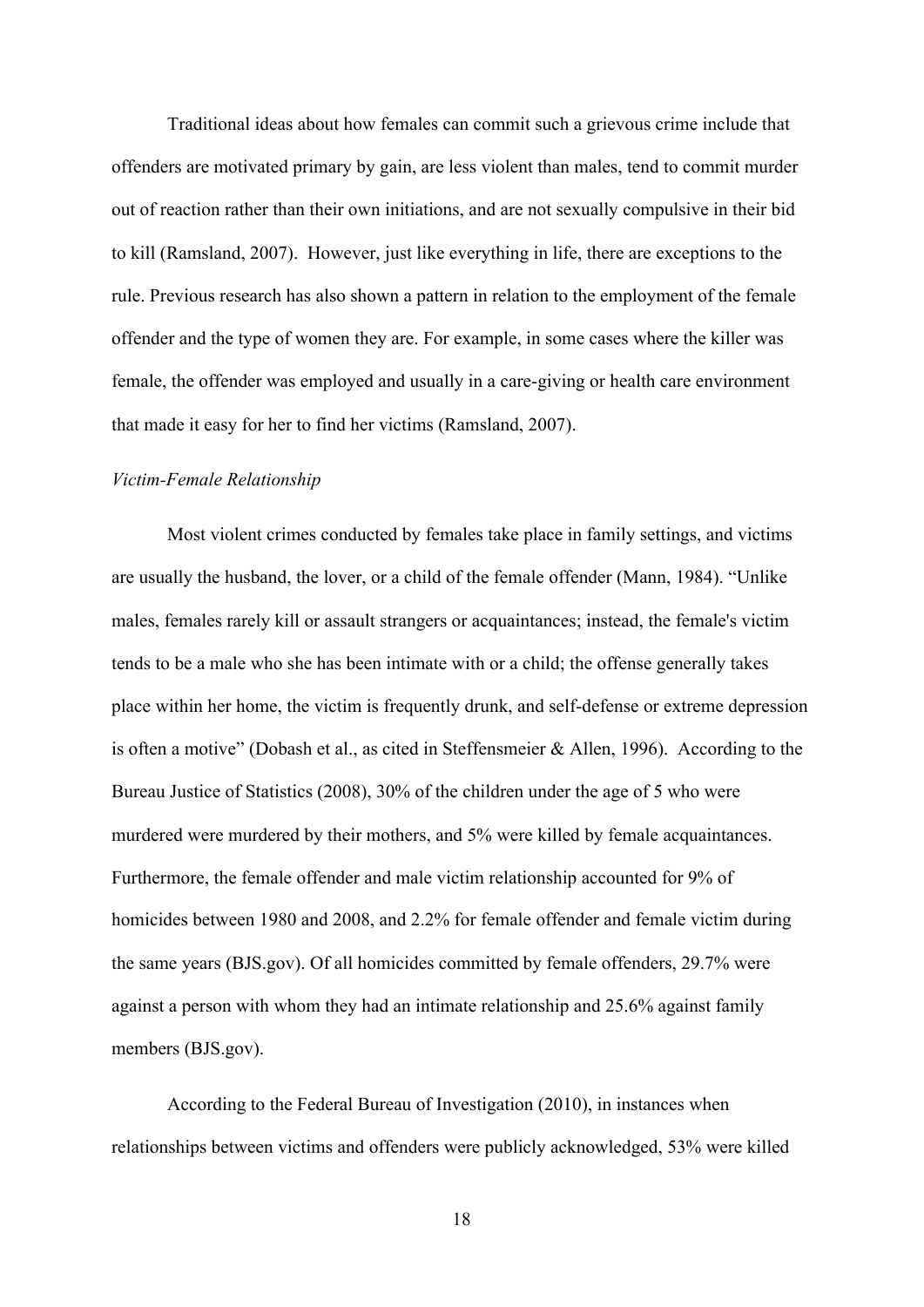Traditional ideas about how females can commit such a grievous crime include that offenders are motivated primary by gain, are less violent than males, tend to commit murder out of reaction rather than their own initiations, and are not sexually compulsive in their bid to kill (Ramsland, 2007). However, just like everything in life, there are exceptions to the rule. Previous research has also shown a pattern in relation to the employment of the female offender and the type of women they are. For example, in some cases where the killer was female, the offender was employed and usually in a care-giving or health care environment that made it easy for her to find her victims (Ramsland, 2007).

*Victim-Female Relationship*

Most violent crimes conducted by females take place in family settings, and victims are usually the husband, the lover, or a child of the female offender (Mann, 1984). "Unlike males, females rarely kill or assault strangers or acquaintances; instead, the female's victim tends to be a male who she has been intimate with or a child; the offense generally takes place within her home, the victim is frequently drunk, and self-defense or extreme depression is often a motive" (Dobash et al., as cited in Steffensmeier & Allen, 1996). According to the Bureau Justice of Statistics (2008), 30% of the children under the age of 5 who were murdered were murdered by their mothers, and 5% were killed by female acquaintances. Furthermore, the female offender and male victim relationship accounted for 9% of homicides between 1980 and 2008, and 2.2% for female offender and female victim during the same years (BJS.gov). Of all homicides committed by female offenders, 29.7% were against a person with whom they had an intimate relationship and 25.6% against family members (BJS.gov).

According to the Federal Bureau of Investigation (2010), in instances when relationships between victims and offenders were publicly acknowledged, 53% were killed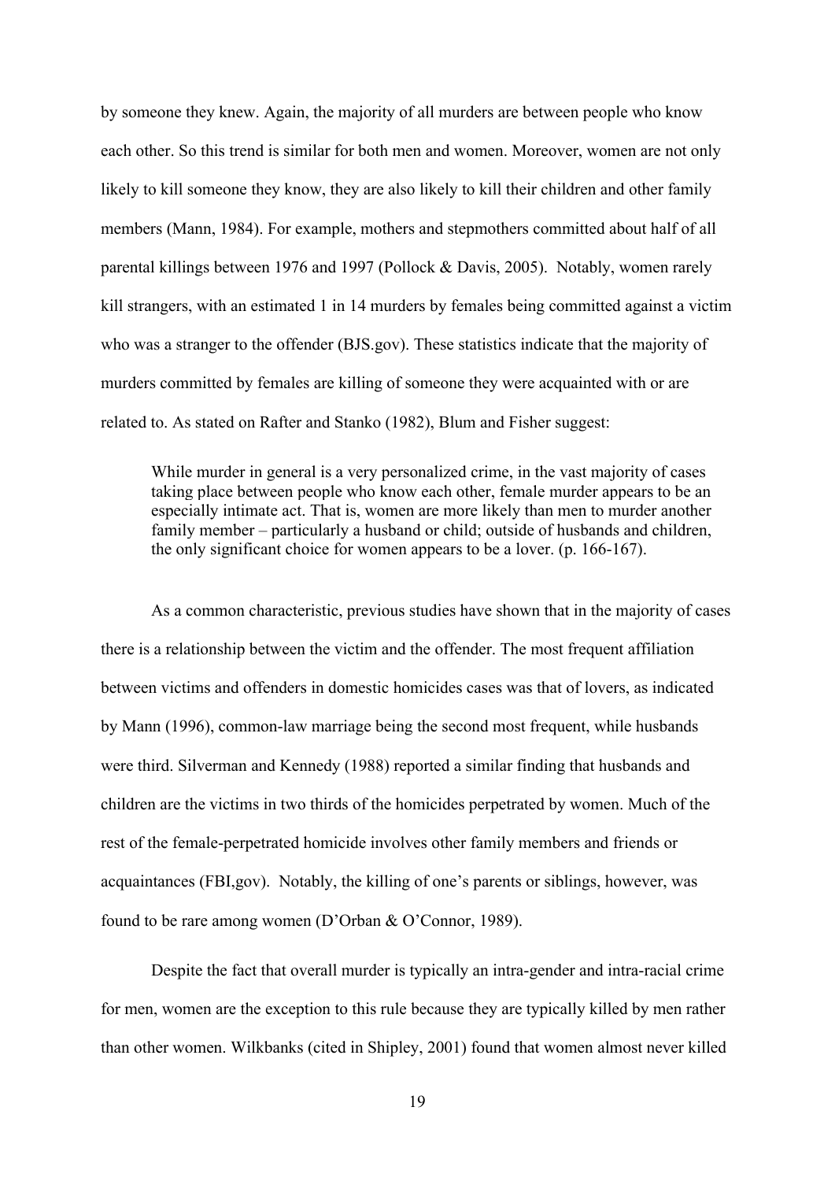by someone they knew. Again, the majority of all murders are between people who know each other. So this trend is similar for both men and women. Moreover, women are not only likely to kill someone they know, they are also likely to kill their children and other family members (Mann, 1984). For example, mothers and stepmothers committed about half of all parental killings between 1976 and 1997 (Pollock & Davis, 2005). Notably, women rarely kill strangers, with an estimated 1 in 14 murders by females being committed against a victim who was a stranger to the offender (BJS.gov). These statistics indicate that the majority of murders committed by females are killing of someone they were acquainted with or are related to. As stated on Rafter and Stanko (1982), Blum and Fisher suggest:

> While murder in general is a very personalized crime, in the vast majority of cases taking place between people who know each other, female murder appears to be an especially intimate act. That is, women are more likely than men to murder another family member – particularly a husband or child; outside of husbands and children, the only significant choice for women appears to be a lover. (p. 166-167).

As a common characteristic, previous studies have shown that in the majority of cases there is a relationship between the victim and the offender. The most frequent affiliation between victims and offenders in domestic homicides cases was that of lovers, as indicated by Mann (1996), common-law marriage being the second most frequent, while husbands were third. Silverman and Kennedy (1988) reported a similar finding that husbands and children are the victims in two thirds of the homicides perpetrated by women. Much of the rest of the female-perpetrated homicide involves other family members and friends or acquaintances (FBI,gov). Notably, the killing of one's parents or siblings, however, was found to be rare among women (D'Orban & O'Connor, 1989).

Despite the fact that overall murder is typically an intra-gender and intra-racial crime for men, women are the exception to this rule because they are typically killed by men rather than other women. Wilkbanks (cited in Shipley, 2001) found that women almost never killed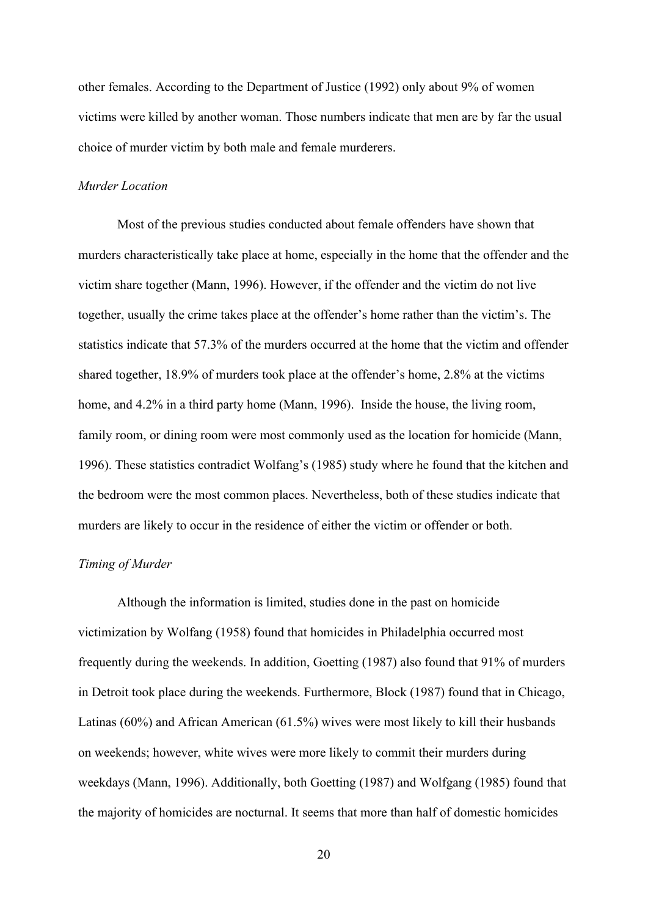other females. According to the Department of Justice (1992) only about 9% of women victims were killed by another woman. Those numbers indicate that men are by far the usual choice of murder victim by both male and female murderers.

*Murder Location*

Most of the previous studies conducted about female offenders have shown that murders characteristically take place at home, especially in the home that the offender and the victim share together (Mann, 1996). However, if the offender and the victim do not live together, usually the crime takes place at the offender's home rather than the victim's. The statistics indicate that 57.3% of the murders occurred at the home that the victim and offender shared together, 18.9% of murders took place at the offender's home, 2.8% at the victims home, and 4.2% in a third party home (Mann, 1996). Inside the house, the living room, family room, or dining room were most commonly used as the location for homicide (Mann, 1996). These statistics contradict Wolfang's (1985) study where he found that the kitchen and the bedroom were the most common places. Nevertheless, both of these studies indicate that murders are likely to occur in the residence of either the victim or offender or both.

*Timing of Murder*

Although the information is limited, studies done in the past on homicide victimization by Wolfang (1958) found that homicides in Philadelphia occurred most frequently during the weekends. In addition, Goetting (1987) also found that 91% of murders in Detroit took place during the weekends. Furthermore, Block (1987) found that in Chicago, Latinas (60%) and African American (61.5%) wives were most likely to kill their husbands on weekends; however, white wives were more likely to commit their murders during weekdays (Mann, 1996). Additionally, both Goetting (1987) and Wolfgang (1985) found that the majority of homicides are nocturnal. It seems that more than half of domestic homicides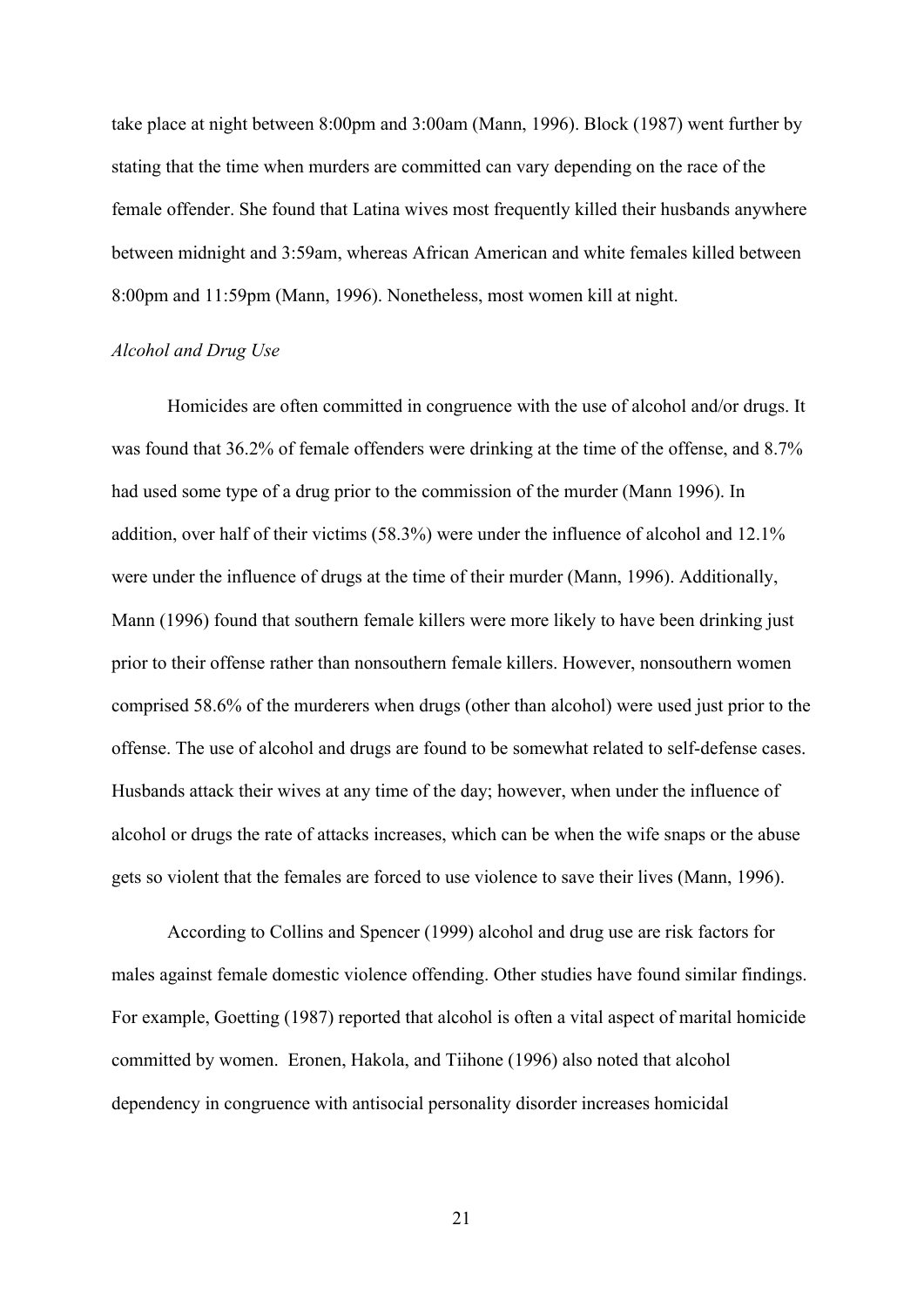take place at night between 8:00pm and 3:00am (Mann, 1996). Block (1987) went further by stating that the time when murders are committed can vary depending on the race of the female offender. She found that Latina wives most frequently killed their husbands anywhere between midnight and 3:59am, whereas African American and white females killed between 8:00pm and 11:59pm (Mann, 1996). Nonetheless, most women kill at night.

*Alcohol and Drug Use*

Homicides are often committed in congruence with the use of alcohol and/or drugs. It was found that 36.2% of female offenders were drinking at the time of the offense, and 8.7% had used some type of a drug prior to the commission of the murder (Mann 1996). In addition, over half of their victims (58.3%) were under the influence of alcohol and 12.1% were under the influence of drugs at the time of their murder (Mann, 1996). Additionally, Mann (1996) found that southern female killers were more likely to have been drinking just prior to their offense rather than nonsouthern female killers. However, nonsouthern women comprised 58.6% of the murderers when drugs (other than alcohol) were used just prior to the offense. The use of alcohol and drugs are found to be somewhat related to self-defense cases. Husbands attack their wives at any time of the day; however, when under the influence of alcohol or drugs the rate of attacks increases, which can be when the wife snaps or the abuse gets so violent that the females are forced to use violence to save their lives (Mann, 1996).

According to Collins and Spencer (1999) alcohol and drug use are risk factors for males against female domestic violence offending. Other studies have found similar findings. For example, Goetting (1987) reported that alcohol is often a vital aspect of marital homicide committed by women. Eronen, Hakola, and Tiihone (1996) also noted that alcohol dependency in congruence with antisocial personality disorder increases homicidal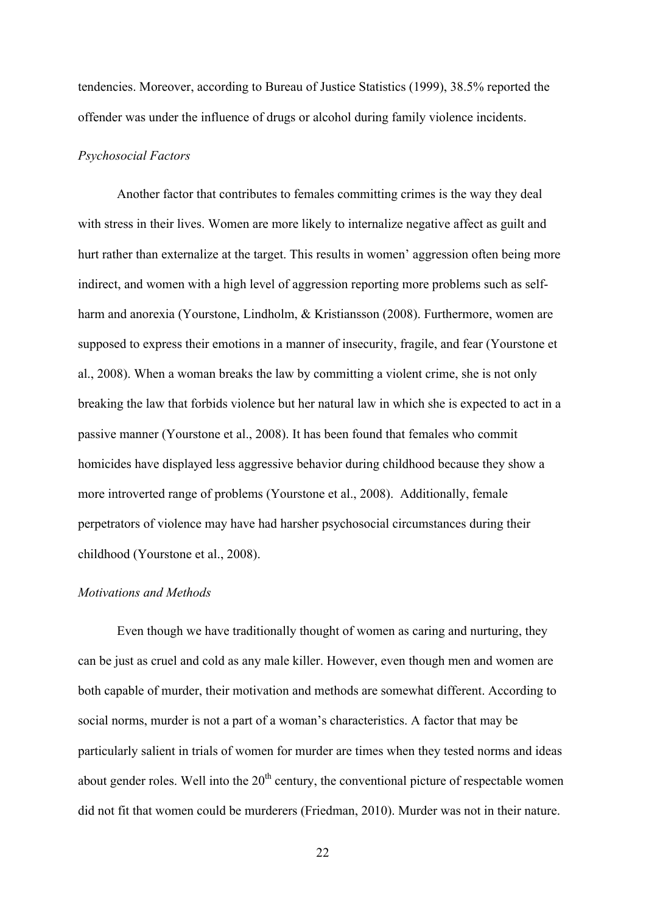tendencies. Moreover, according to Bureau of Justice Statistics (1999), 38.5% reported the offender was under the influence of drugs or alcohol during family violence incidents.

*Psychosocial Factors*

Another factor that contributes to females committing crimes is the way they deal with stress in their lives. Women are more likely to internalize negative affect as guilt and hurt rather than externalize at the target. This results in women' aggression often being more indirect, and women with a high level of aggression reporting more problems such as self-harm and anorexia (Yourstone, Lindholm, & Kristiansson (2008). Furthermore, women are supposed to express their emotions in a manner of insecurity, fragile, and fear (Yourstone et al., 2008). When a woman breaks the law by committing a violent crime, she is not only breaking the law that forbids violence but her natural law in which she is expected to act in a passive manner (Yourstone et al., 2008). It has been found that females who commit homicides have displayed less aggressive behavior during childhood because they show a more introverted range of problems (Yourstone et al., 2008). Additionally, female perpetrators of violence may have had harsher psychosocial circumstances during their childhood (Yourstone et al., 2008).

*Motivations and Methods*

Even though we have traditionally thought of women as caring and nurturing, they can be just as cruel and cold as any male killer. However, even though men and women are both capable of murder, their motivation and methods are somewhat different. According to social norms, murder is not a part of a woman's characteristics. A factor that may be particularly salient in trials of women for murder are times when they tested norms and ideas about gender roles. Well into the 20$^{th}$ century, the conventional picture of respectable women did not fit that women could be murderers (Friedman, 2010). Murder was not in their nature.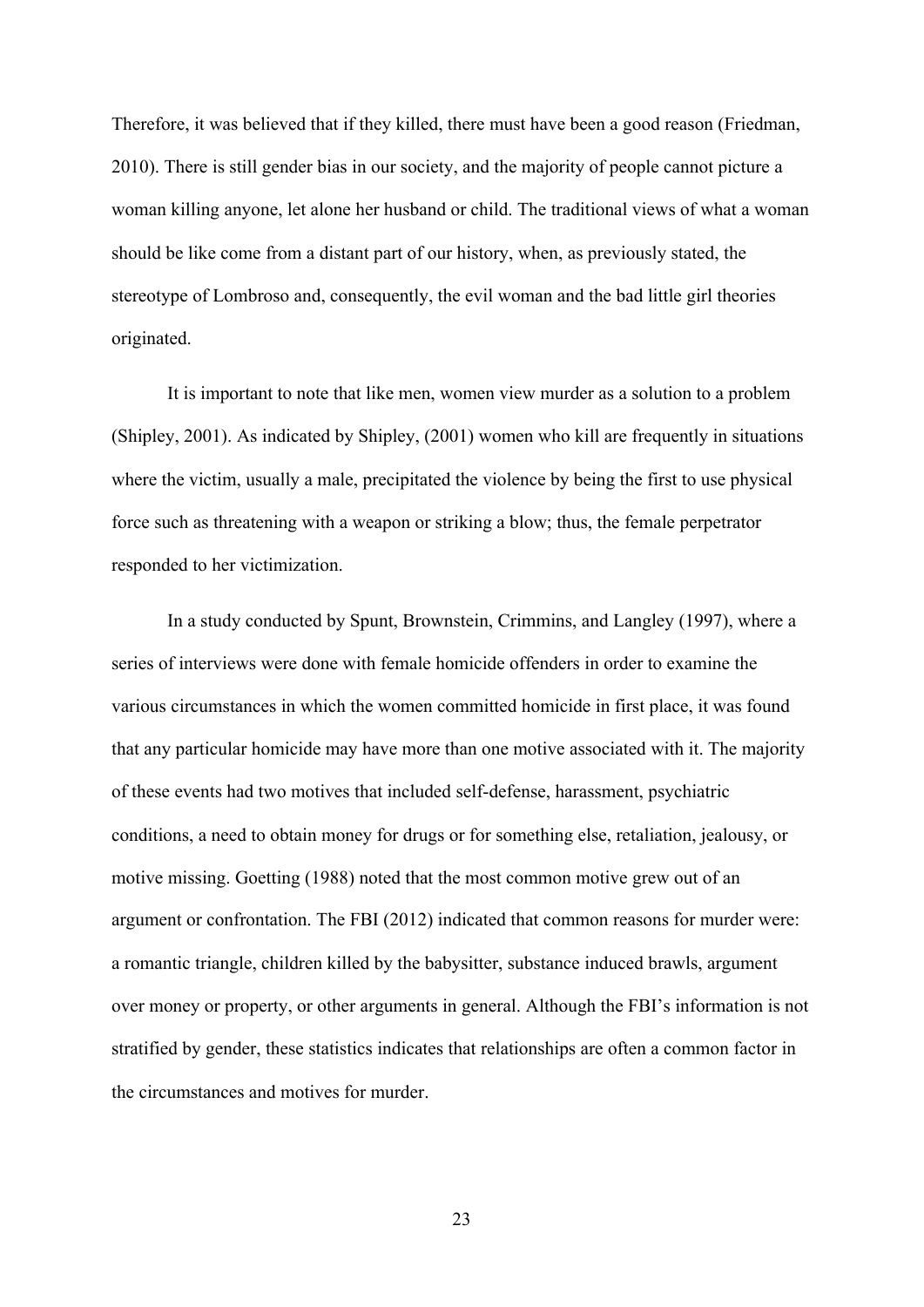Therefore, it was believed that if they killed, there must have been a good reason (Friedman, 2010). There is still gender bias in our society, and the majority of people cannot picture a woman killing anyone, let alone her husband or child. The traditional views of what a woman should be like come from a distant part of our history, when, as previously stated, the stereotype of Lombroso and, consequently, the evil woman and the bad little girl theories originated.

It is important to note that like men, women view murder as a solution to a problem (Shipley, 2001). As indicated by Shipley, (2001) women who kill are frequently in situations where the victim, usually a male, precipitated the violence by being the first to use physical force such as threatening with a weapon or striking a blow; thus, the female perpetrator responded to her victimization.

In a study conducted by Spunt, Brownstein, Crimmins, and Langley (1997), where a series of interviews were done with female homicide offenders in order to examine the various circumstances in which the women committed homicide in first place, it was found that any particular homicide may have more than one motive associated with it. The majority of these events had two motives that included self-defense, harassment, psychiatric conditions, a need to obtain money for drugs or for something else, retaliation, jealousy, or motive missing. Goetting (1988) noted that the most common motive grew out of an argument or confrontation. The FBI (2012) indicated that common reasons for murder were: a romantic triangle, children killed by the babysitter, substance induced brawls, argument over money or property, or other arguments in general. Although the FBI's information is not stratified by gender, these statistics indicates that relationships are often a common factor in the circumstances and motives for murder.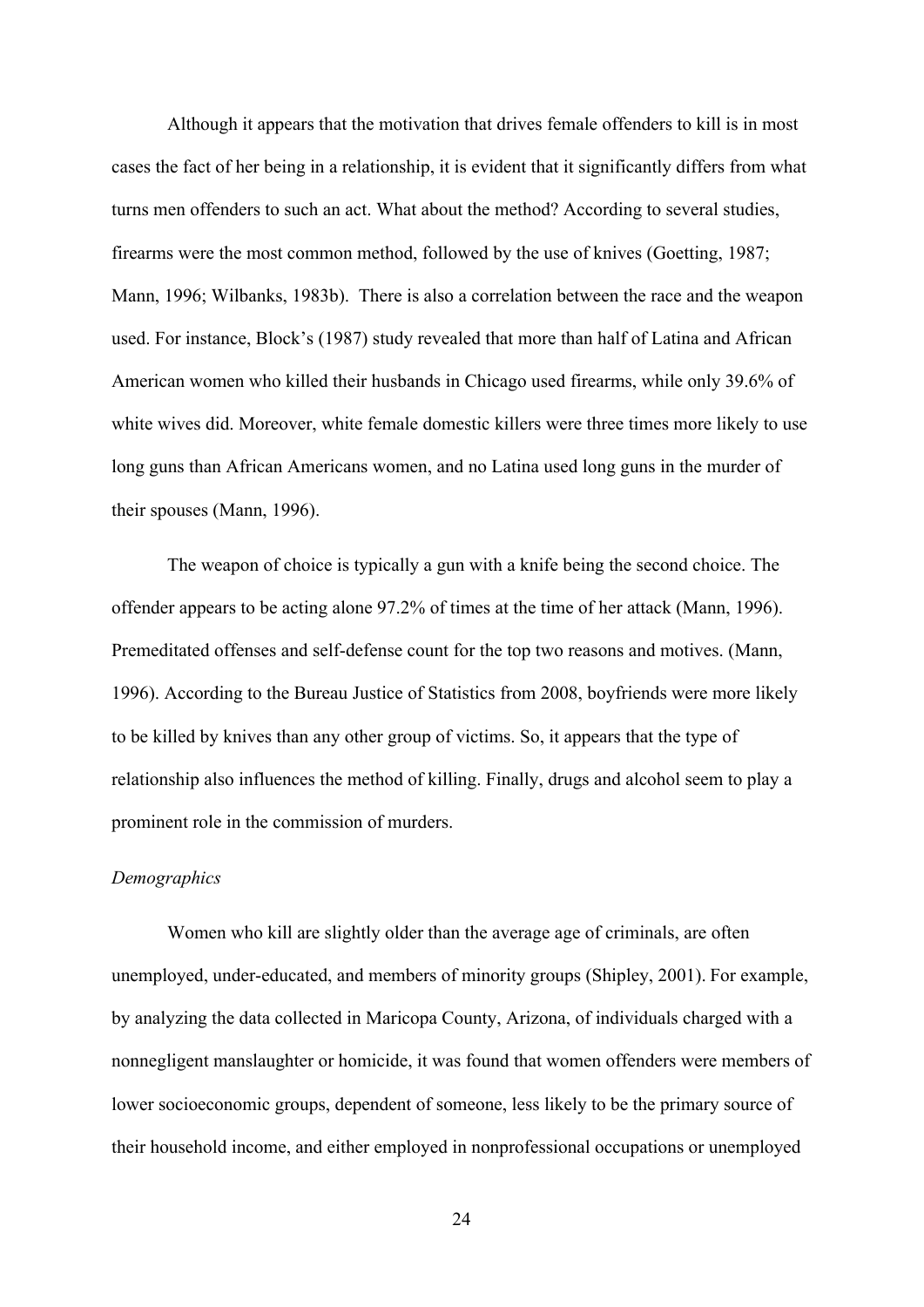Although it appears that the motivation that drives female offenders to kill is in most cases the fact of her being in a relationship, it is evident that it significantly differs from what turns men offenders to such an act. What about the method? According to several studies, firearms were the most common method, followed by the use of knives (Goetting, 1987; Mann, 1996; Wilbanks, 1983b). There is also a correlation between the race and the weapon used. For instance, Block's (1987) study revealed that more than half of Latina and African American women who killed their husbands in Chicago used firearms, while only 39.6% of white wives did. Moreover, white female domestic killers were three times more likely to use long guns than African Americans women, and no Latina used long guns in the murder of their spouses (Mann, 1996).

The weapon of choice is typically a gun with a knife being the second choice. The offender appears to be acting alone 97.2% of times at the time of her attack (Mann, 1996). Premeditated offenses and self-defense count for the top two reasons and motives. (Mann, 1996). According to the Bureau Justice of Statistics from 2008, boyfriends were more likely to be killed by knives than any other group of victims. So, it appears that the type of relationship also influences the method of killing. Finally, drugs and alcohol seem to play a prominent role in the commission of murders.

*Demographics*

Women who kill are slightly older than the average age of criminals, are often unemployed, under-educated, and members of minority groups (Shipley, 2001). For example, by analyzing the data collected in Maricopa County, Arizona, of individuals charged with a nonnegligent manslaughter or homicide, it was found that women offenders were members of lower socioeconomic groups, dependent of someone, less likely to be the primary source of their household income, and either employed in nonprofessional occupations or unemployed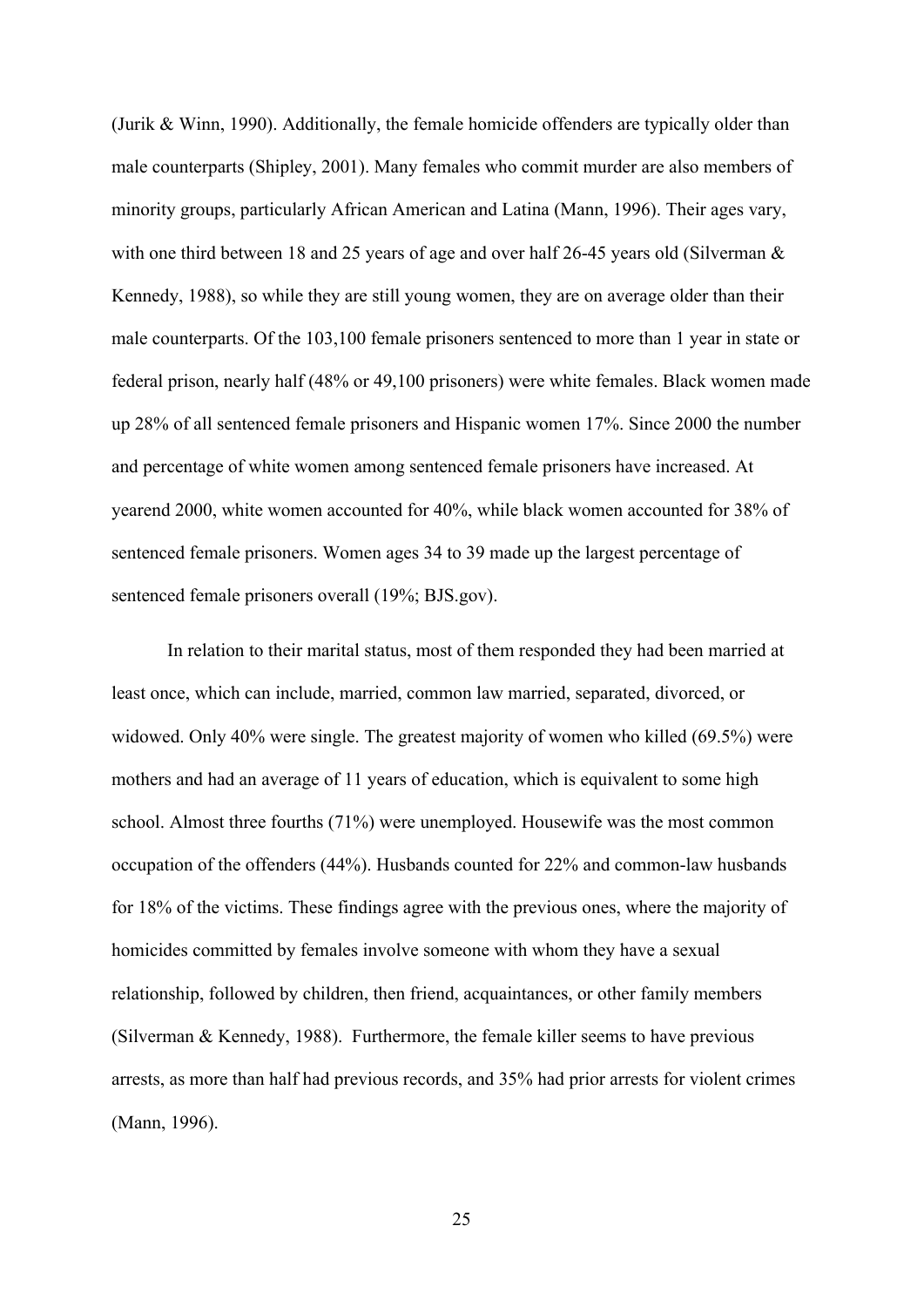(Jurik & Winn, 1990). Additionally, the female homicide offenders are typically older than male counterparts (Shipley, 2001). Many females who commit murder are also members of minority groups, particularly African American and Latina (Mann, 1996). Their ages vary, with one third between 18 and 25 years of age and over half 26-45 years old (Silverman & Kennedy, 1988), so while they are still young women, they are on average older than their male counterparts. Of the 103,100 female prisoners sentenced to more than 1 year in state or federal prison, nearly half (48% or 49,100 prisoners) were white females. Black women made up 28% of all sentenced female prisoners and Hispanic women 17%. Since 2000 the number and percentage of white women among sentenced female prisoners have increased. At yearend 2000, white women accounted for 40%, while black women accounted for 38% of sentenced female prisoners. Women ages 34 to 39 made up the largest percentage of sentenced female prisoners overall (19%; BJS.gov).

In relation to their marital status, most of them responded they had been married at least once, which can include, married, common law married, separated, divorced, or widowed. Only 40% were single. The greatest majority of women who killed (69.5%) were mothers and had an average of 11 years of education, which is equivalent to some high school. Almost three fourths (71%) were unemployed. Housewife was the most common occupation of the offenders (44%). Husbands counted for 22% and common-law husbands for 18% of the victims. These findings agree with the previous ones, where the majority of homicides committed by females involve someone with whom they have a sexual relationship, followed by children, then friend, acquaintances, or other family members (Silverman & Kennedy, 1988). Furthermore, the female killer seems to have previous arrests, as more than half had previous records, and 35% had prior arrests for violent crimes (Mann, 1996).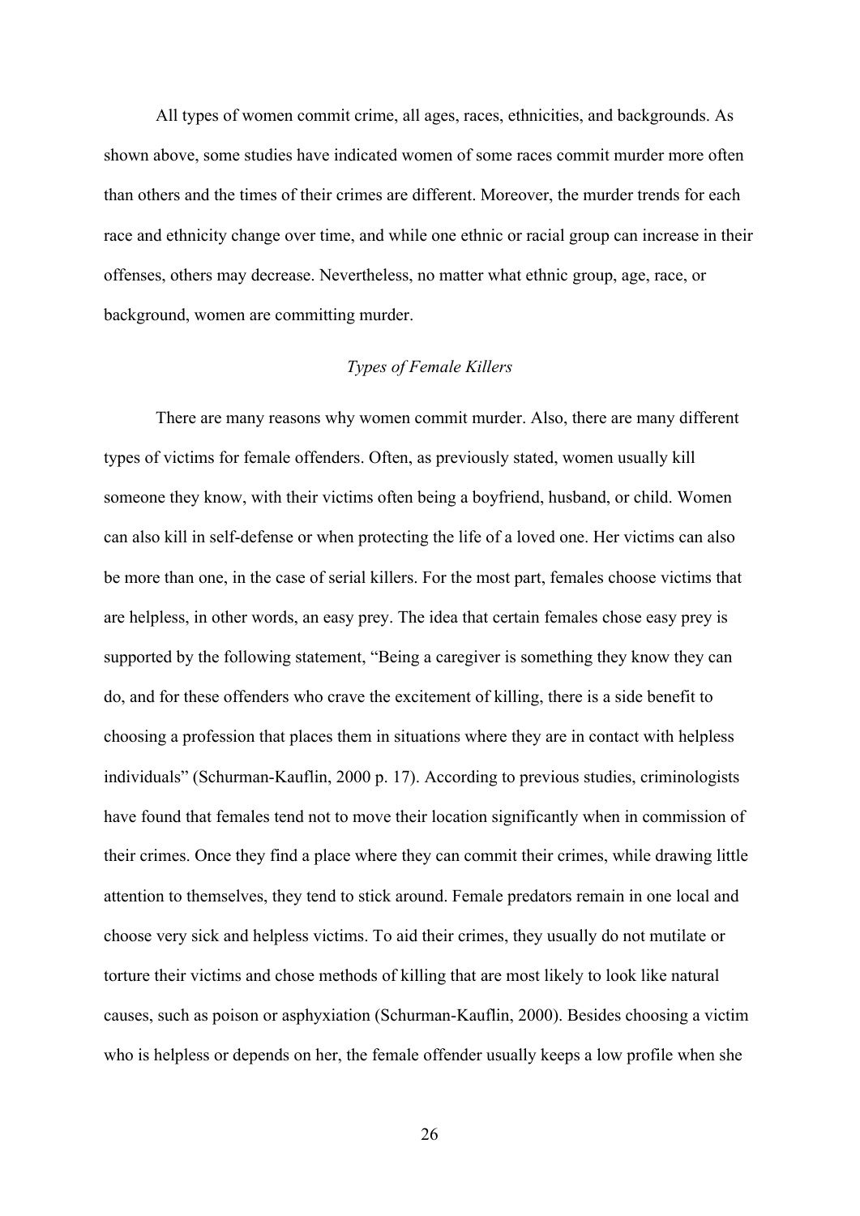All types of women commit crime, all ages, races, ethnicities, and backgrounds. As shown above, some studies have indicated women of some races commit murder more often than others and the times of their crimes are different. Moreover, the murder trends for each race and ethnicity change over time, and while one ethnic or racial group can increase in their offenses, others may decrease. Nevertheless, no matter what ethnic group, age, race, or background, women are committing murder.

### *Types of Female Killers*

There are many reasons why women commit murder. Also, there are many different types of victims for female offenders. Often, as previously stated, women usually kill someone they know, with their victims often being a boyfriend, husband, or child. Women can also kill in self-defense or when protecting the life of a loved one. Her victims can also be more than one, in the case of serial killers. For the most part, females choose victims that are helpless, in other words, an easy prey. The idea that certain females chose easy prey is supported by the following statement, "Being a caregiver is something they know they can do, and for these offenders who crave the excitement of killing, there is a side benefit to choosing a profession that places them in situations where they are in contact with helpless individuals" (Schurman-Kauflin, 2000 p. 17). According to previous studies, criminologists have found that females tend not to move their location significantly when in commission of their crimes. Once they find a place where they can commit their crimes, while drawing little attention to themselves, they tend to stick around. Female predators remain in one local and choose very sick and helpless victims. To aid their crimes, they usually do not mutilate or torture their victims and chose methods of killing that are most likely to look like natural causes, such as poison or asphyxiation (Schurman-Kauflin, 2000). Besides choosing a victim who is helpless or depends on her, the female offender usually keeps a low profile when she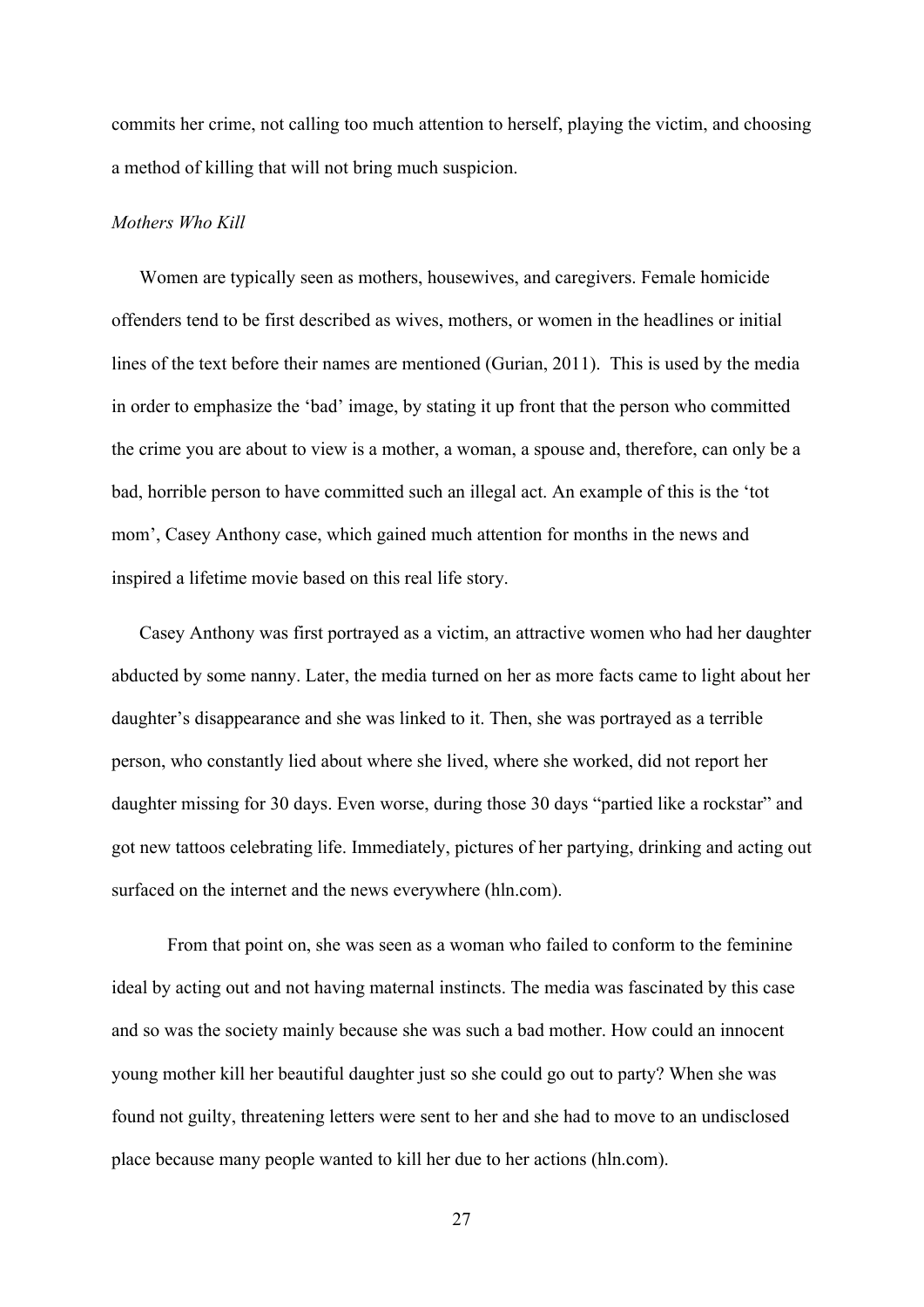commits her crime, not calling too much attention to herself, playing the victim, and choosing a method of killing that will not bring much suspicion.

*Mothers Who Kill*

Women are typically seen as mothers, housewives, and caregivers. Female homicide offenders tend to be first described as wives, mothers, or women in the headlines or initial lines of the text before their names are mentioned (Gurian, 2011). This is used by the media in order to emphasize the 'bad' image, by stating it up front that the person who committed the crime you are about to view is a mother, a woman, a spouse and, therefore, can only be a bad, horrible person to have committed such an illegal act. An example of this is the 'tot mom', Casey Anthony case, which gained much attention for months in the news and inspired a lifetime movie based on this real life story.

Casey Anthony was first portrayed as a victim, an attractive women who had her daughter abducted by some nanny. Later, the media turned on her as more facts came to light about her daughter's disappearance and she was linked to it. Then, she was portrayed as a terrible person, who constantly lied about where she lived, where she worked, did not report her daughter missing for 30 days. Even worse, during those 30 days "partied like a rockstar" and got new tattoos celebrating life. Immediately, pictures of her partying, drinking and acting out surfaced on the internet and the news everywhere (hln.com).

From that point on, she was seen as a woman who failed to conform to the feminine ideal by acting out and not having maternal instincts. The media was fascinated by this case and so was the society mainly because she was such a bad mother. How could an innocent young mother kill her beautiful daughter just so she could go out to party? When she was found not guilty, threatening letters were sent to her and she had to move to an undisclosed place because many people wanted to kill her due to her actions (hln.com).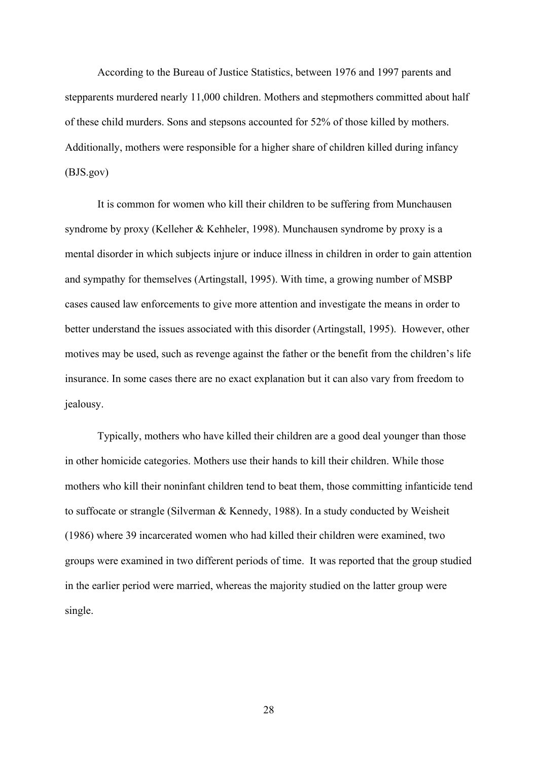According to the Bureau of Justice Statistics, between 1976 and 1997 parents and stepparents murdered nearly 11,000 children. Mothers and stepmothers committed about half of these child murders. Sons and stepsons accounted for 52% of those killed by mothers. Additionally, mothers were responsible for a higher share of children killed during infancy (BJS.gov)

It is common for women who kill their children to be suffering from Munchausen syndrome by proxy (Kelleher & Kehheler, 1998). Munchausen syndrome by proxy is a mental disorder in which subjects injure or induce illness in children in order to gain attention and sympathy for themselves (Artingstall, 1995). With time, a growing number of MSBP cases caused law enforcements to give more attention and investigate the means in order to better understand the issues associated with this disorder (Artingstall, 1995). However, other motives may be used, such as revenge against the father or the benefit from the children's life insurance. In some cases there are no exact explanation but it can also vary from freedom to jealousy.

Typically, mothers who have killed their children are a good deal younger than those in other homicide categories. Mothers use their hands to kill their children. While those mothers who kill their noninfant children tend to beat them, those committing infanticide tend to suffocate or strangle (Silverman & Kennedy, 1988). In a study conducted by Weisheit (1986) where 39 incarcerated women who had killed their children were examined, two groups were examined in two different periods of time. It was reported that the group studied in the earlier period were married, whereas the majority studied on the latter group were single.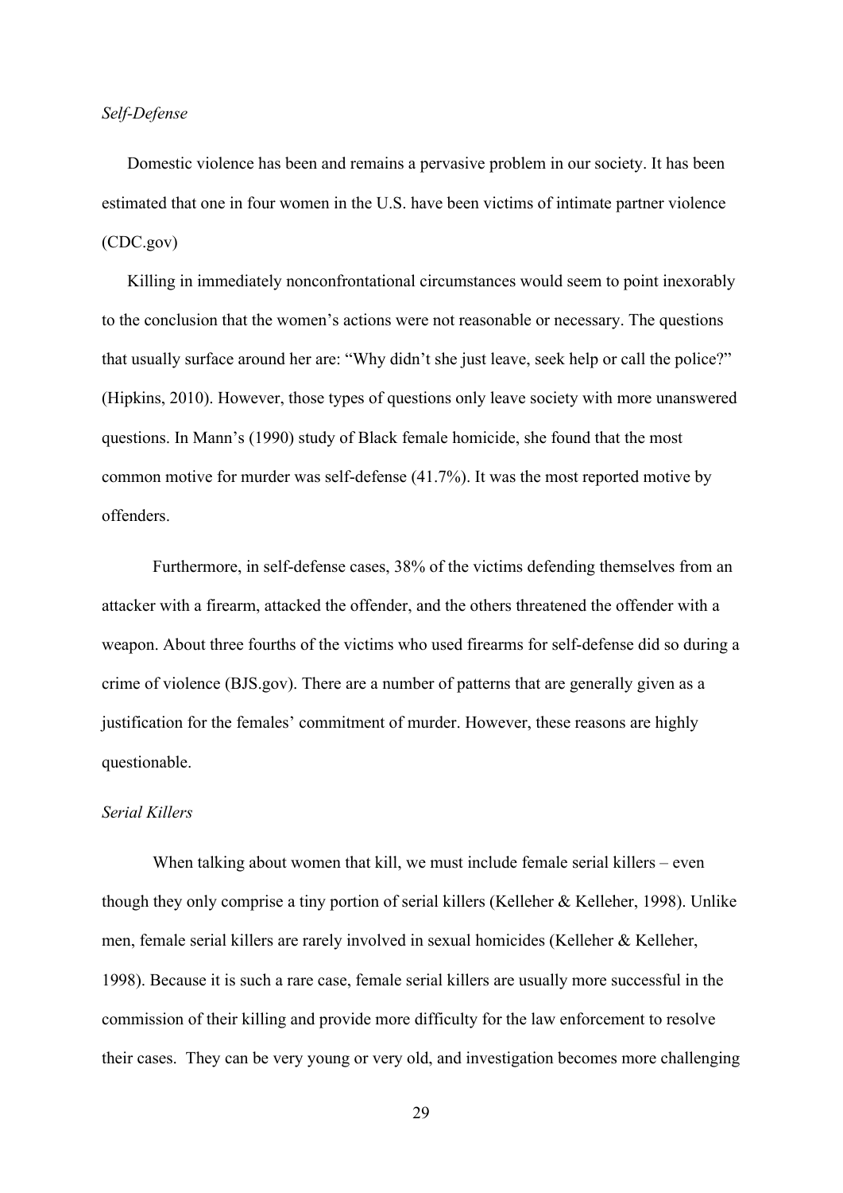### *Self-Defense*

Domestic violence has been and remains a pervasive problem in our society. It has been estimated that one in four women in the U.S. have been victims of intimate partner violence (CDC.gov)

Killing in immediately nonconfrontational circumstances would seem to point inexorably to the conclusion that the women's actions were not reasonable or necessary. The questions that usually surface around her are: "Why didn't she just leave, seek help or call the police?" (Hipkins, 2010). However, those types of questions only leave society with more unanswered questions. In Mann's (1990) study of Black female homicide, she found that the most common motive for murder was self-defense (41.7%). It was the most reported motive by offenders.

Furthermore, in self-defense cases, 38% of the victims defending themselves from an attacker with a firearm, attacked the offender, and the others threatened the offender with a weapon. About three fourths of the victims who used firearms for self-defense did so during a crime of violence (BJS.gov). There are a number of patterns that are generally given as a justification for the females' commitment of murder. However, these reasons are highly questionable.

### *Serial Killers*

When talking about women that kill, we must include female serial killers – even though they only comprise a tiny portion of serial killers (Kelleher & Kelleher, 1998). Unlike men, female serial killers are rarely involved in sexual homicides (Kelleher & Kelleher, 1998). Because it is such a rare case, female serial killers are usually more successful in the commission of their killing and provide more difficulty for the law enforcement to resolve their cases. They can be very young or very old, and investigation becomes more challenging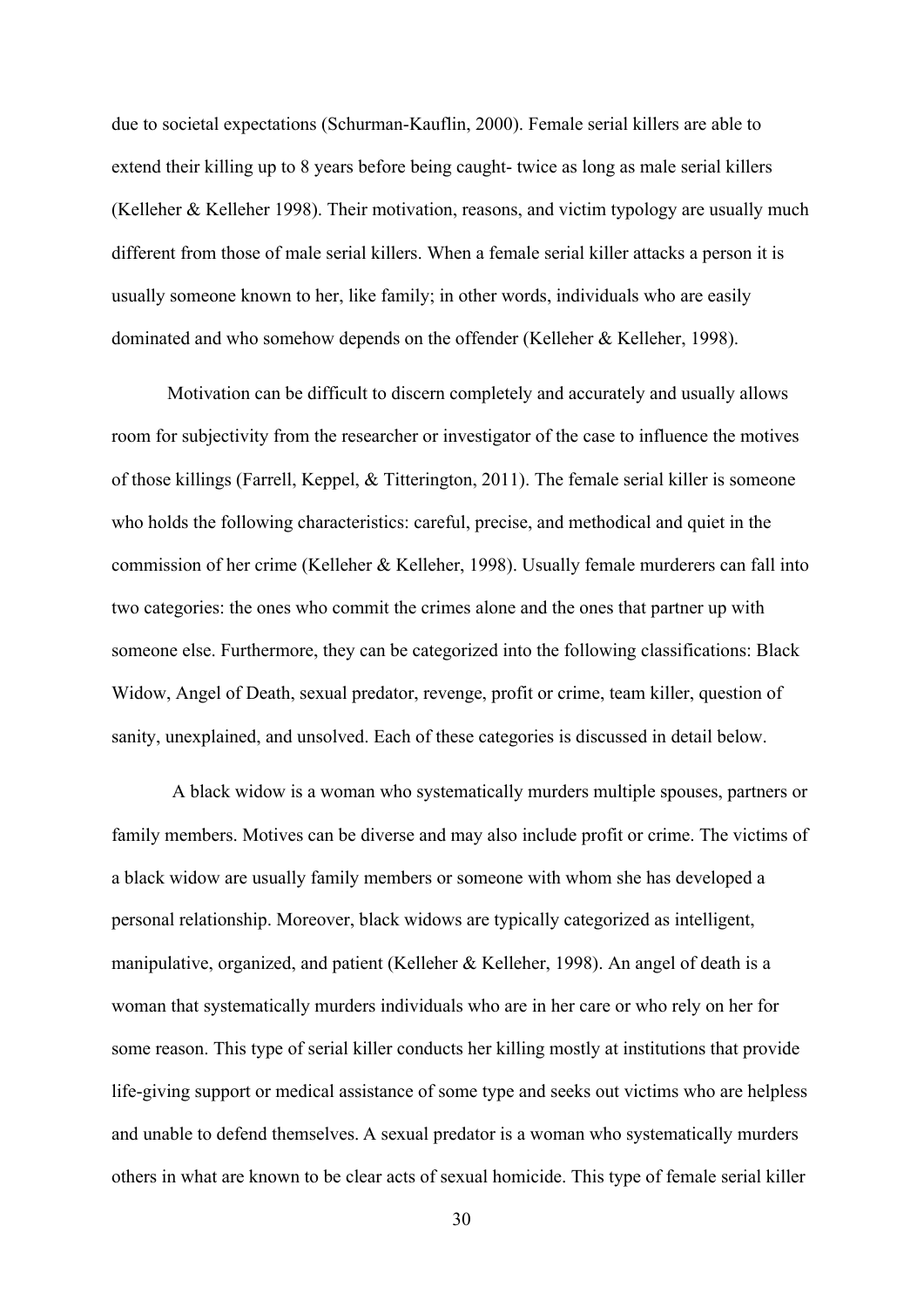due to societal expectations (Schurman-Kauflin, 2000). Female serial killers are able to extend their killing up to 8 years before being caught- twice as long as male serial killers (Kelleher & Kelleher 1998). Their motivation, reasons, and victim typology are usually much different from those of male serial killers. When a female serial killer attacks a person it is usually someone known to her, like family; in other words, individuals who are easily dominated and who somehow depends on the offender (Kelleher & Kelleher, 1998).

Motivation can be difficult to discern completely and accurately and usually allows room for subjectivity from the researcher or investigator of the case to influence the motives of those killings (Farrell, Keppel, & Titterington, 2011). The female serial killer is someone who holds the following characteristics: careful, precise, and methodical and quiet in the commission of her crime (Kelleher & Kelleher, 1998). Usually female murderers can fall into two categories: the ones who commit the crimes alone and the ones that partner up with someone else. Furthermore, they can be categorized into the following classifications: Black Widow, Angel of Death, sexual predator, revenge, profit or crime, team killer, question of sanity, unexplained, and unsolved. Each of these categories is discussed in detail below.

A black widow is a woman who systematically murders multiple spouses, partners or family members. Motives can be diverse and may also include profit or crime. The victims of a black widow are usually family members or someone with whom she has developed a personal relationship. Moreover, black widows are typically categorized as intelligent, manipulative, organized, and patient (Kelleher & Kelleher, 1998). An angel of death is a woman that systematically murders individuals who are in her care or who rely on her for some reason. This type of serial killer conducts her killing mostly at institutions that provide life-giving support or medical assistance of some type and seeks out victims who are helpless and unable to defend themselves. A sexual predator is a woman who systematically murders others in what are known to be clear acts of sexual homicide. This type of female serial killer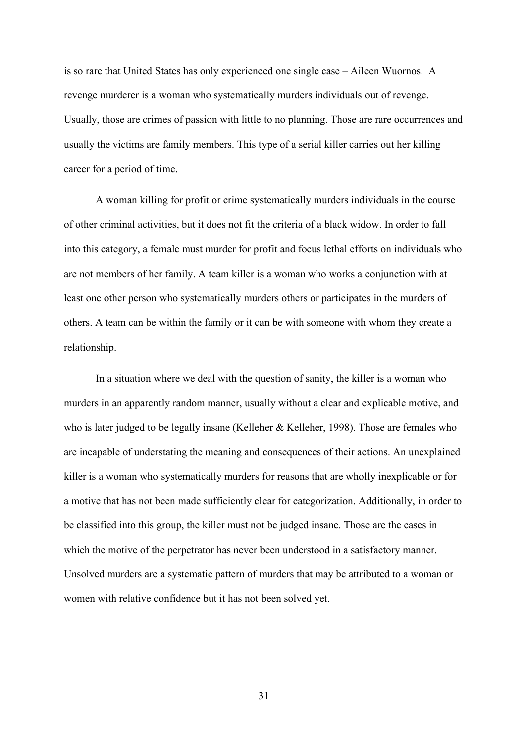is so rare that United States has only experienced one single case – Aileen Wuornos. A revenge murderer is a woman who systematically murders individuals out of revenge. Usually, those are crimes of passion with little to no planning. Those are rare occurrences and usually the victims are family members. This type of a serial killer carries out her killing career for a period of time.

A woman killing for profit or crime systematically murders individuals in the course of other criminal activities, but it does not fit the criteria of a black widow. In order to fall into this category, a female must murder for profit and focus lethal efforts on individuals who are not members of her family. A team killer is a woman who works a conjunction with at least one other person who systematically murders others or participates in the murders of others. A team can be within the family or it can be with someone with whom they create a relationship.

In a situation where we deal with the question of sanity, the killer is a woman who murders in an apparently random manner, usually without a clear and explicable motive, and who is later judged to be legally insane (Kelleher & Kelleher, 1998). Those are females who are incapable of understating the meaning and consequences of their actions. An unexplained killer is a woman who systematically murders for reasons that are wholly inexplicable or for a motive that has not been made sufficiently clear for categorization. Additionally, in order to be classified into this group, the killer must not be judged insane. Those are the cases in which the motive of the perpetrator has never been understood in a satisfactory manner. Unsolved murders are a systematic pattern of murders that may be attributed to a woman or women with relative confidence but it has not been solved yet.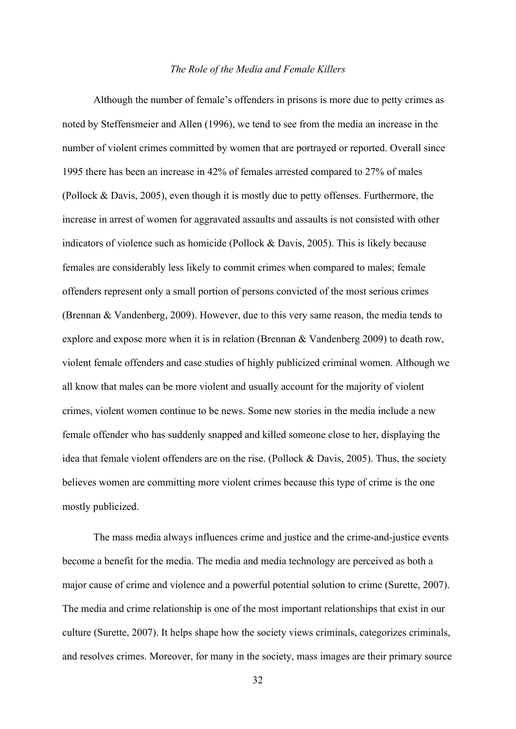*The Role of the Media and Female Killers*

Although the number of female's offenders in prisons is more due to petty crimes as noted by Steffensmeier and Allen (1996), we tend to see from the media an increase in the number of violent crimes committed by women that are portrayed or reported. Overall since 1995 there has been an increase in 42% of females arrested compared to 27% of males (Pollock & Davis, 2005), even though it is mostly due to petty offenses. Furthermore, the increase in arrest of women for aggravated assaults and assaults is not consisted with other indicators of violence such as homicide (Pollock & Davis, 2005). This is likely because females are considerably less likely to commit crimes when compared to males; female offenders represent only a small portion of persons convicted of the most serious crimes (Brennan & Vandenberg, 2009). However, due to this very same reason, the media tends to explore and expose more when it is in relation (Brennan & Vandenberg 2009) to death row, violent female offenders and case studies of highly publicized criminal women. Although we all know that males can be more violent and usually account for the majority of violent crimes, violent women continue to be news. Some new stories in the media include a new female offender who has suddenly snapped and killed someone close to her, displaying the idea that female violent offenders are on the rise. (Pollock & Davis, 2005). Thus, the society believes women are committing more violent crimes because this type of crime is the one mostly publicized.

The mass media always influences crime and justice and the crime-and-justice events become a benefit for the media. The media and media technology are perceived as both a major cause of crime and violence and a powerful potential solution to crime (Surette, 2007). The media and crime relationship is one of the most important relationships that exist in our culture (Surette, 2007). It helps shape how the society views criminals, categorizes criminals, and resolves crimes. Moreover, for many in the society, mass images are their primary source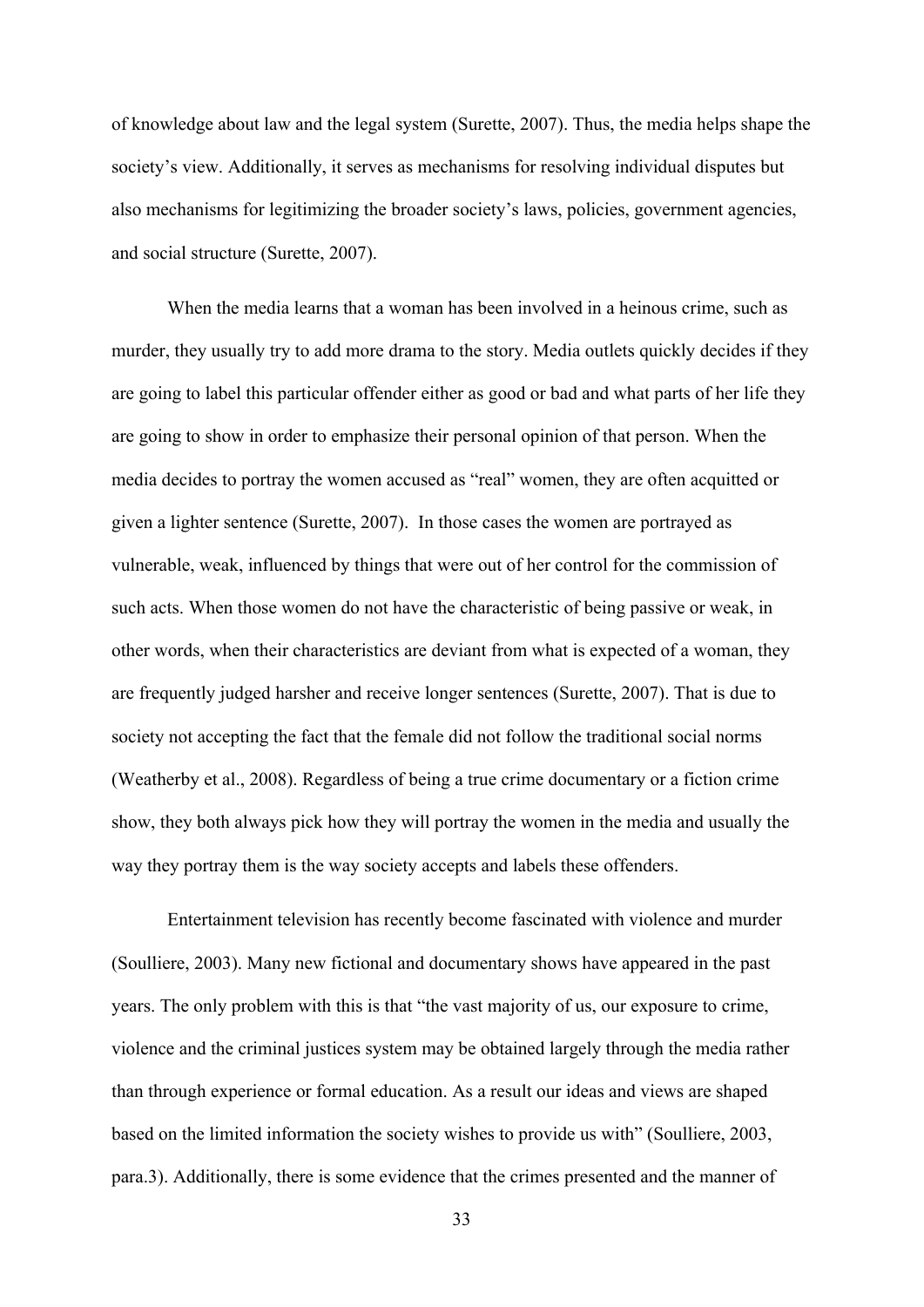of knowledge about law and the legal system (Surette, 2007). Thus, the media helps shape the society's view. Additionally, it serves as mechanisms for resolving individual disputes but also mechanisms for legitimizing the broader society's laws, policies, government agencies, and social structure (Surette, 2007).

When the media learns that a woman has been involved in a heinous crime, such as murder, they usually try to add more drama to the story. Media outlets quickly decides if they are going to label this particular offender either as good or bad and what parts of her life they are going to show in order to emphasize their personal opinion of that person. When the media decides to portray the women accused as "real" women, they are often acquitted or given a lighter sentence (Surette, 2007). In those cases the women are portrayed as vulnerable, weak, influenced by things that were out of her control for the commission of such acts. When those women do not have the characteristic of being passive or weak, in other words, when their characteristics are deviant from what is expected of a woman, they are frequently judged harsher and receive longer sentences (Surette, 2007). That is due to society not accepting the fact that the female did not follow the traditional social norms (Weatherby et al., 2008). Regardless of being a true crime documentary or a fiction crime show, they both always pick how they will portray the women in the media and usually the way they portray them is the way society accepts and labels these offenders.

Entertainment television has recently become fascinated with violence and murder (Soulliere, 2003). Many new fictional and documentary shows have appeared in the past years. The only problem with this is that "the vast majority of us, our exposure to crime, violence and the criminal justices system may be obtained largely through the media rather than through experience or formal education. As a result our ideas and views are shaped based on the limited information the society wishes to provide us with" (Soulliere, 2003, para.3). Additionally, there is some evidence that the crimes presented and the manner of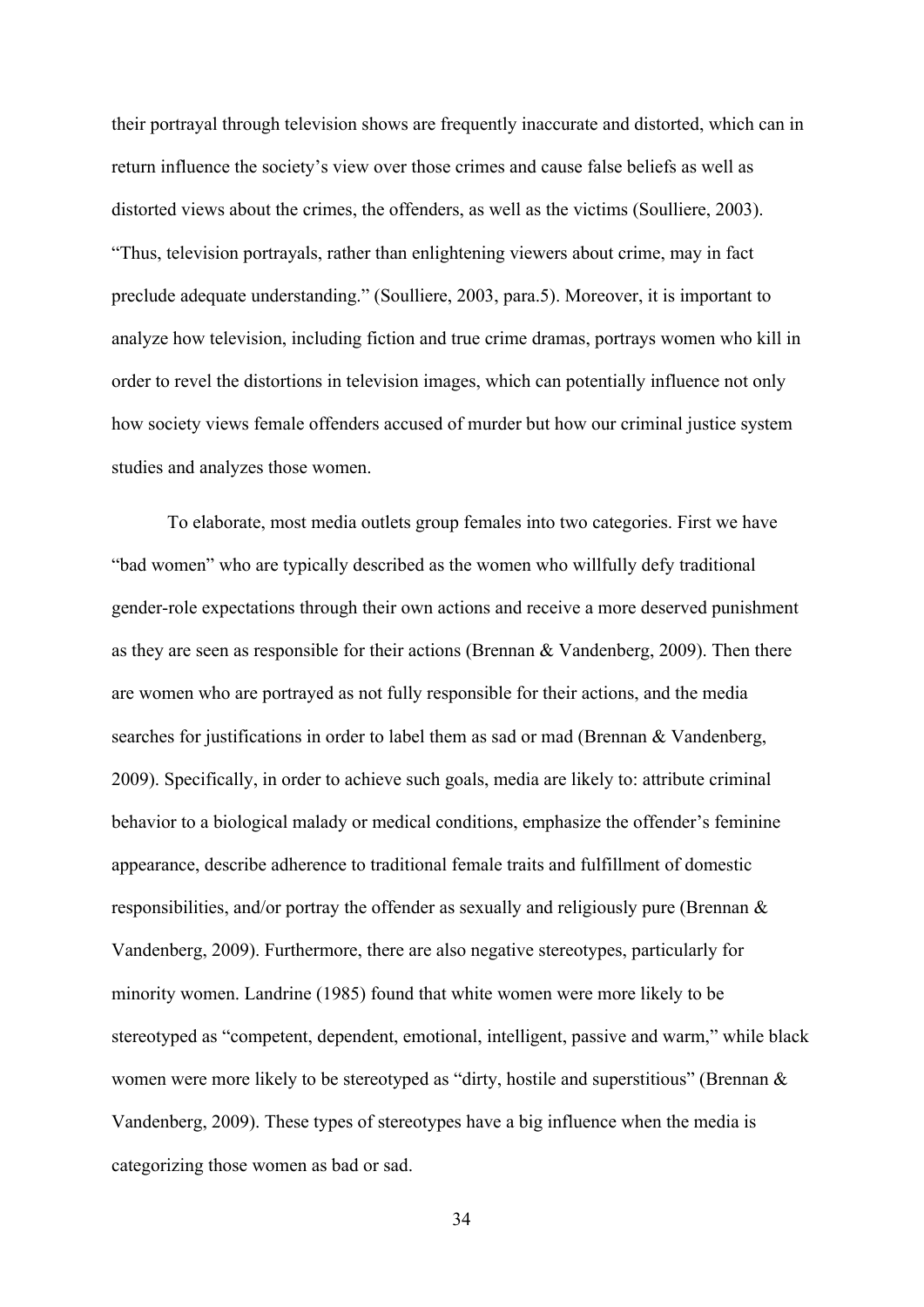their portrayal through television shows are frequently inaccurate and distorted, which can in return influence the society's view over those crimes and cause false beliefs as well as distorted views about the crimes, the offenders, as well as the victims (Soulliere, 2003). "Thus, television portrayals, rather than enlightening viewers about crime, may in fact preclude adequate understanding." (Soulliere, 2003, para.5). Moreover, it is important to analyze how television, including fiction and true crime dramas, portrays women who kill in order to revel the distortions in television images, which can potentially influence not only how society views female offenders accused of murder but how our criminal justice system studies and analyzes those women.

To elaborate, most media outlets group females into two categories. First we have "bad women" who are typically described as the women who willfully defy traditional gender-role expectations through their own actions and receive a more deserved punishment as they are seen as responsible for their actions (Brennan & Vandenberg, 2009). Then there are women who are portrayed as not fully responsible for their actions, and the media searches for justifications in order to label them as sad or mad (Brennan & Vandenberg, 2009). Specifically, in order to achieve such goals, media are likely to: attribute criminal behavior to a biological malady or medical conditions, emphasize the offender's feminine appearance, describe adherence to traditional female traits and fulfillment of domestic responsibilities, and/or portray the offender as sexually and religiously pure (Brennan & Vandenberg, 2009). Furthermore, there are also negative stereotypes, particularly for minority women. Landrine (1985) found that white women were more likely to be stereotyped as "competent, dependent, emotional, intelligent, passive and warm," while black women were more likely to be stereotyped as "dirty, hostile and superstitious" (Brennan & Vandenberg, 2009). These types of stereotypes have a big influence when the media is categorizing those women as bad or sad.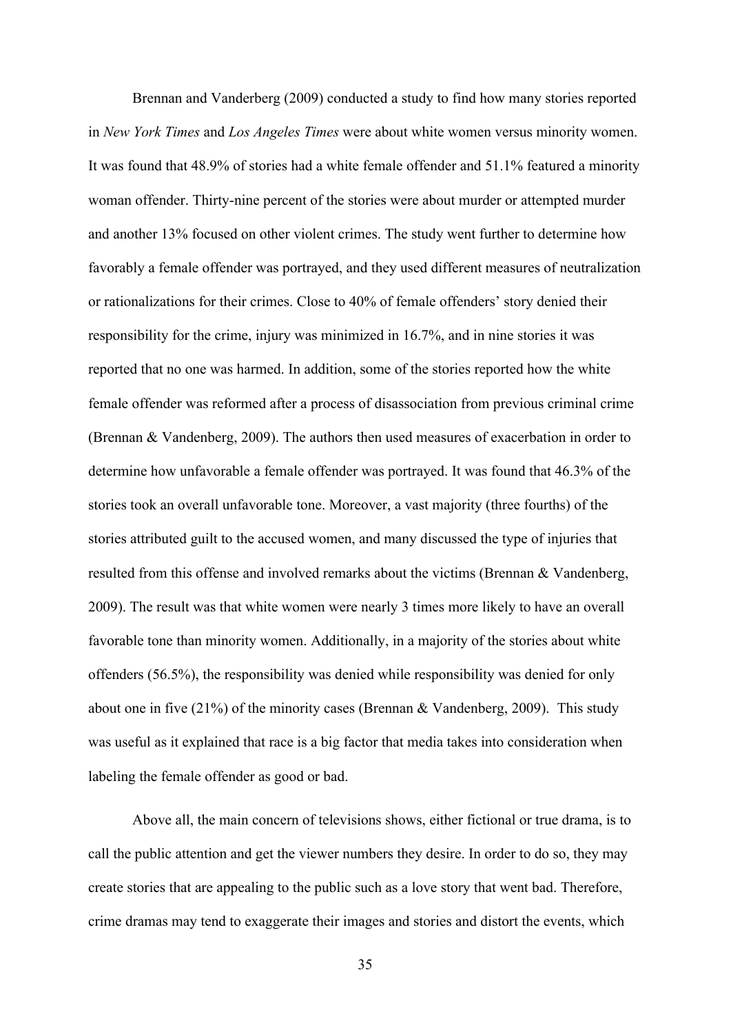Brennan and Vanderberg (2009) conducted a study to find how many stories reported in *New York Times* and *Los Angeles Times* were about white women versus minority women. It was found that 48.9% of stories had a white female offender and 51.1% featured a minority woman offender. Thirty-nine percent of the stories were about murder or attempted murder and another 13% focused on other violent crimes. The study went further to determine how favorably a female offender was portrayed, and they used different measures of neutralization or rationalizations for their crimes. Close to 40% of female offenders' story denied their responsibility for the crime, injury was minimized in 16.7%, and in nine stories it was reported that no one was harmed. In addition, some of the stories reported how the white female offender was reformed after a process of disassociation from previous criminal crime (Brennan & Vandenberg, 2009). The authors then used measures of exacerbation in order to determine how unfavorable a female offender was portrayed. It was found that 46.3% of the stories took an overall unfavorable tone. Moreover, a vast majority (three fourths) of the stories attributed guilt to the accused women, and many discussed the type of injuries that resulted from this offense and involved remarks about the victims (Brennan & Vandenberg, 2009). The result was that white women were nearly 3 times more likely to have an overall favorable tone than minority women. Additionally, in a majority of the stories about white offenders (56.5%), the responsibility was denied while responsibility was denied for only about one in five (21%) of the minority cases (Brennan & Vandenberg, 2009). This study was useful as it explained that race is a big factor that media takes into consideration when labeling the female offender as good or bad.

Above all, the main concern of televisions shows, either fictional or true drama, is to call the public attention and get the viewer numbers they desire. In order to do so, they may create stories that are appealing to the public such as a love story that went bad. Therefore, crime dramas may tend to exaggerate their images and stories and distort the events, which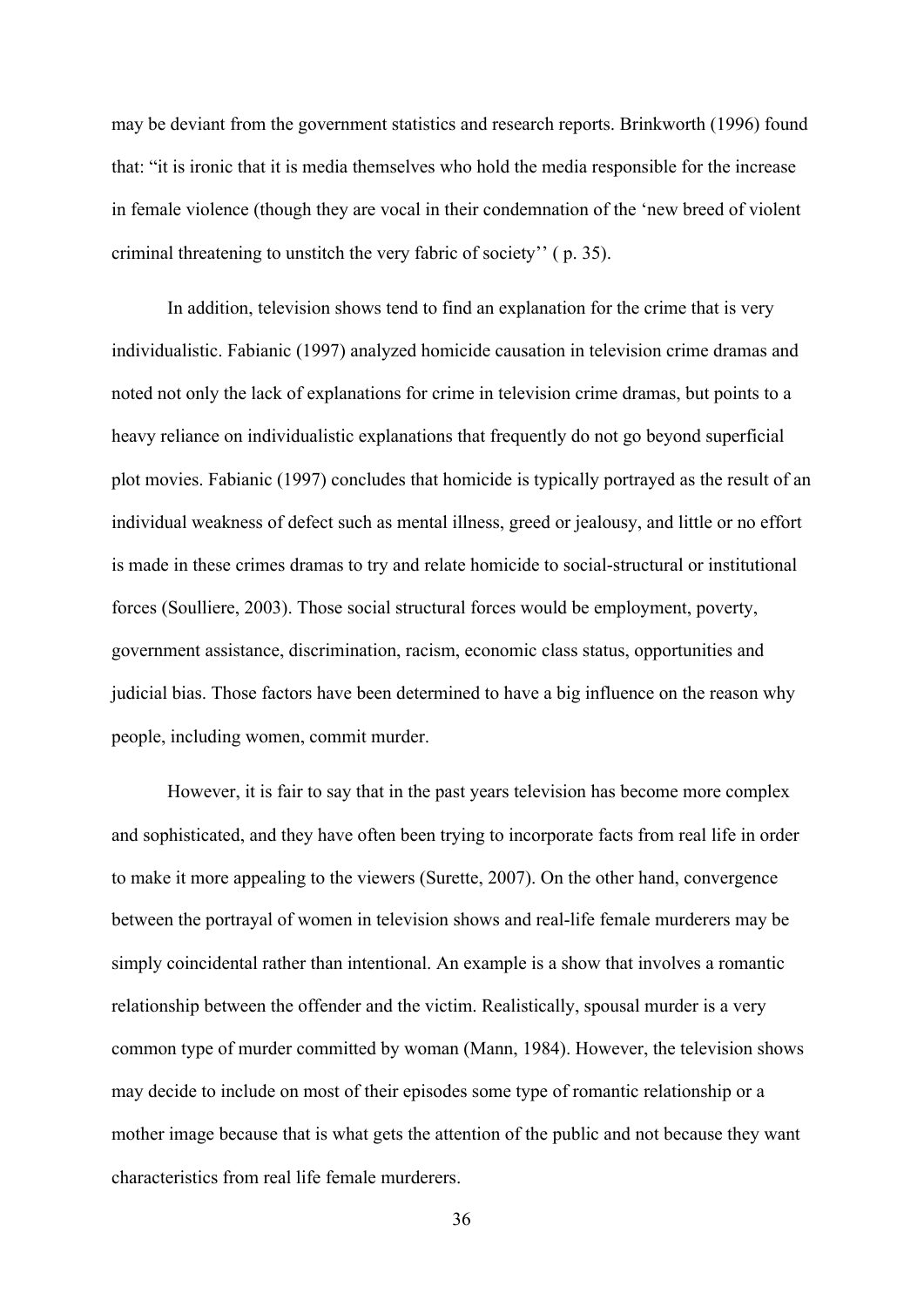may be deviant from the government statistics and research reports. Brinkworth (1996) found that: "it is ironic that it is media themselves who hold the media responsible for the increase in female violence (though they are vocal in their condemnation of the 'new breed of violent criminal threatening to unstitch the very fabric of society'' ( p. 35).

In addition, television shows tend to find an explanation for the crime that is very individualistic. Fabianic (1997) analyzed homicide causation in television crime dramas and noted not only the lack of explanations for crime in television crime dramas, but points to a heavy reliance on individualistic explanations that frequently do not go beyond superficial plot movies. Fabianic (1997) concludes that homicide is typically portrayed as the result of an individual weakness of defect such as mental illness, greed or jealousy, and little or no effort is made in these crimes dramas to try and relate homicide to social-structural or institutional forces (Soulliere, 2003). Those social structural forces would be employment, poverty, government assistance, discrimination, racism, economic class status, opportunities and judicial bias. Those factors have been determined to have a big influence on the reason why people, including women, commit murder.

However, it is fair to say that in the past years television has become more complex and sophisticated, and they have often been trying to incorporate facts from real life in order to make it more appealing to the viewers (Surette, 2007). On the other hand, convergence between the portrayal of women in television shows and real-life female murderers may be simply coincidental rather than intentional. An example is a show that involves a romantic relationship between the offender and the victim. Realistically, spousal murder is a very common type of murder committed by woman (Mann, 1984). However, the television shows may decide to include on most of their episodes some type of romantic relationship or a mother image because that is what gets the attention of the public and not because they want characteristics from real life female murderers.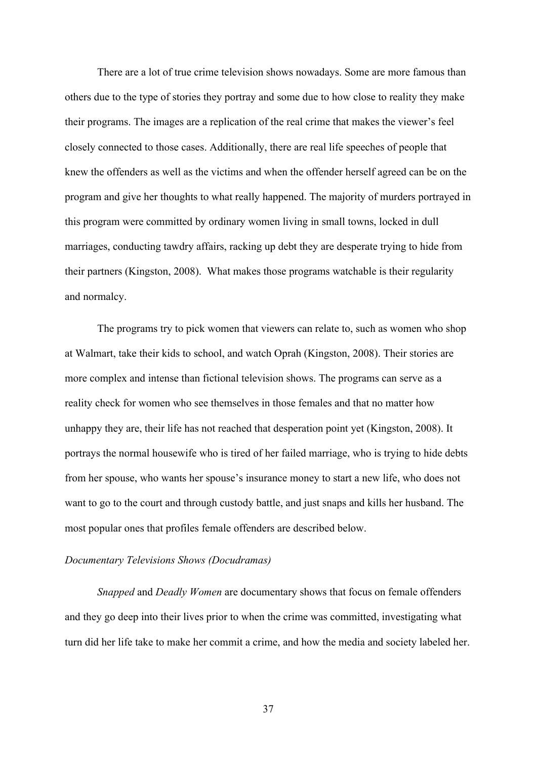There are a lot of true crime television shows nowadays. Some are more famous than others due to the type of stories they portray and some due to how close to reality they make their programs. The images are a replication of the real crime that makes the viewer's feel closely connected to those cases. Additionally, there are real life speeches of people that knew the offenders as well as the victims and when the offender herself agreed can be on the program and give her thoughts to what really happened. The majority of murders portrayed in this program were committed by ordinary women living in small towns, locked in dull marriages, conducting tawdry affairs, racking up debt they are desperate trying to hide from their partners (Kingston, 2008). What makes those programs watchable is their regularity and normalcy.

The programs try to pick women that viewers can relate to, such as women who shop at Walmart, take their kids to school, and watch Oprah (Kingston, 2008). Their stories are more complex and intense than fictional television shows. The programs can serve as a reality check for women who see themselves in those females and that no matter how unhappy they are, their life has not reached that desperation point yet (Kingston, 2008). It portrays the normal housewife who is tired of her failed marriage, who is trying to hide debts from her spouse, who wants her spouse's insurance money to start a new life, who does not want to go to the court and through custody battle, and just snaps and kills her husband. The most popular ones that profiles female offenders are described below.

*Documentary Televisions Shows (Docudramas)*

*Snapped* and *Deadly Women* are documentary shows that focus on female offenders and they go deep into their lives prior to when the crime was committed, investigating what turn did her life take to make her commit a crime, and how the media and society labeled her.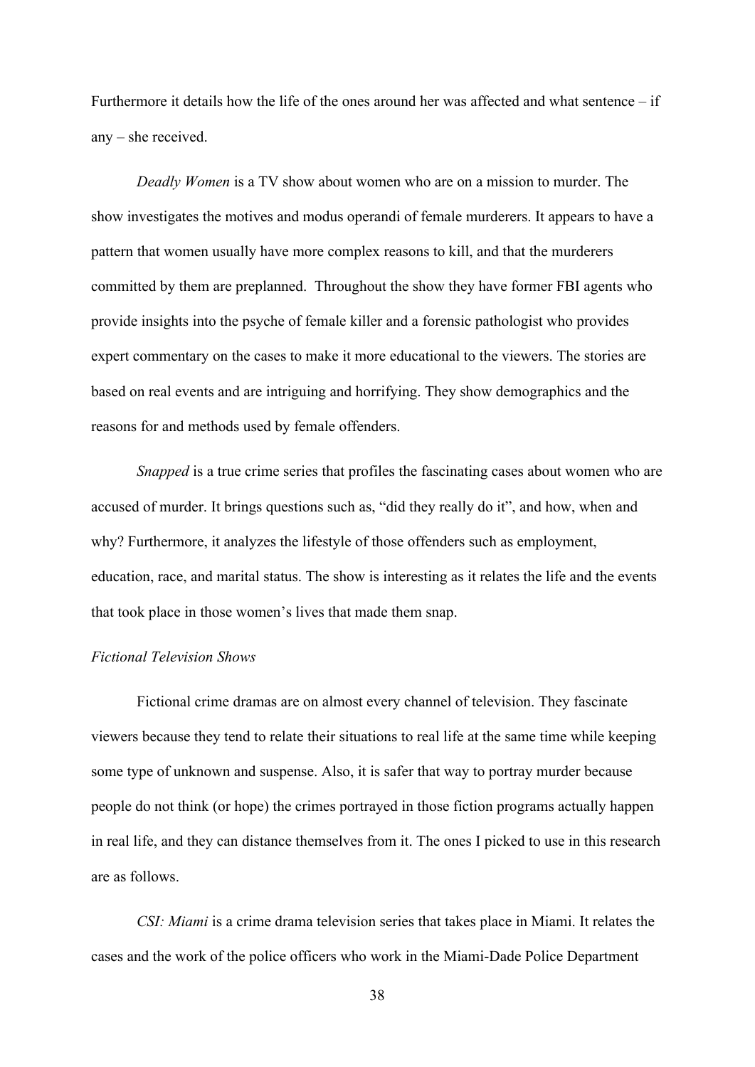Furthermore it details how the life of the ones around her was affected and what sentence – if any – she received.

*Deadly Women* is a TV show about women who are on a mission to murder. The show investigates the motives and modus operandi of female murderers. It appears to have a pattern that women usually have more complex reasons to kill, and that the murderers committed by them are preplanned.  Throughout the show they have former FBI agents who provide insights into the psyche of female killer and a forensic pathologist who provides expert commentary on the cases to make it more educational to the viewers. The stories are based on real events and are intriguing and horrifying. They show demographics and the reasons for and methods used by female offenders.

*Snapped* is a true crime series that profiles the fascinating cases about women who are accused of murder. It brings questions such as, "did they really do it", and how, when and why? Furthermore, it analyzes the lifestyle of those offenders such as employment, education, race, and marital status. The show is interesting as it relates the life and the events that took place in those women's lives that made them snap.

*Fictional Television Shows*

Fictional crime dramas are on almost every channel of television. They fascinate viewers because they tend to relate their situations to real life at the same time while keeping some type of unknown and suspense. Also, it is safer that way to portray murder because people do not think (or hope) the crimes portrayed in those fiction programs actually happen in real life, and they can distance themselves from it. The ones I picked to use in this research are as follows.

*CSI: Miami* is a crime drama television series that takes place in Miami. It relates the cases and the work of the police officers who work in the Miami-Dade Police Department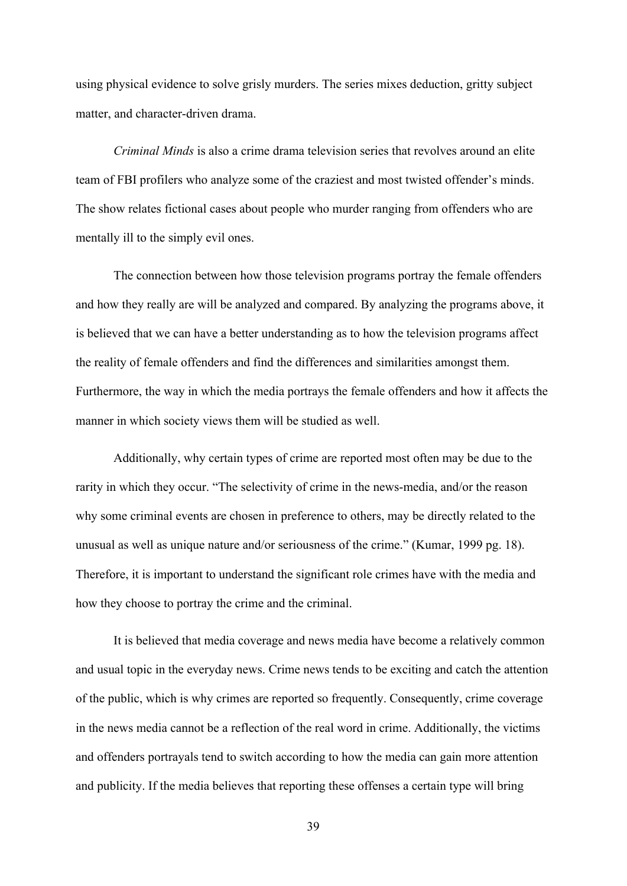using physical evidence to solve grisly murders. The series mixes deduction, gritty subject matter, and character-driven drama.

*Criminal Minds* is also a crime drama television series that revolves around an elite team of FBI profilers who analyze some of the craziest and most twisted offender's minds. The show relates fictional cases about people who murder ranging from offenders who are mentally ill to the simply evil ones.

The connection between how those television programs portray the female offenders and how they really are will be analyzed and compared. By analyzing the programs above, it is believed that we can have a better understanding as to how the television programs affect the reality of female offenders and find the differences and similarities amongst them. Furthermore, the way in which the media portrays the female offenders and how it affects the manner in which society views them will be studied as well.

Additionally, why certain types of crime are reported most often may be due to the rarity in which they occur. "The selectivity of crime in the news-media, and/or the reason why some criminal events are chosen in preference to others, may be directly related to the unusual as well as unique nature and/or seriousness of the crime." (Kumar, 1999 pg. 18). Therefore, it is important to understand the significant role crimes have with the media and how they choose to portray the crime and the criminal.

It is believed that media coverage and news media have become a relatively common and usual topic in the everyday news. Crime news tends to be exciting and catch the attention of the public, which is why crimes are reported so frequently. Consequently, crime coverage in the news media cannot be a reflection of the real word in crime. Additionally, the victims and offenders portrayals tend to switch according to how the media can gain more attention and publicity. If the media believes that reporting these offenses a certain type will bring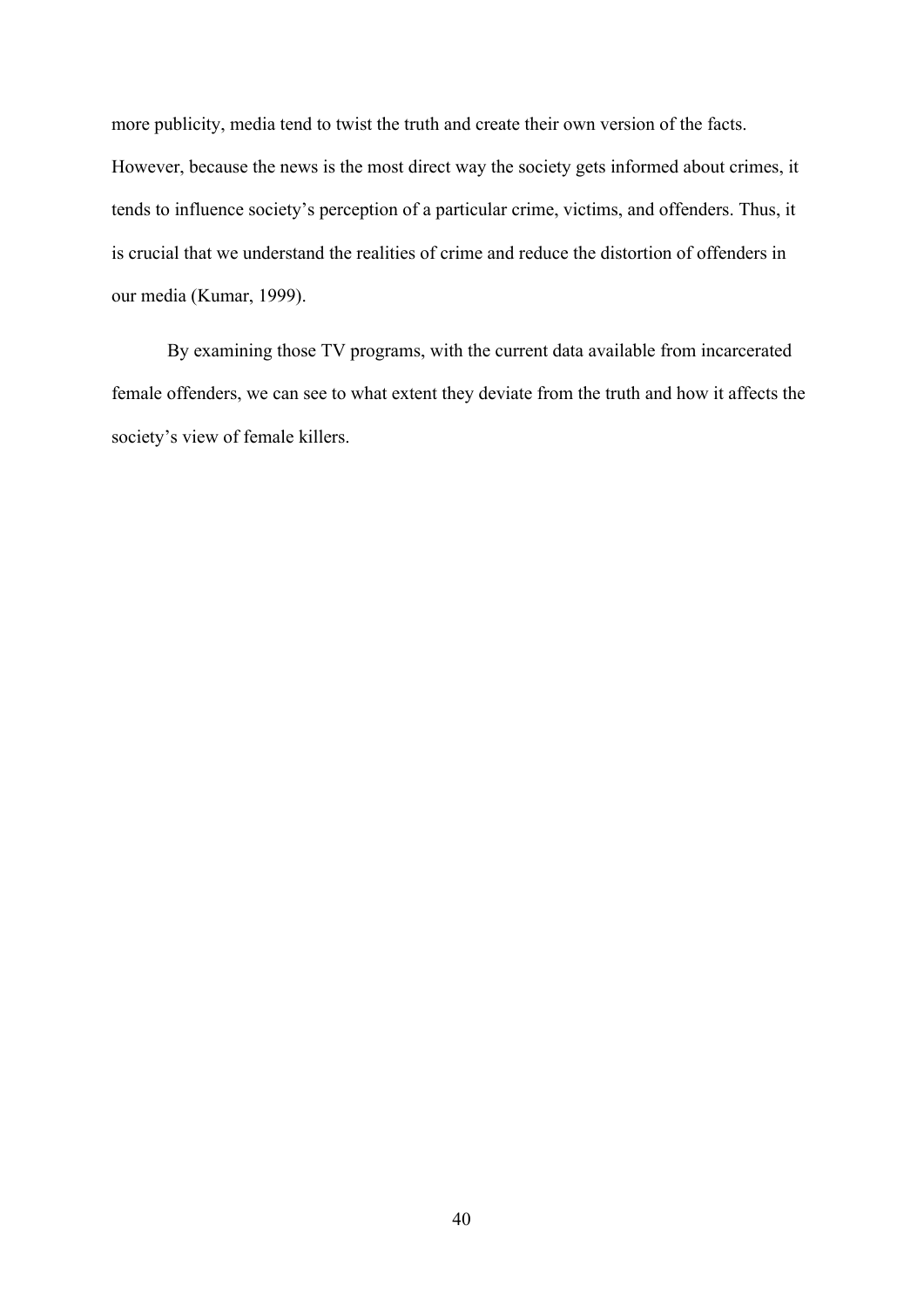more publicity, media tend to twist the truth and create their own version of the facts. However, because the news is the most direct way the society gets informed about crimes, it tends to influence society's perception of a particular crime, victims, and offenders. Thus, it is crucial that we understand the realities of crime and reduce the distortion of offenders in our media (Kumar, 1999).

By examining those TV programs, with the current data available from incarcerated female offenders, we can see to what extent they deviate from the truth and how it affects the society's view of female killers.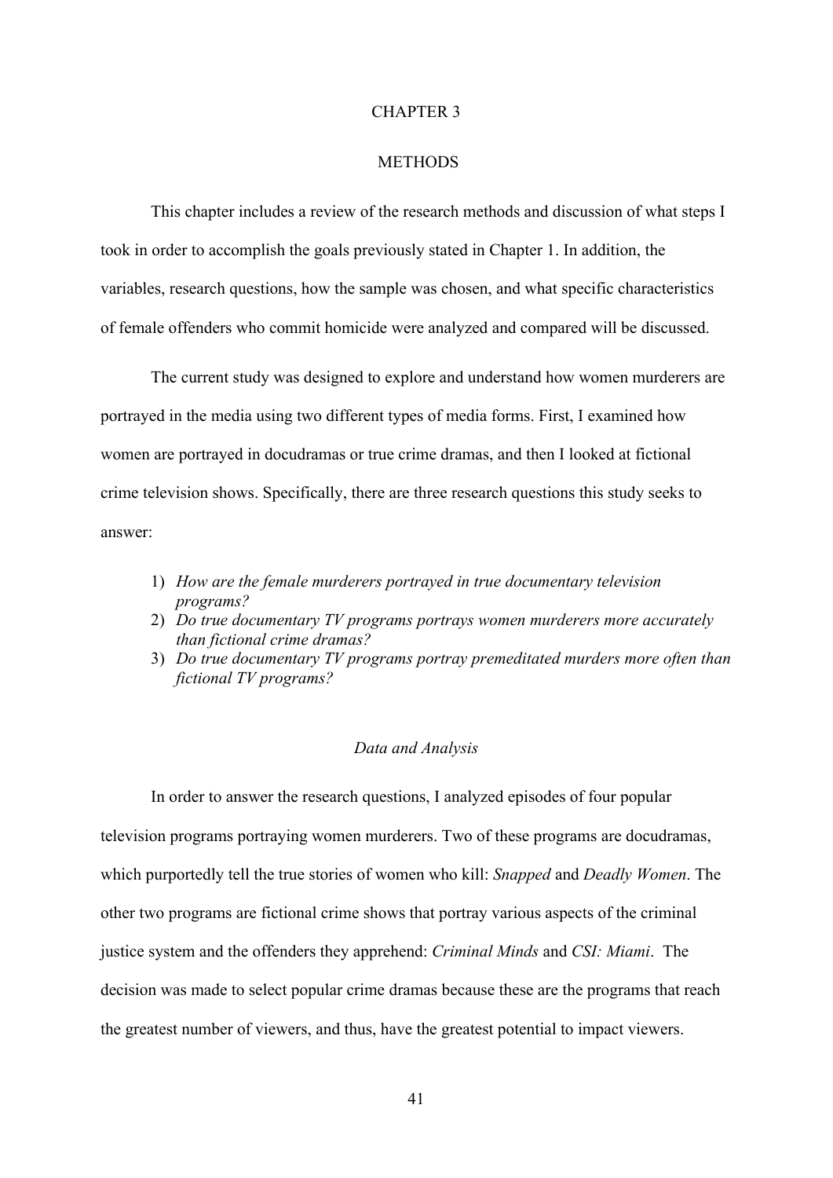# CHAPTER 3

# METHODS

This chapter includes a review of the research methods and discussion of what steps I took in order to accomplish the goals previously stated in Chapter 1. In addition, the variables, research questions, how the sample was chosen, and what specific characteristics of female offenders who commit homicide were analyzed and compared will be discussed.

The current study was designed to explore and understand how women murderers are portrayed in the media using two different types of media forms. First, I examined how women are portrayed in docudramas or true crime dramas, and then I looked at fictional crime television shows. Specifically, there are three research questions this study seeks to answer:

1) *How are the female murderers portrayed in true documentary television programs?*
2) *Do true documentary TV programs portrays women murderers more accurately than fictional crime dramas?*
3) *Do true documentary TV programs portray premeditated murders more often than fictional TV programs?*

### *Data and Analysis*

In order to answer the research questions, I analyzed episodes of four popular television programs portraying women murderers. Two of these programs are docudramas, which purportedly tell the true stories of women who kill: *Snapped* and *Deadly Women*. The other two programs are fictional crime shows that portray various aspects of the criminal justice system and the offenders they apprehend: *Criminal Minds* and *CSI: Miami*. The decision was made to select popular crime dramas because these are the programs that reach the greatest number of viewers, and thus, have the greatest potential to impact viewers.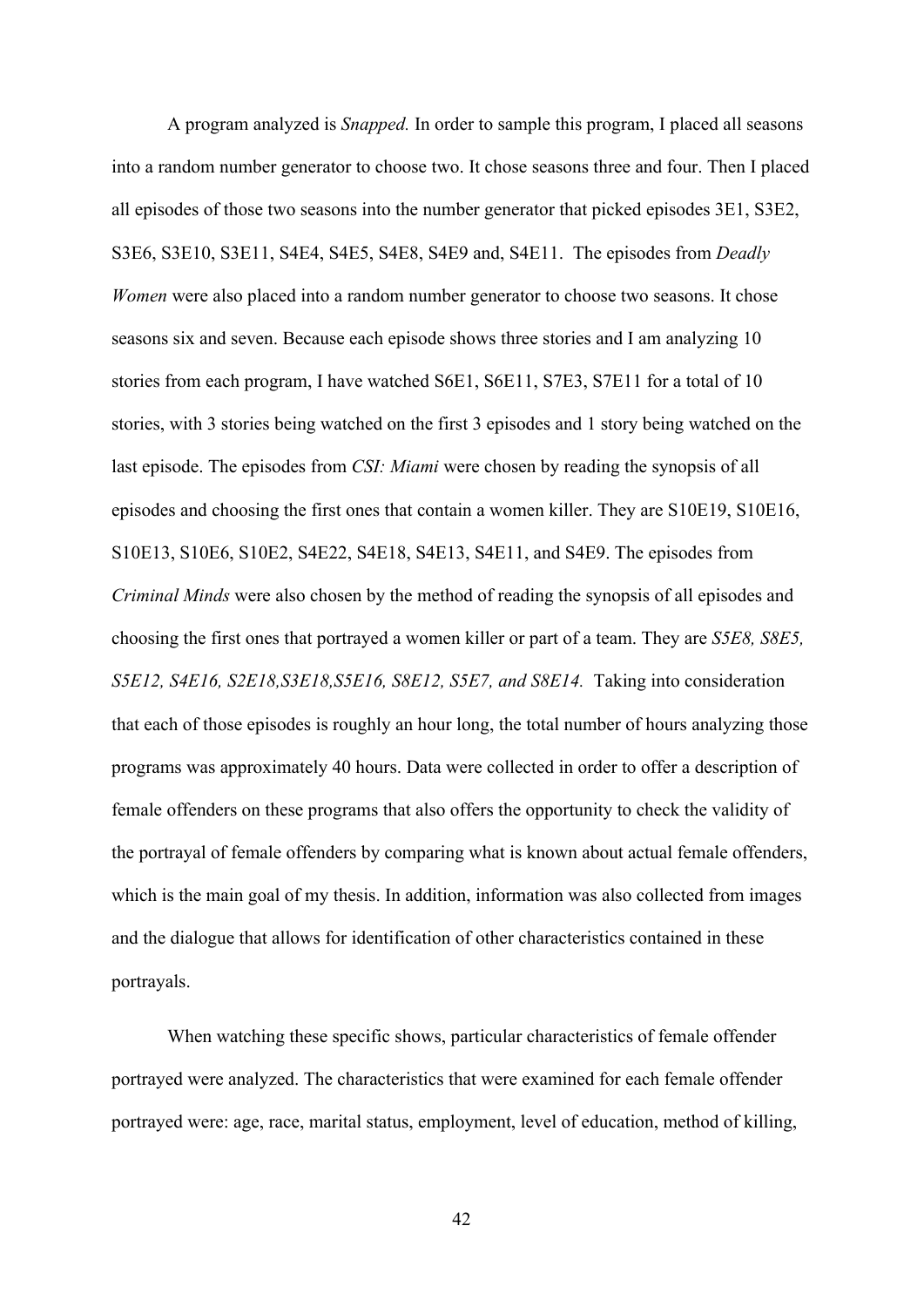A program analyzed is *Snapped.* In order to sample this program, I placed all seasons into a random number generator to choose two. It chose seasons three and four. Then I placed all episodes of those two seasons into the number generator that picked episodes 3E1, S3E2, S3E6, S3E10, S3E11, S4E4, S4E5, S4E8, S4E9 and, S4E11. The episodes from *Deadly Women* were also placed into a random number generator to choose two seasons. It chose seasons six and seven. Because each episode shows three stories and I am analyzing 10 stories from each program, I have watched S6E1, S6E11, S7E3, S7E11 for a total of 10 stories, with 3 stories being watched on the first 3 episodes and 1 story being watched on the last episode. The episodes from *CSI: Miami* were chosen by reading the synopsis of all episodes and choosing the first ones that contain a women killer. They are S10E19, S10E16, S10E13, S10E6, S10E2, S4E22, S4E18, S4E13, S4E11, and S4E9. The episodes from *Criminal Minds* were also chosen by the method of reading the synopsis of all episodes and choosing the first ones that portrayed a women killer or part of a team. They are *S5E8, S8E5, S5E12, S4E16, S2E18,S3E18,S5E16, S8E12, S5E7, and S8E14.* Taking into consideration that each of those episodes is roughly an hour long, the total number of hours analyzing those programs was approximately 40 hours. Data were collected in order to offer a description of female offenders on these programs that also offers the opportunity to check the validity of the portrayal of female offenders by comparing what is known about actual female offenders, which is the main goal of my thesis. In addition, information was also collected from images and the dialogue that allows for identification of other characteristics contained in these portrayals.

When watching these specific shows, particular characteristics of female offender portrayed were analyzed. The characteristics that were examined for each female offender portrayed were: age, race, marital status, employment, level of education, method of killing,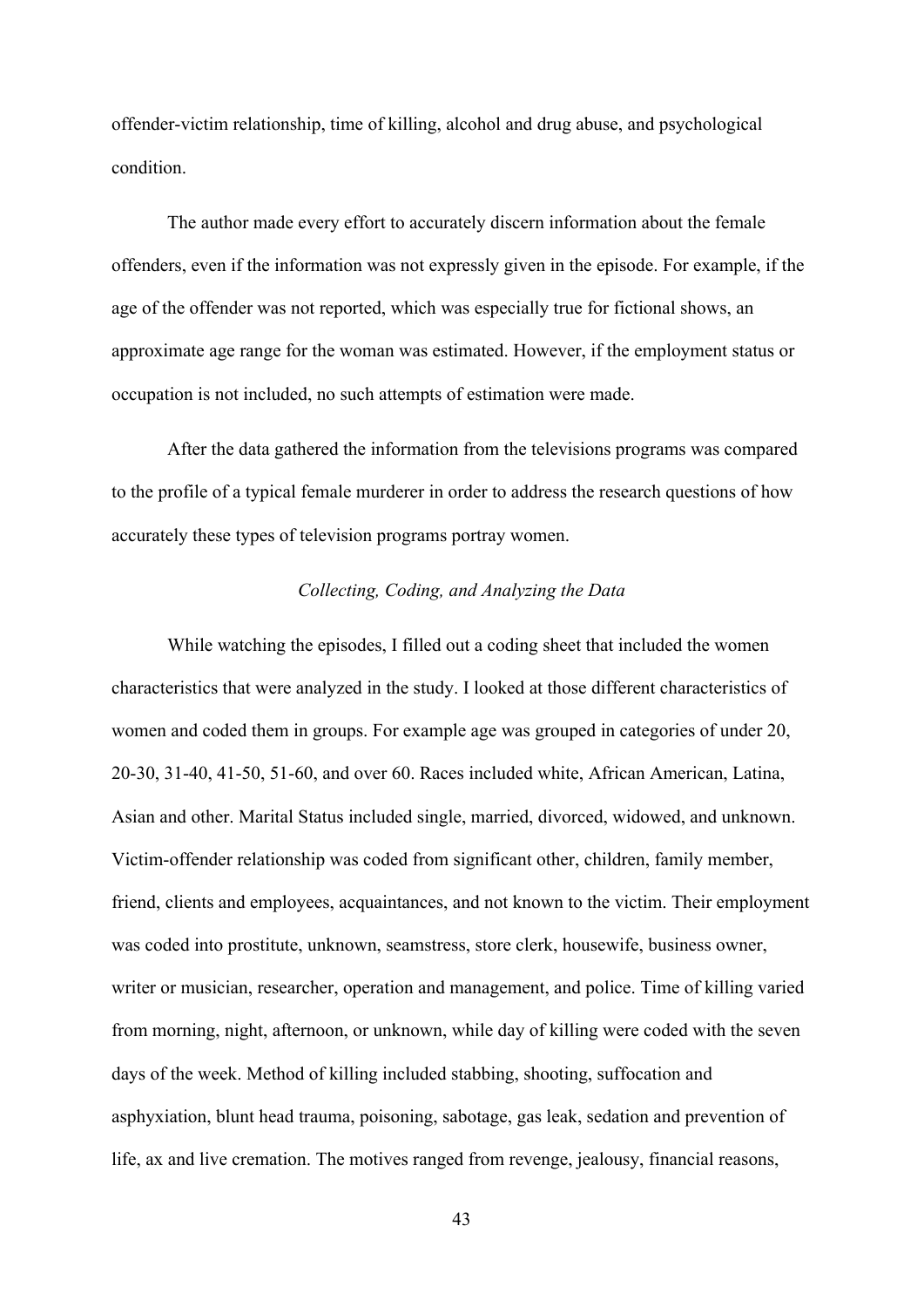offender-victim relationship, time of killing, alcohol and drug abuse, and psychological condition.

The author made every effort to accurately discern information about the female offenders, even if the information was not expressly given in the episode. For example, if the age of the offender was not reported, which was especially true for fictional shows, an approximate age range for the woman was estimated. However, if the employment status or occupation is not included, no such attempts of estimation were made.

After the data gathered the information from the televisions programs was compared to the profile of a typical female murderer in order to address the research questions of how accurately these types of television programs portray women.

*Collecting, Coding, and Analyzing the Data*

While watching the episodes, I filled out a coding sheet that included the women characteristics that were analyzed in the study. I looked at those different characteristics of women and coded them in groups. For example age was grouped in categories of under 20, 20-30, 31-40, 41-50, 51-60, and over 60. Races included white, African American, Latina, Asian and other. Marital Status included single, married, divorced, widowed, and unknown. Victim-offender relationship was coded from significant other, children, family member, friend, clients and employees, acquaintances, and not known to the victim. Their employment was coded into prostitute, unknown, seamstress, store clerk, housewife, business owner, writer or musician, researcher, operation and management, and police. Time of killing varied from morning, night, afternoon, or unknown, while day of killing were coded with the seven days of the week. Method of killing included stabbing, shooting, suffocation and asphyxiation, blunt head trauma, poisoning, sabotage, gas leak, sedation and prevention of life, ax and live cremation. The motives ranged from revenge, jealousy, financial reasons,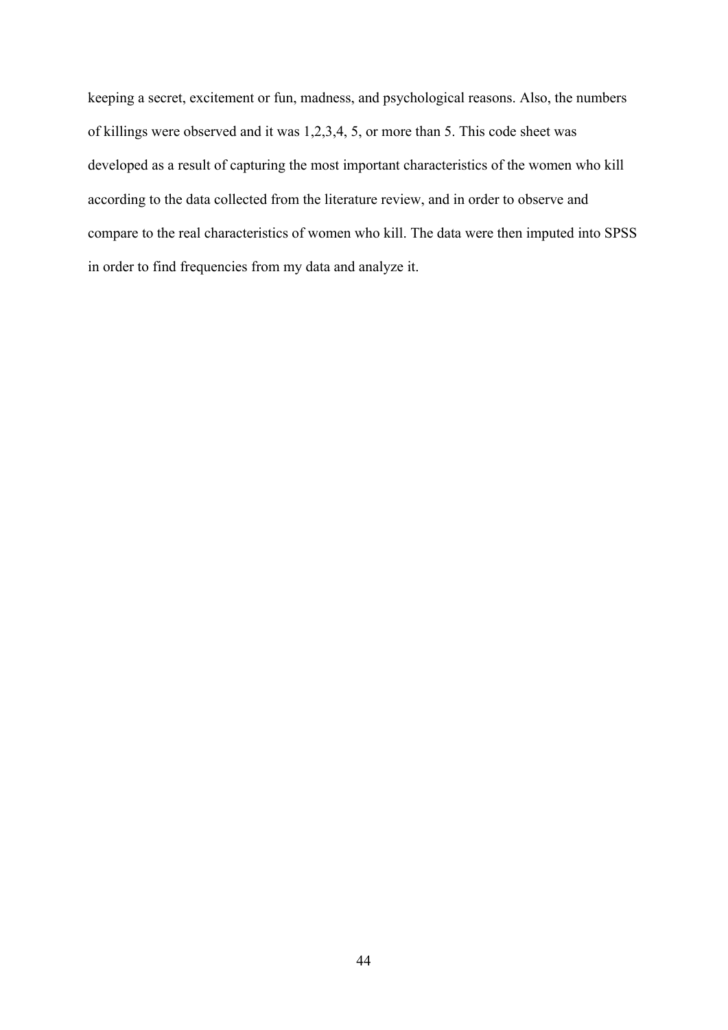keeping a secret, excitement or fun, madness, and psychological reasons. Also, the numbers of killings were observed and it was 1,2,3,4, 5, or more than 5. This code sheet was developed as a result of capturing the most important characteristics of the women who kill according to the data collected from the literature review, and in order to observe and compare to the real characteristics of women who kill. The data were then imputed into SPSS in order to find frequencies from my data and analyze it.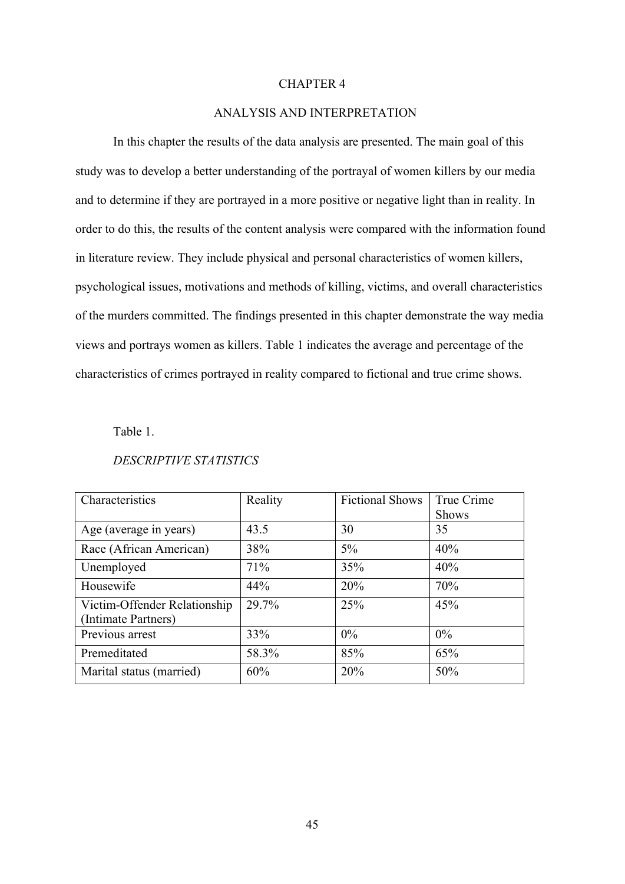# CHAPTER 4

## ANALYSIS AND INTERPRETATION

In this chapter the results of the data analysis are presented. The main goal of this study was to develop a better understanding of the portrayal of women killers by our media and to determine if they are portrayed in a more positive or negative light than in reality. In order to do this, the results of the content analysis were compared with the information found in literature review. They include physical and personal characteristics of women killers, psychological issues, motivations and methods of killing, victims, and overall characteristics of the murders committed. The findings presented in this chapter demonstrate the way media views and portrays women as killers. Table 1 indicates the average and percentage of the characteristics of crimes portrayed in reality compared to fictional and true crime shows.

Table 1.

*DESCRIPTIVE STATISTICS*

| Characteristics | Reality | Fictional Shows | True Crime Shows |
|---|---|---|---|
| Age (average in years) | 43.5 | 30 | 35 |
| Race (African American) | 38% | 5% | 40% |
| Unemployed | 71% | 35% | 40% |
| Housewife | 44% | 20% | 70% |
| Victim-Offender Relationship (Intimate Partners) | 29.7% | 25% | 45% |
| Previous arrest | 33% | 0% | 0% |
| Premeditated | 58.3% | 85% | 65% |
| Marital status (married) | 60% | 20% | 50% |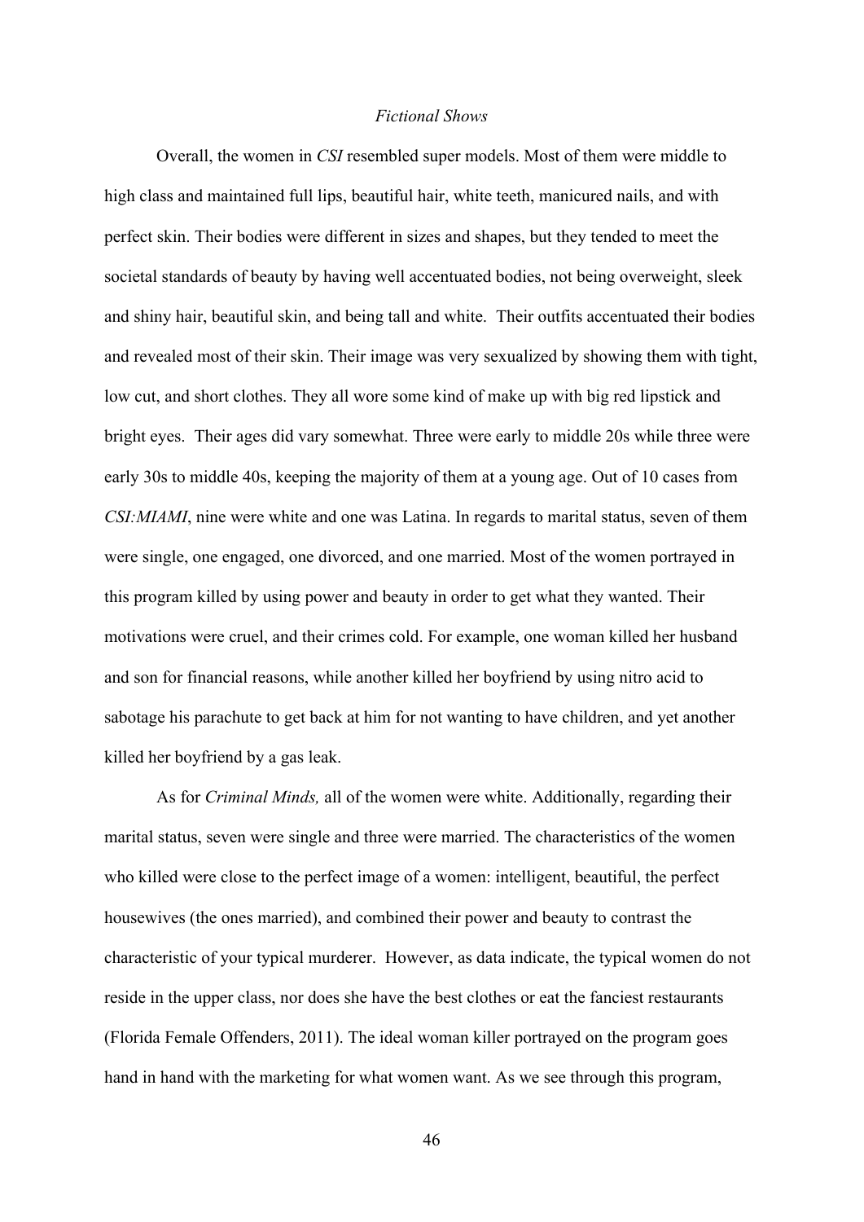*Fictional Shows*

Overall, the women in *CSI* resembled super models. Most of them were middle to high class and maintained full lips, beautiful hair, white teeth, manicured nails, and with perfect skin. Their bodies were different in sizes and shapes, but they tended to meet the societal standards of beauty by having well accentuated bodies, not being overweight, sleek and shiny hair, beautiful skin, and being tall and white. Their outfits accentuated their bodies and revealed most of their skin. Their image was very sexualized by showing them with tight, low cut, and short clothes. They all wore some kind of make up with big red lipstick and bright eyes. Their ages did vary somewhat. Three were early to middle 20s while three were early 30s to middle 40s, keeping the majority of them at a young age. Out of 10 cases from *CSI:MIAMI*, nine were white and one was Latina. In regards to marital status, seven of them were single, one engaged, one divorced, and one married. Most of the women portrayed in this program killed by using power and beauty in order to get what they wanted. Their motivations were cruel, and their crimes cold. For example, one woman killed her husband and son for financial reasons, while another killed her boyfriend by using nitro acid to sabotage his parachute to get back at him for not wanting to have children, and yet another killed her boyfriend by a gas leak.

As for *Criminal Minds,* all of the women were white. Additionally, regarding their marital status, seven were single and three were married. The characteristics of the women who killed were close to the perfect image of a women: intelligent, beautiful, the perfect housewives (the ones married), and combined their power and beauty to contrast the characteristic of your typical murderer. However, as data indicate, the typical women do not reside in the upper class, nor does she have the best clothes or eat the fanciest restaurants (Florida Female Offenders, 2011). The ideal woman killer portrayed on the program goes hand in hand with the marketing for what women want. As we see through this program,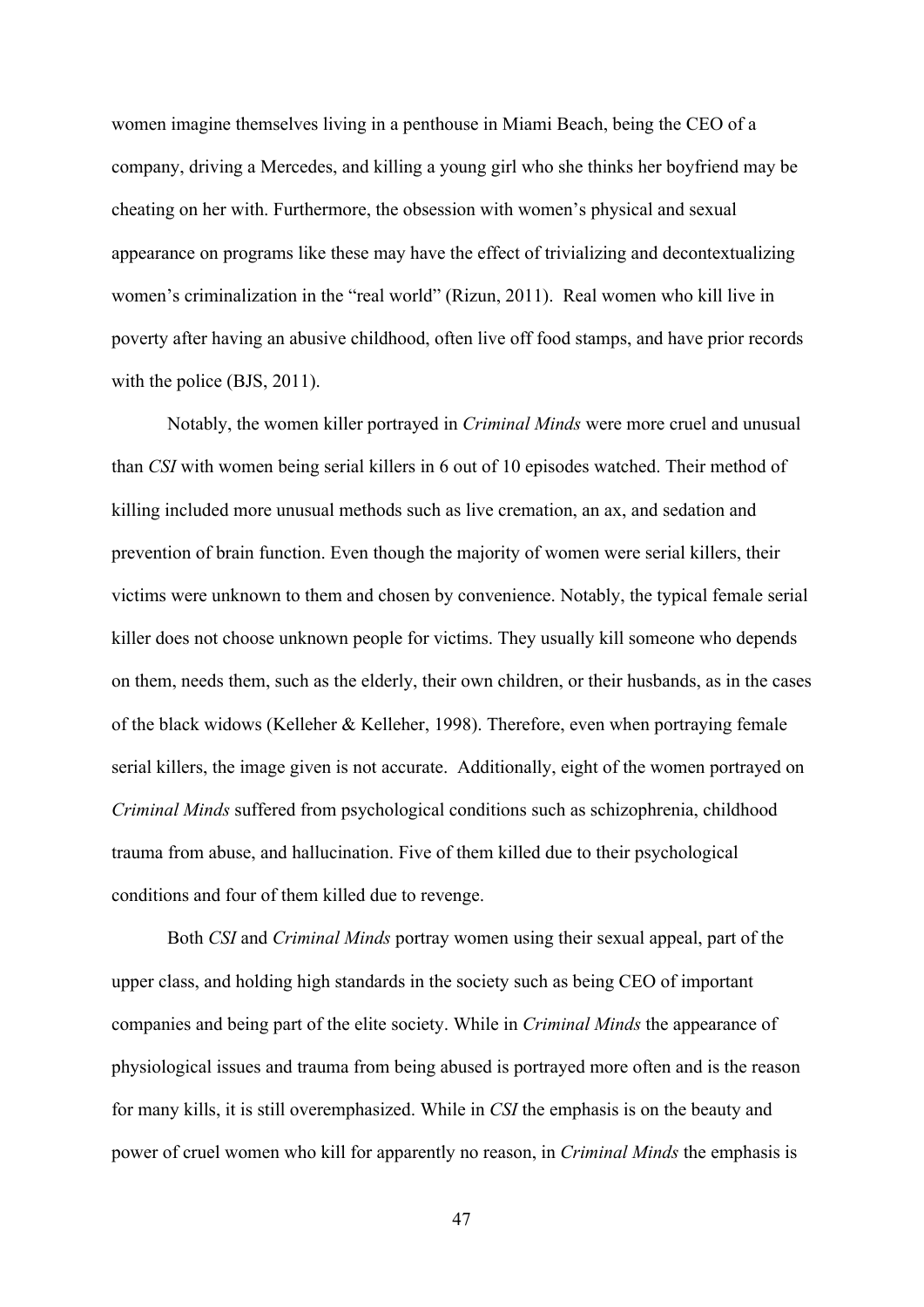women imagine themselves living in a penthouse in Miami Beach, being the CEO of a company, driving a Mercedes, and killing a young girl who she thinks her boyfriend may be cheating on her with. Furthermore, the obsession with women's physical and sexual appearance on programs like these may have the effect of trivializing and decontextualizing women's criminalization in the "real world" (Rizun, 2011). Real women who kill live in poverty after having an abusive childhood, often live off food stamps, and have prior records with the police (BJS, 2011).

Notably, the women killer portrayed in *Criminal Minds* were more cruel and unusual than *CSI* with women being serial killers in 6 out of 10 episodes watched. Their method of killing included more unusual methods such as live cremation, an ax, and sedation and prevention of brain function. Even though the majority of women were serial killers, their victims were unknown to them and chosen by convenience. Notably, the typical female serial killer does not choose unknown people for victims. They usually kill someone who depends on them, needs them, such as the elderly, their own children, or their husbands, as in the cases of the black widows (Kelleher & Kelleher, 1998). Therefore, even when portraying female serial killers, the image given is not accurate. Additionally, eight of the women portrayed on *Criminal Minds* suffered from psychological conditions such as schizophrenia, childhood trauma from abuse, and hallucination. Five of them killed due to their psychological conditions and four of them killed due to revenge.

Both *CSI* and *Criminal Minds* portray women using their sexual appeal, part of the upper class, and holding high standards in the society such as being CEO of important companies and being part of the elite society. While in *Criminal Minds* the appearance of physiological issues and trauma from being abused is portrayed more often and is the reason for many kills, it is still overemphasized. While in *CSI* the emphasis is on the beauty and power of cruel women who kill for apparently no reason, in *Criminal Minds* the emphasis is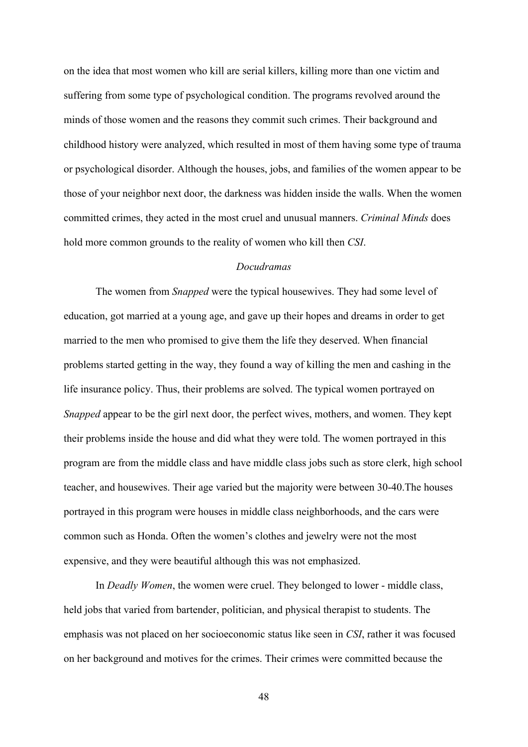on the idea that most women who kill are serial killers, killing more than one victim and suffering from some type of psychological condition. The programs revolved around the minds of those women and the reasons they commit such crimes. Their background and childhood history were analyzed, which resulted in most of them having some type of trauma or psychological disorder. Although the houses, jobs, and families of the women appear to be those of your neighbor next door, the darkness was hidden inside the walls. When the women committed crimes, they acted in the most cruel and unusual manners. *Criminal Minds* does hold more common grounds to the reality of women who kill then *CSI*.

### *Docudramas*

The women from *Snapped* were the typical housewives. They had some level of education, got married at a young age, and gave up their hopes and dreams in order to get married to the men who promised to give them the life they deserved. When financial problems started getting in the way, they found a way of killing the men and cashing in the life insurance policy. Thus, their problems are solved. The typical women portrayed on *Snapped* appear to be the girl next door, the perfect wives, mothers, and women. They kept their problems inside the house and did what they were told. The women portrayed in this program are from the middle class and have middle class jobs such as store clerk, high school teacher, and housewives. Their age varied but the majority were between 30-40.The houses portrayed in this program were houses in middle class neighborhoods, and the cars were common such as Honda. Often the women's clothes and jewelry were not the most expensive, and they were beautiful although this was not emphasized.

In *Deadly Women*, the women were cruel. They belonged to lower - middle class, held jobs that varied from bartender, politician, and physical therapist to students. The emphasis was not placed on her socioeconomic status like seen in *CSI*, rather it was focused on her background and motives for the crimes. Their crimes were committed because the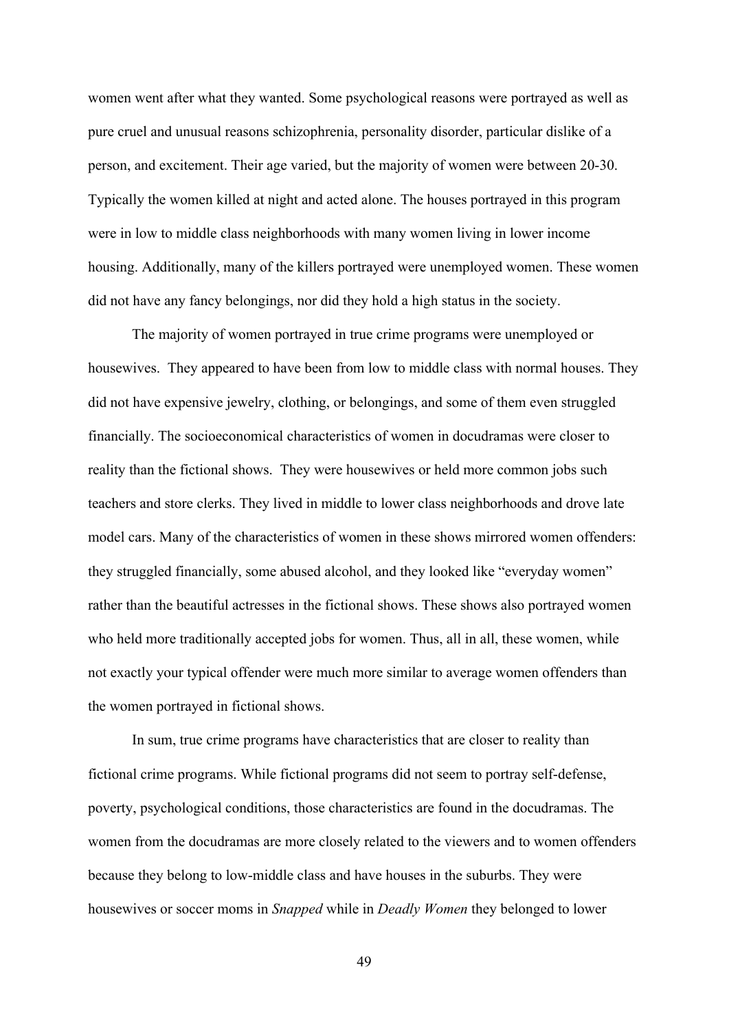women went after what they wanted. Some psychological reasons were portrayed as well as pure cruel and unusual reasons schizophrenia, personality disorder, particular dislike of a person, and excitement. Their age varied, but the majority of women were between 20-30. Typically the women killed at night and acted alone. The houses portrayed in this program were in low to middle class neighborhoods with many women living in lower income housing. Additionally, many of the killers portrayed were unemployed women. These women did not have any fancy belongings, nor did they hold a high status in the society.

The majority of women portrayed in true crime programs were unemployed or housewives. They appeared to have been from low to middle class with normal houses. They did not have expensive jewelry, clothing, or belongings, and some of them even struggled financially. The socioeconomical characteristics of women in docudramas were closer to reality than the fictional shows. They were housewives or held more common jobs such teachers and store clerks. They lived in middle to lower class neighborhoods and drove late model cars. Many of the characteristics of women in these shows mirrored women offenders: they struggled financially, some abused alcohol, and they looked like "everyday women" rather than the beautiful actresses in the fictional shows. These shows also portrayed women who held more traditionally accepted jobs for women. Thus, all in all, these women, while not exactly your typical offender were much more similar to average women offenders than the women portrayed in fictional shows.

In sum, true crime programs have characteristics that are closer to reality than fictional crime programs. While fictional programs did not seem to portray self-defense, poverty, psychological conditions, those characteristics are found in the docudramas. The women from the docudramas are more closely related to the viewers and to women offenders because they belong to low-middle class and have houses in the suburbs. They were housewives or soccer moms in *Snapped* while in *Deadly Women* they belonged to lower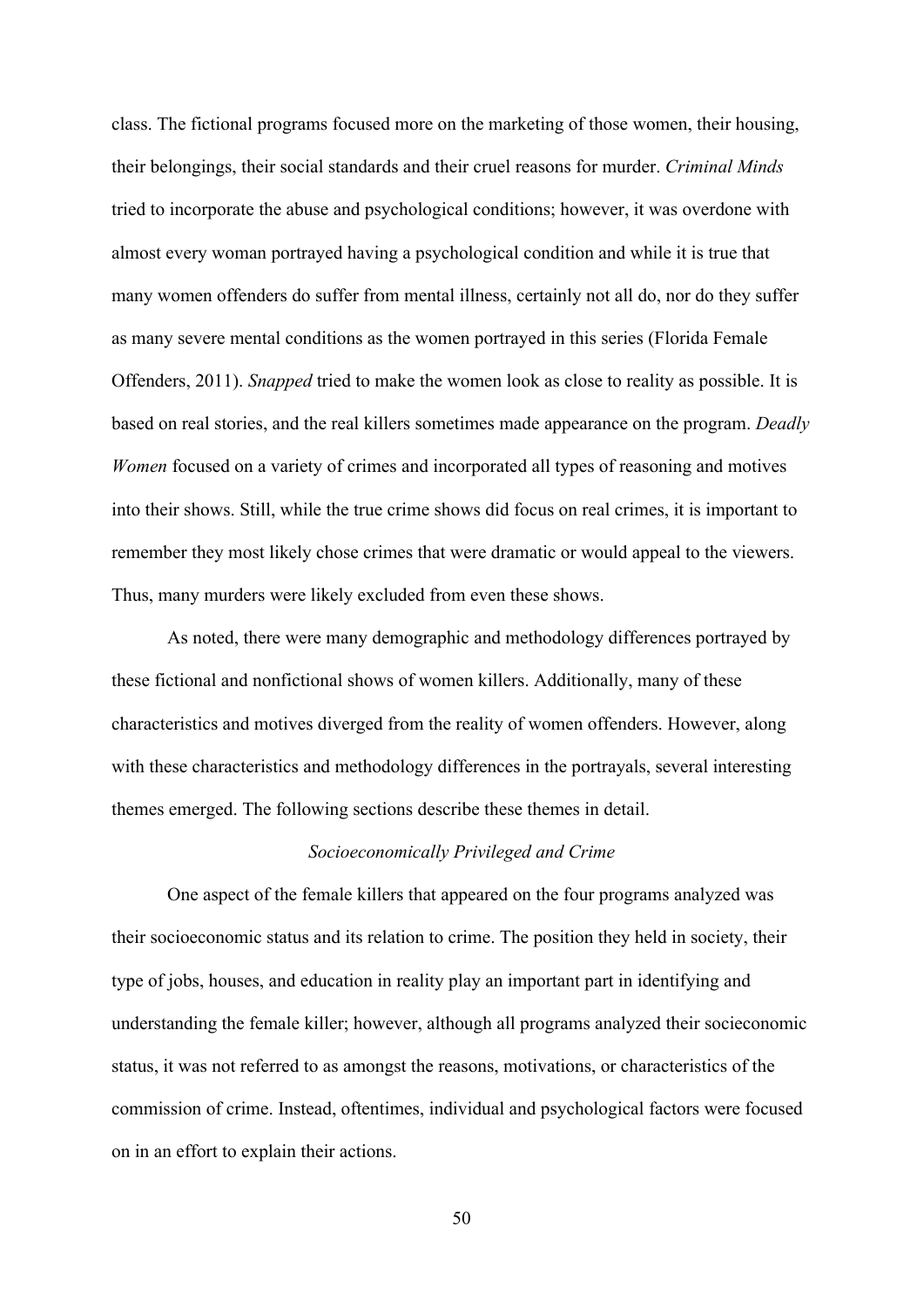class. The fictional programs focused more on the marketing of those women, their housing, their belongings, their social standards and their cruel reasons for murder. *Criminal Minds* tried to incorporate the abuse and psychological conditions; however, it was overdone with almost every woman portrayed having a psychological condition and while it is true that many women offenders do suffer from mental illness, certainly not all do, nor do they suffer as many severe mental conditions as the women portrayed in this series (Florida Female Offenders, 2011). *Snapped* tried to make the women look as close to reality as possible. It is based on real stories, and the real killers sometimes made appearance on the program. *Deadly Women* focused on a variety of crimes and incorporated all types of reasoning and motives into their shows. Still, while the true crime shows did focus on real crimes, it is important to remember they most likely chose crimes that were dramatic or would appeal to the viewers. Thus, many murders were likely excluded from even these shows.

As noted, there were many demographic and methodology differences portrayed by these fictional and nonfictional shows of women killers. Additionally, many of these characteristics and motives diverged from the reality of women offenders. However, along with these characteristics and methodology differences in the portrayals, several interesting themes emerged. The following sections describe these themes in detail.

### *Socioeconomically Privileged and Crime*

One aspect of the female killers that appeared on the four programs analyzed was their socioeconomic status and its relation to crime. The position they held in society, their type of jobs, houses, and education in reality play an important part in identifying and understanding the female killer; however, although all programs analyzed their socieconomic status, it was not referred to as amongst the reasons, motivations, or characteristics of the commission of crime. Instead, oftentimes, individual and psychological factors were focused on in an effort to explain their actions.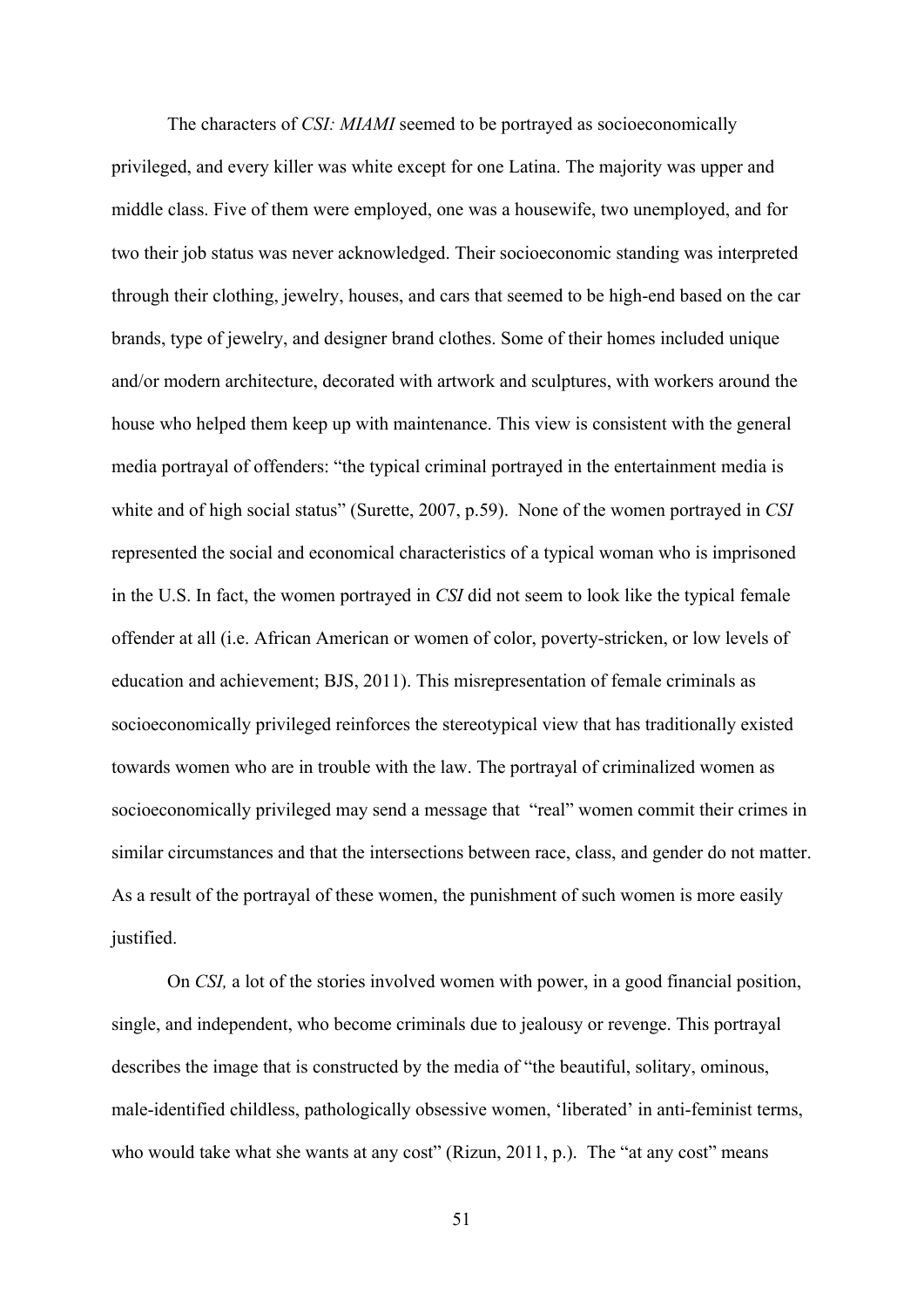The characters of *CSI: MIAMI* seemed to be portrayed as socioeconomically privileged, and every killer was white except for one Latina. The majority was upper and middle class. Five of them were employed, one was a housewife, two unemployed, and for two their job status was never acknowledged. Their socioeconomic standing was interpreted through their clothing, jewelry, houses, and cars that seemed to be high-end based on the car brands, type of jewelry, and designer brand clothes. Some of their homes included unique and/or modern architecture, decorated with artwork and sculptures, with workers around the house who helped them keep up with maintenance. This view is consistent with the general media portrayal of offenders: "the typical criminal portrayed in the entertainment media is white and of high social status" (Surette, 2007, p.59). None of the women portrayed in *CSI* represented the social and economical characteristics of a typical woman who is imprisoned in the U.S. In fact, the women portrayed in *CSI* did not seem to look like the typical female offender at all (i.e. African American or women of color, poverty-stricken, or low levels of education and achievement; BJS, 2011). This misrepresentation of female criminals as socioeconomically privileged reinforces the stereotypical view that has traditionally existed towards women who are in trouble with the law. The portrayal of criminalized women as socioeconomically privileged may send a message that "real" women commit their crimes in similar circumstances and that the intersections between race, class, and gender do not matter. As a result of the portrayal of these women, the punishment of such women is more easily justified.

On *CSI,* a lot of the stories involved women with power, in a good financial position, single, and independent, who become criminals due to jealousy or revenge. This portrayal describes the image that is constructed by the media of "the beautiful, solitary, ominous, male-identified childless, pathologically obsessive women, 'liberated' in anti-feminist terms, who would take what she wants at any cost" (Rizun, 2011, p.). The "at any cost" means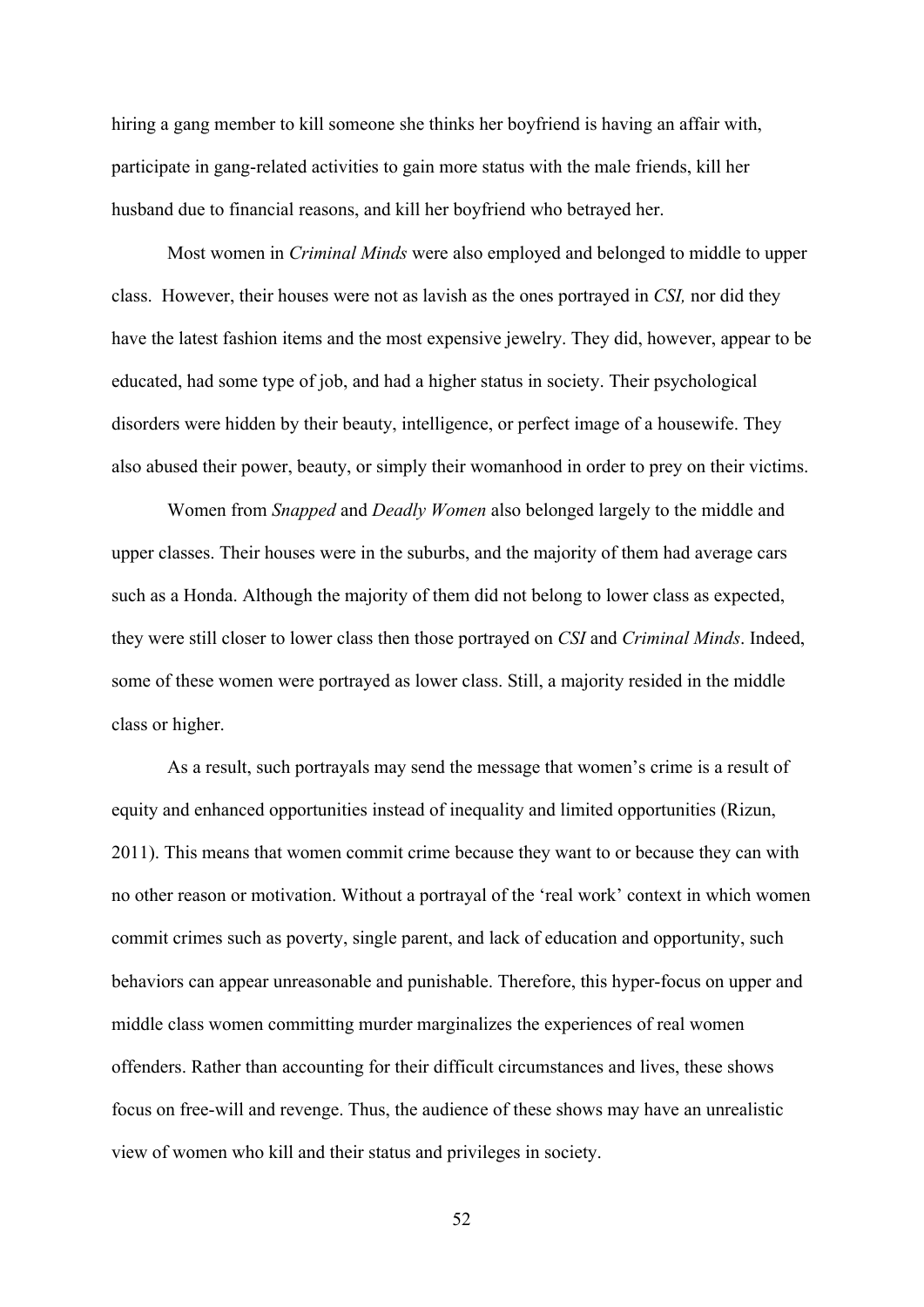hiring a gang member to kill someone she thinks her boyfriend is having an affair with, participate in gang-related activities to gain more status with the male friends, kill her husband due to financial reasons, and kill her boyfriend who betrayed her.

Most women in *Criminal Minds* were also employed and belonged to middle to upper class. However, their houses were not as lavish as the ones portrayed in *CSI,* nor did they have the latest fashion items and the most expensive jewelry. They did, however, appear to be educated, had some type of job, and had a higher status in society. Their psychological disorders were hidden by their beauty, intelligence, or perfect image of a housewife. They also abused their power, beauty, or simply their womanhood in order to prey on their victims.

Women from *Snapped* and *Deadly Women* also belonged largely to the middle and upper classes. Their houses were in the suburbs, and the majority of them had average cars such as a Honda. Although the majority of them did not belong to lower class as expected, they were still closer to lower class then those portrayed on *CSI* and *Criminal Minds*. Indeed, some of these women were portrayed as lower class. Still, a majority resided in the middle class or higher.

As a result, such portrayals may send the message that women's crime is a result of equity and enhanced opportunities instead of inequality and limited opportunities (Rizun, 2011). This means that women commit crime because they want to or because they can with no other reason or motivation. Without a portrayal of the 'real work' context in which women commit crimes such as poverty, single parent, and lack of education and opportunity, such behaviors can appear unreasonable and punishable. Therefore, this hyper-focus on upper and middle class women committing murder marginalizes the experiences of real women offenders. Rather than accounting for their difficult circumstances and lives, these shows focus on free-will and revenge. Thus, the audience of these shows may have an unrealistic view of women who kill and their status and privileges in society.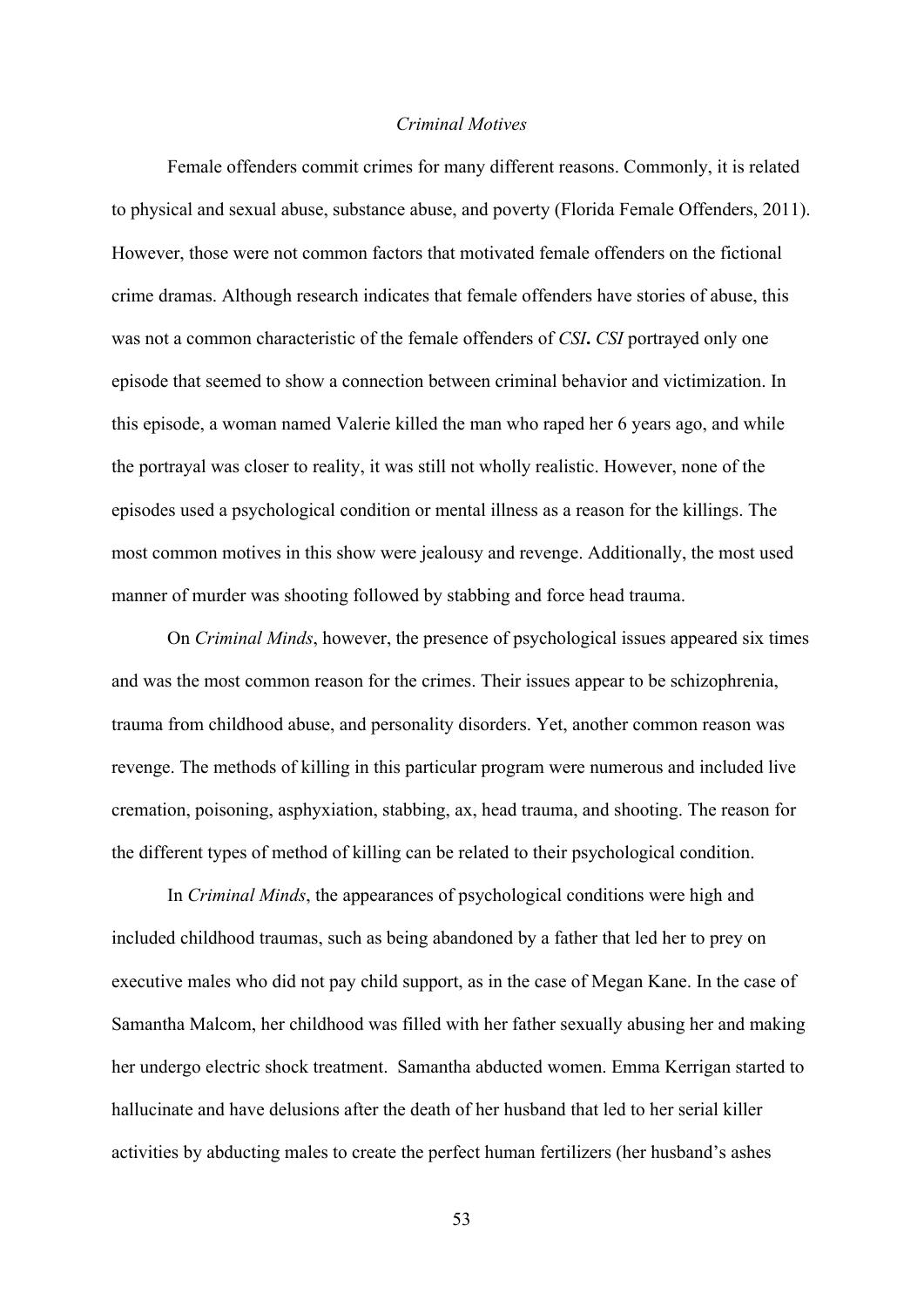### *Criminal Motives*

Female offenders commit crimes for many different reasons. Commonly, it is related to physical and sexual abuse, substance abuse, and poverty (Florida Female Offenders, 2011). However, those were not common factors that motivated female offenders on the fictional crime dramas. Although research indicates that female offenders have stories of abuse, this was not a common characteristic of the female offenders of *CSI***.** *CSI* portrayed only one episode that seemed to show a connection between criminal behavior and victimization. In this episode, a woman named Valerie killed the man who raped her 6 years ago, and while the portrayal was closer to reality, it was still not wholly realistic. However, none of the episodes used a psychological condition or mental illness as a reason for the killings. The most common motives in this show were jealousy and revenge. Additionally, the most used manner of murder was shooting followed by stabbing and force head trauma.

On *Criminal Minds*, however, the presence of psychological issues appeared six times and was the most common reason for the crimes. Their issues appear to be schizophrenia, trauma from childhood abuse, and personality disorders. Yet, another common reason was revenge. The methods of killing in this particular program were numerous and included live cremation, poisoning, asphyxiation, stabbing, ax, head trauma, and shooting. The reason for the different types of method of killing can be related to their psychological condition.

In *Criminal Minds*, the appearances of psychological conditions were high and included childhood traumas, such as being abandoned by a father that led her to prey on executive males who did not pay child support, as in the case of Megan Kane. In the case of Samantha Malcom, her childhood was filled with her father sexually abusing her and making her undergo electric shock treatment. Samantha abducted women. Emma Kerrigan started to hallucinate and have delusions after the death of her husband that led to her serial killer activities by abducting males to create the perfect human fertilizers (her husband's ashes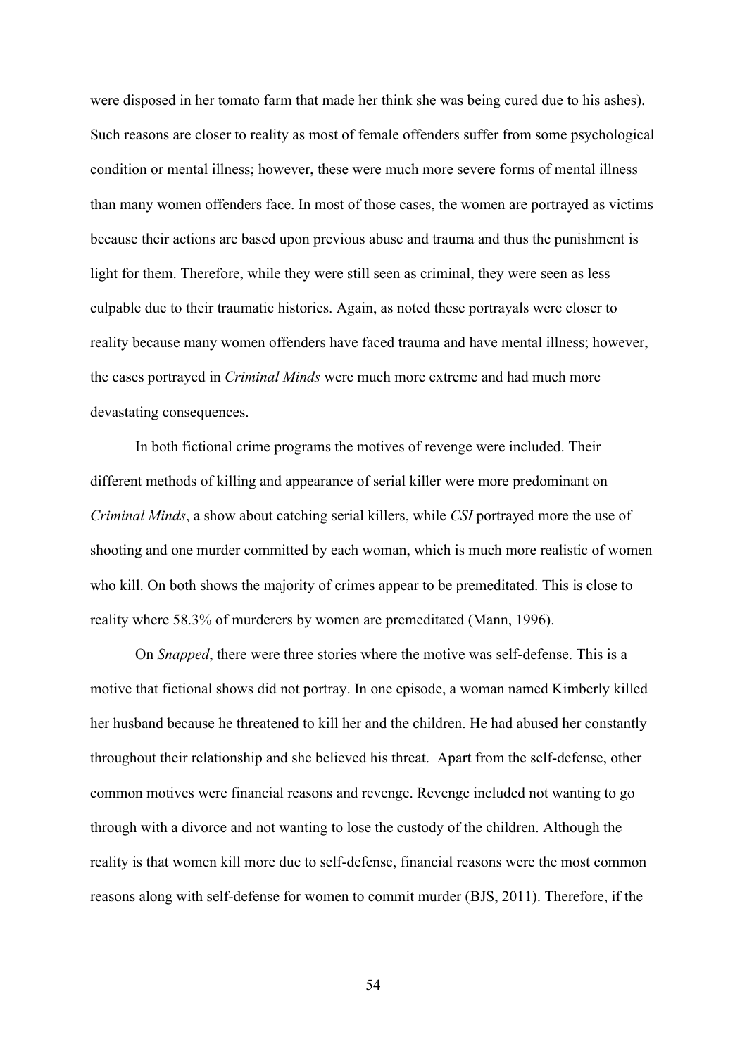were disposed in her tomato farm that made her think she was being cured due to his ashes). Such reasons are closer to reality as most of female offenders suffer from some psychological condition or mental illness; however, these were much more severe forms of mental illness than many women offenders face. In most of those cases, the women are portrayed as victims because their actions are based upon previous abuse and trauma and thus the punishment is light for them. Therefore, while they were still seen as criminal, they were seen as less culpable due to their traumatic histories. Again, as noted these portrayals were closer to reality because many women offenders have faced trauma and have mental illness; however, the cases portrayed in *Criminal Minds* were much more extreme and had much more devastating consequences.

In both fictional crime programs the motives of revenge were included. Their different methods of killing and appearance of serial killer were more predominant on *Criminal Minds*, a show about catching serial killers, while *CSI* portrayed more the use of shooting and one murder committed by each woman, which is much more realistic of women who kill. On both shows the majority of crimes appear to be premeditated. This is close to reality where 58.3% of murderers by women are premeditated (Mann, 1996).

On *Snapped*, there were three stories where the motive was self-defense. This is a motive that fictional shows did not portray. In one episode, a woman named Kimberly killed her husband because he threatened to kill her and the children. He had abused her constantly throughout their relationship and she believed his threat. Apart from the self-defense, other common motives were financial reasons and revenge. Revenge included not wanting to go through with a divorce and not wanting to lose the custody of the children. Although the reality is that women kill more due to self-defense, financial reasons were the most common reasons along with self-defense for women to commit murder (BJS, 2011). Therefore, if the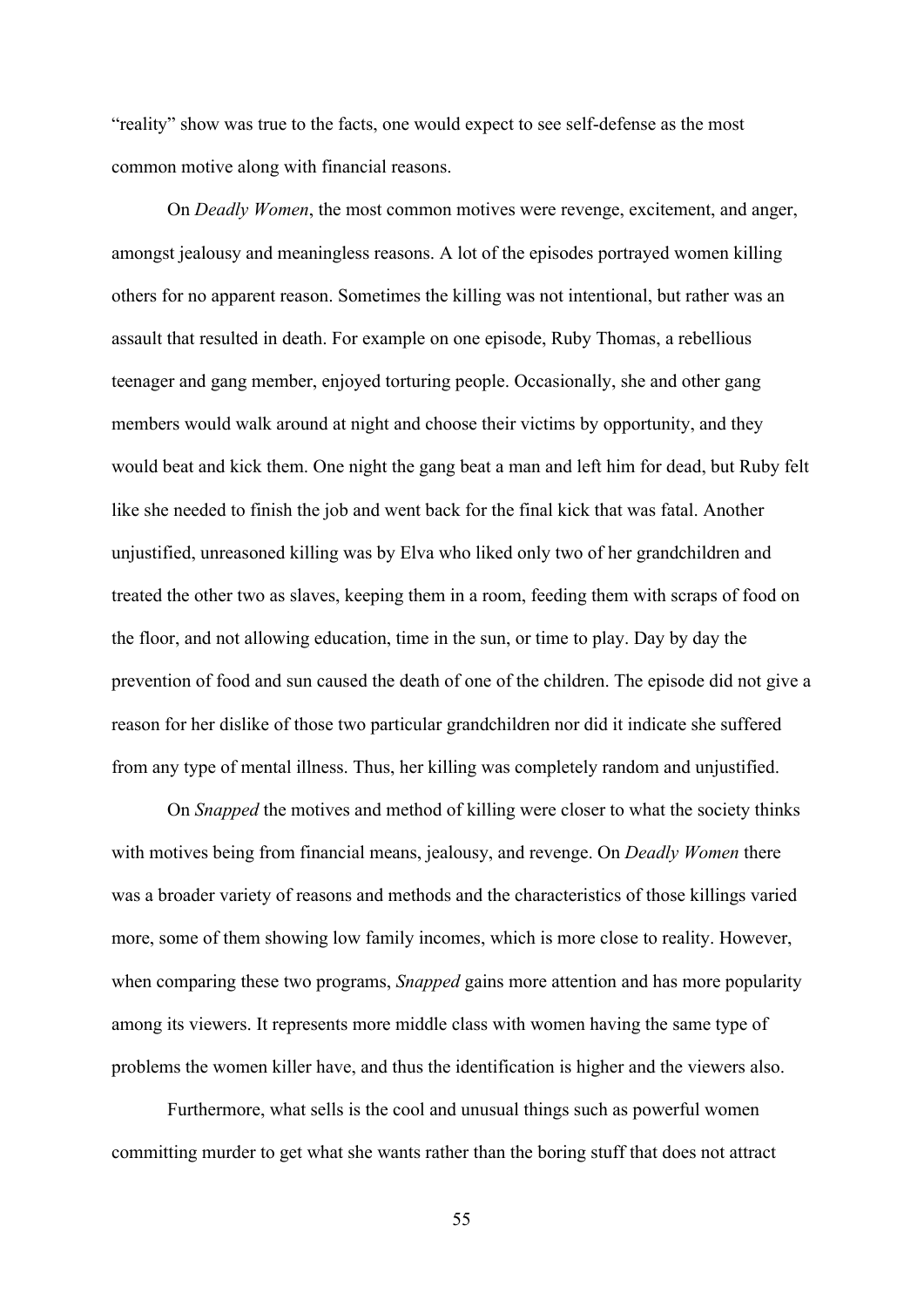"reality" show was true to the facts, one would expect to see self-defense as the most common motive along with financial reasons.

On *Deadly Women*, the most common motives were revenge, excitement, and anger, amongst jealousy and meaningless reasons. A lot of the episodes portrayed women killing others for no apparent reason. Sometimes the killing was not intentional, but rather was an assault that resulted in death. For example on one episode, Ruby Thomas, a rebellious teenager and gang member, enjoyed torturing people. Occasionally, she and other gang members would walk around at night and choose their victims by opportunity, and they would beat and kick them. One night the gang beat a man and left him for dead, but Ruby felt like she needed to finish the job and went back for the final kick that was fatal. Another unjustified, unreasoned killing was by Elva who liked only two of her grandchildren and treated the other two as slaves, keeping them in a room, feeding them with scraps of food on the floor, and not allowing education, time in the sun, or time to play. Day by day the prevention of food and sun caused the death of one of the children. The episode did not give a reason for her dislike of those two particular grandchildren nor did it indicate she suffered from any type of mental illness. Thus, her killing was completely random and unjustified.

On *Snapped* the motives and method of killing were closer to what the society thinks with motives being from financial means, jealousy, and revenge. On *Deadly Women* there was a broader variety of reasons and methods and the characteristics of those killings varied more, some of them showing low family incomes, which is more close to reality. However, when comparing these two programs, *Snapped* gains more attention and has more popularity among its viewers. It represents more middle class with women having the same type of problems the women killer have, and thus the identification is higher and the viewers also.

Furthermore, what sells is the cool and unusual things such as powerful women committing murder to get what she wants rather than the boring stuff that does not attract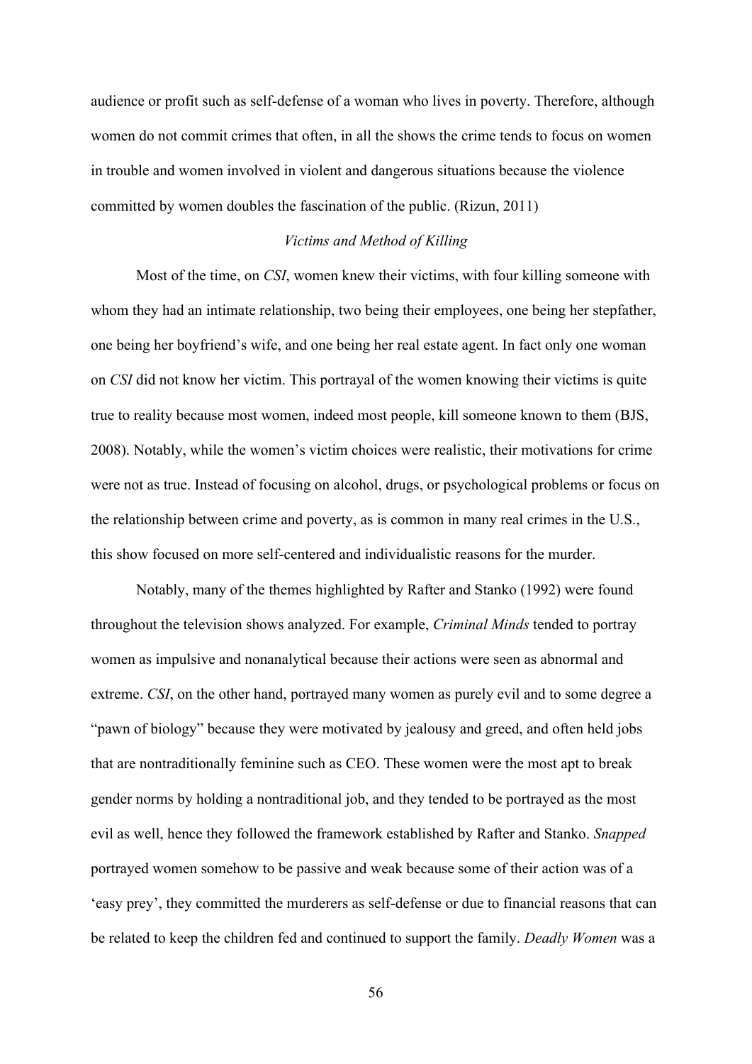audience or profit such as self-defense of a woman who lives in poverty. Therefore, although women do not commit crimes that often, in all the shows the crime tends to focus on women in trouble and women involved in violent and dangerous situations because the violence committed by women doubles the fascination of the public. (Rizun, 2011)

### *Victims and Method of Killing*

Most of the time, on *CSI*, women knew their victims, with four killing someone with whom they had an intimate relationship, two being their employees, one being her stepfather, one being her boyfriend's wife, and one being her real estate agent. In fact only one woman on *CSI* did not know her victim. This portrayal of the women knowing their victims is quite true to reality because most women, indeed most people, kill someone known to them (BJS, 2008). Notably, while the women's victim choices were realistic, their motivations for crime were not as true. Instead of focusing on alcohol, drugs, or psychological problems or focus on the relationship between crime and poverty, as is common in many real crimes in the U.S., this show focused on more self-centered and individualistic reasons for the murder.

Notably, many of the themes highlighted by Rafter and Stanko (1992) were found throughout the television shows analyzed. For example, *Criminal Minds* tended to portray women as impulsive and nonanalytical because their actions were seen as abnormal and extreme. *CSI*, on the other hand, portrayed many women as purely evil and to some degree a "pawn of biology" because they were motivated by jealousy and greed, and often held jobs that are nontraditionally feminine such as CEO. These women were the most apt to break gender norms by holding a nontraditional job, and they tended to be portrayed as the most evil as well, hence they followed the framework established by Rafter and Stanko. *Snapped* portrayed women somehow to be passive and weak because some of their action was of a 'easy prey', they committed the murderers as self-defense or due to financial reasons that can be related to keep the children fed and continued to support the family. *Deadly Women* was a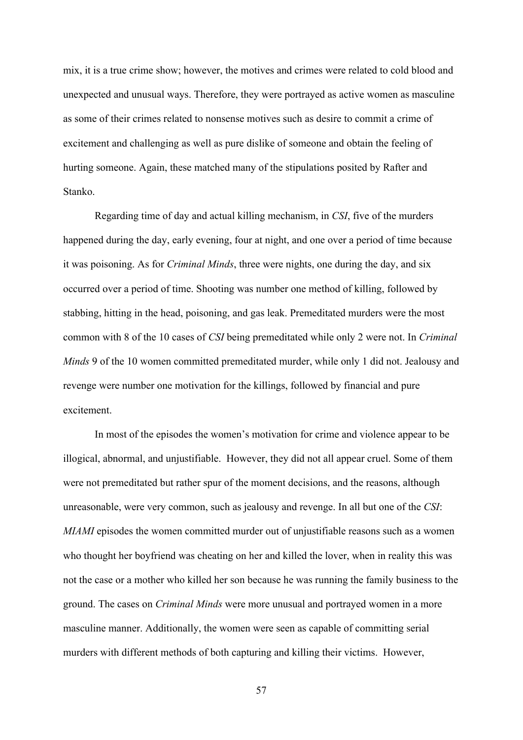mix, it is a true crime show; however, the motives and crimes were related to cold blood and unexpected and unusual ways. Therefore, they were portrayed as active women as masculine as some of their crimes related to nonsense motives such as desire to commit a crime of excitement and challenging as well as pure dislike of someone and obtain the feeling of hurting someone. Again, these matched many of the stipulations posited by Rafter and Stanko.

Regarding time of day and actual killing mechanism, in *CSI*, five of the murders happened during the day, early evening, four at night, and one over a period of time because it was poisoning. As for *Criminal Minds*, three were nights, one during the day, and six occurred over a period of time. Shooting was number one method of killing, followed by stabbing, hitting in the head, poisoning, and gas leak. Premeditated murders were the most common with 8 of the 10 cases of *CSI* being premeditated while only 2 were not. In *Criminal Minds* 9 of the 10 women committed premeditated murder, while only 1 did not. Jealousy and revenge were number one motivation for the killings, followed by financial and pure excitement.

In most of the episodes the women's motivation for crime and violence appear to be illogical, abnormal, and unjustifiable. However, they did not all appear cruel. Some of them were not premeditated but rather spur of the moment decisions, and the reasons, although unreasonable, were very common, such as jealousy and revenge. In all but one of the *CSI*: *MIAMI* episodes the women committed murder out of unjustifiable reasons such as a women who thought her boyfriend was cheating on her and killed the lover, when in reality this was not the case or a mother who killed her son because he was running the family business to the ground. The cases on *Criminal Minds* were more unusual and portrayed women in a more masculine manner. Additionally, the women were seen as capable of committing serial murders with different methods of both capturing and killing their victims. However,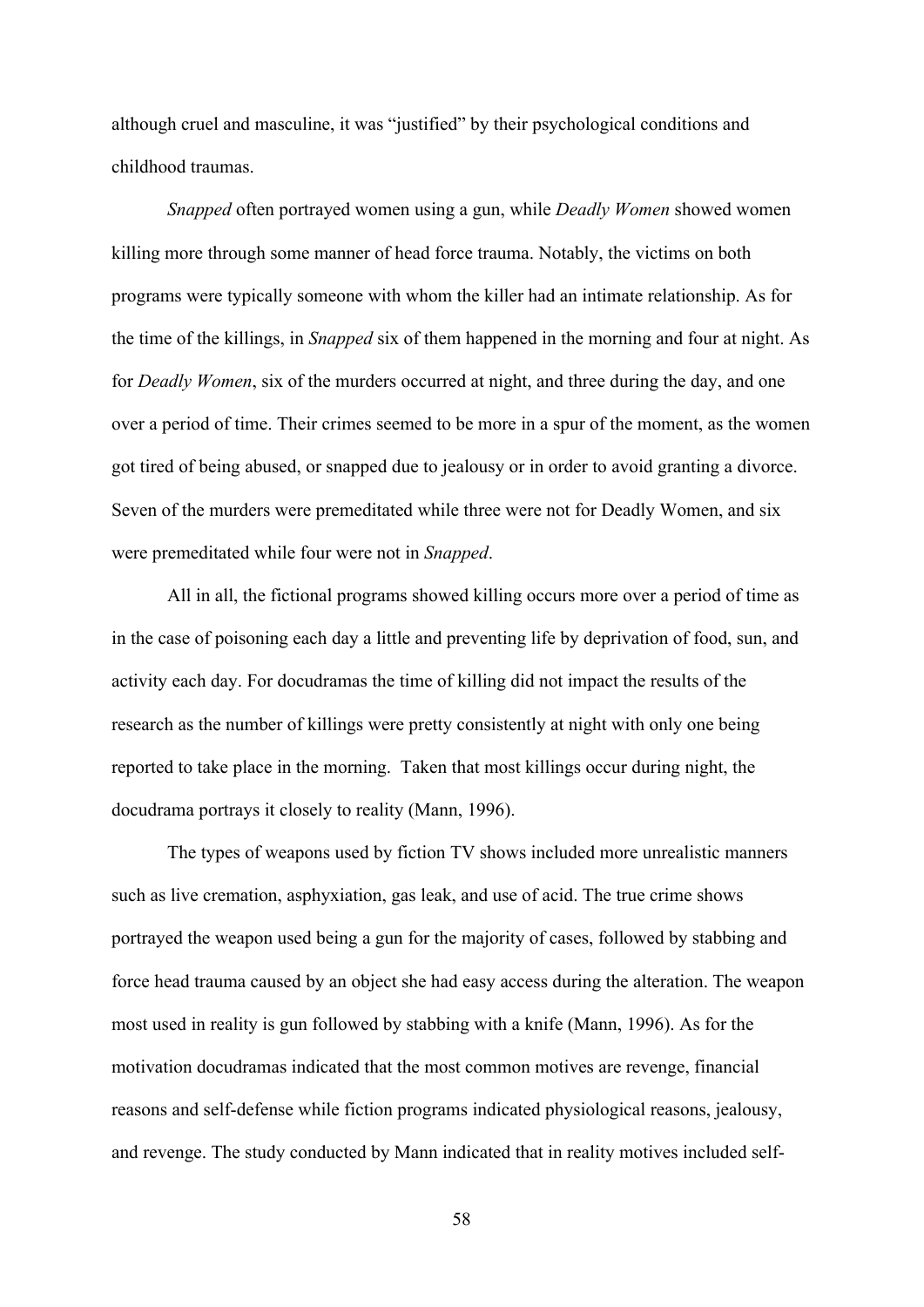although cruel and masculine, it was "justified" by their psychological conditions and childhood traumas.

*Snapped* often portrayed women using a gun, while *Deadly Women* showed women killing more through some manner of head force trauma. Notably, the victims on both programs were typically someone with whom the killer had an intimate relationship. As for the time of the killings, in *Snapped* six of them happened in the morning and four at night. As for *Deadly Women*, six of the murders occurred at night, and three during the day, and one over a period of time. Their crimes seemed to be more in a spur of the moment, as the women got tired of being abused, or snapped due to jealousy or in order to avoid granting a divorce. Seven of the murders were premeditated while three were not for Deadly Women, and six were premeditated while four were not in *Snapped*.

All in all, the fictional programs showed killing occurs more over a period of time as in the case of poisoning each day a little and preventing life by deprivation of food, sun, and activity each day. For docudramas the time of killing did not impact the results of the research as the number of killings were pretty consistently at night with only one being reported to take place in the morning. Taken that most killings occur during night, the docudrama portrays it closely to reality (Mann, 1996).

The types of weapons used by fiction TV shows included more unrealistic manners such as live cremation, asphyxiation, gas leak, and use of acid. The true crime shows portrayed the weapon used being a gun for the majority of cases, followed by stabbing and force head trauma caused by an object she had easy access during the alteration. The weapon most used in reality is gun followed by stabbing with a knife (Mann, 1996). As for the motivation docudramas indicated that the most common motives are revenge, financial reasons and self-defense while fiction programs indicated physiological reasons, jealousy, and revenge. The study conducted by Mann indicated that in reality motives included self-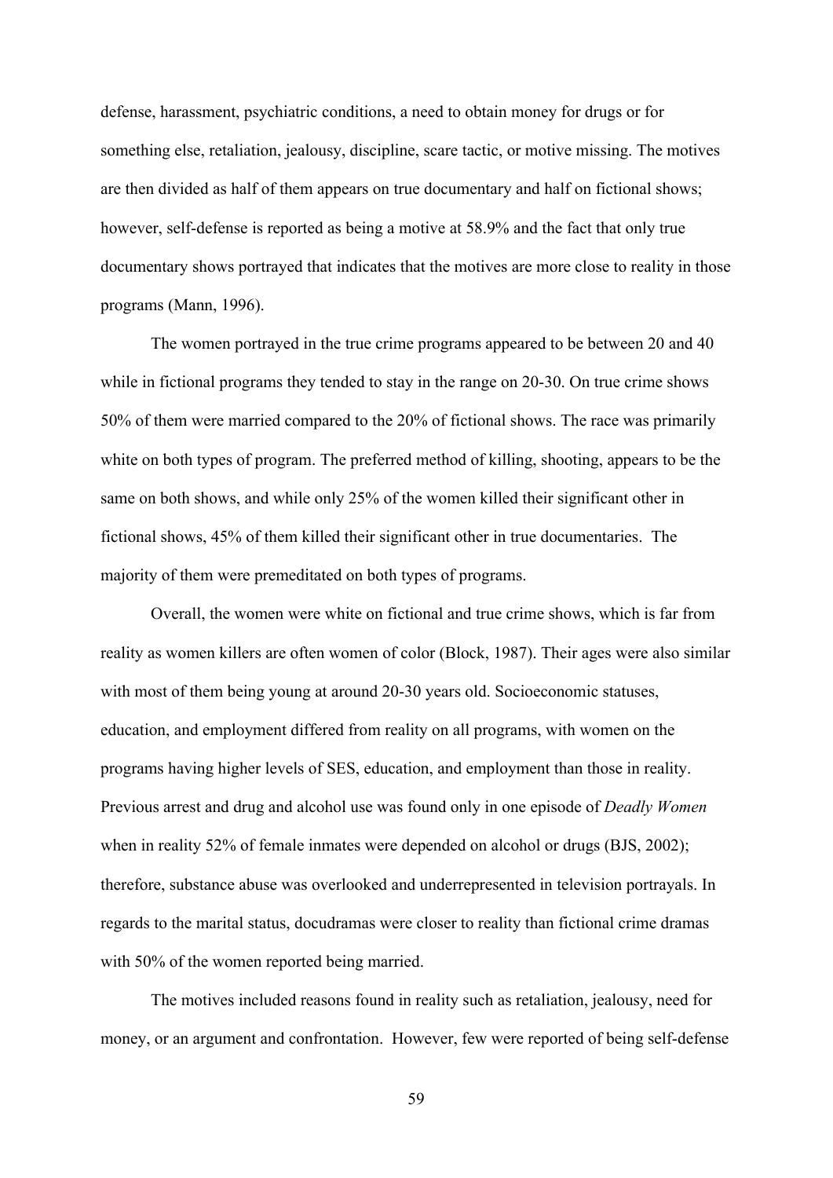defense, harassment, psychiatric conditions, a need to obtain money for drugs or for something else, retaliation, jealousy, discipline, scare tactic, or motive missing. The motives are then divided as half of them appears on true documentary and half on fictional shows; however, self-defense is reported as being a motive at 58.9% and the fact that only true documentary shows portrayed that indicates that the motives are more close to reality in those programs (Mann, 1996).

The women portrayed in the true crime programs appeared to be between 20 and 40 while in fictional programs they tended to stay in the range on 20-30. On true crime shows 50% of them were married compared to the 20% of fictional shows. The race was primarily white on both types of program. The preferred method of killing, shooting, appears to be the same on both shows, and while only 25% of the women killed their significant other in fictional shows, 45% of them killed their significant other in true documentaries. The majority of them were premeditated on both types of programs.

Overall, the women were white on fictional and true crime shows, which is far from reality as women killers are often women of color (Block, 1987). Their ages were also similar with most of them being young at around 20-30 years old. Socioeconomic statuses, education, and employment differed from reality on all programs, with women on the programs having higher levels of SES, education, and employment than those in reality. Previous arrest and drug and alcohol use was found only in one episode of *Deadly Women* when in reality 52% of female inmates were depended on alcohol or drugs (BJS, 2002); therefore, substance abuse was overlooked and underrepresented in television portrayals. In regards to the marital status, docudramas were closer to reality than fictional crime dramas with 50% of the women reported being married.

The motives included reasons found in reality such as retaliation, jealousy, need for money, or an argument and confrontation. However, few were reported of being self-defense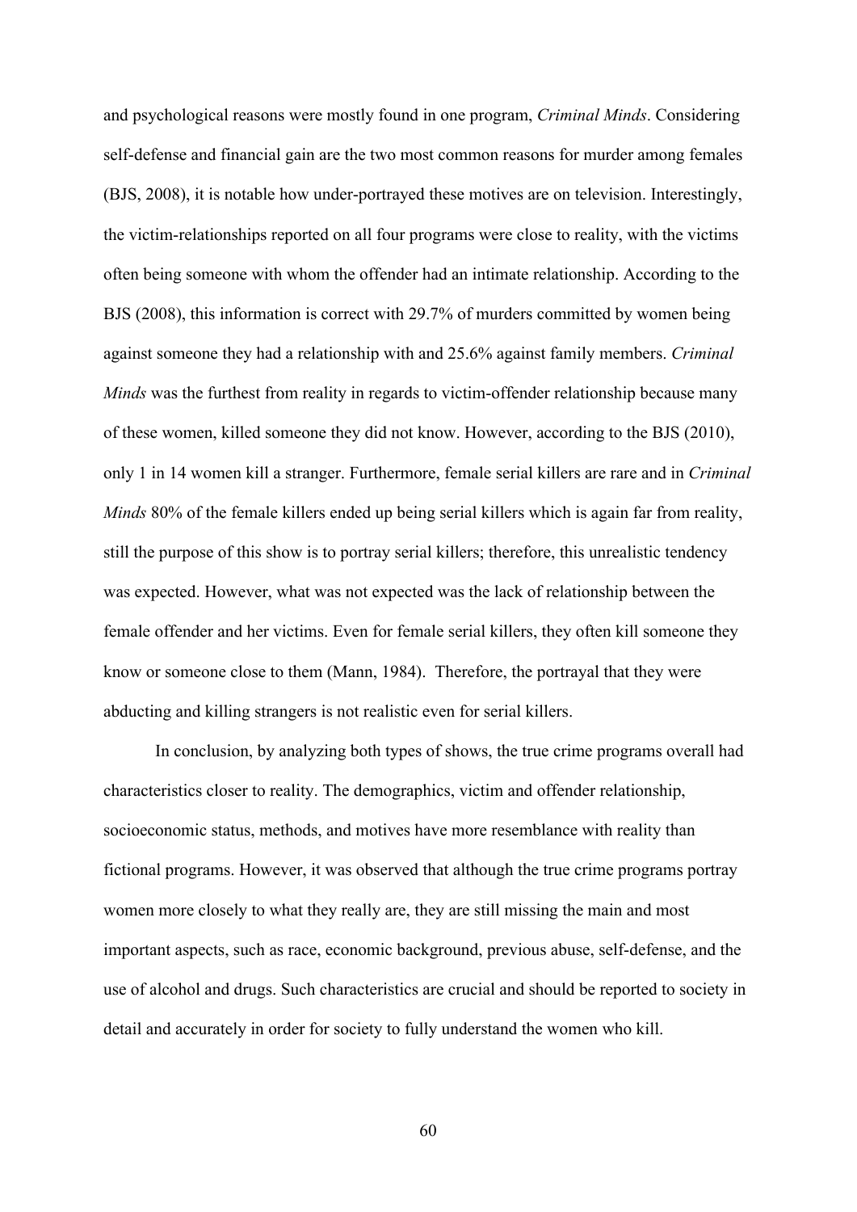and psychological reasons were mostly found in one program, *Criminal Minds*. Considering self-defense and financial gain are the two most common reasons for murder among females (BJS, 2008), it is notable how under-portrayed these motives are on television. Interestingly, the victim-relationships reported on all four programs were close to reality, with the victims often being someone with whom the offender had an intimate relationship. According to the BJS (2008), this information is correct with 29.7% of murders committed by women being against someone they had a relationship with and 25.6% against family members. *Criminal Minds* was the furthest from reality in regards to victim-offender relationship because many of these women, killed someone they did not know. However, according to the BJS (2010), only 1 in 14 women kill a stranger. Furthermore, female serial killers are rare and in *Criminal Minds* 80% of the female killers ended up being serial killers which is again far from reality, still the purpose of this show is to portray serial killers; therefore, this unrealistic tendency was expected. However, what was not expected was the lack of relationship between the female offender and her victims. Even for female serial killers, they often kill someone they know or someone close to them (Mann, 1984). Therefore, the portrayal that they were abducting and killing strangers is not realistic even for serial killers.

In conclusion, by analyzing both types of shows, the true crime programs overall had characteristics closer to reality. The demographics, victim and offender relationship, socioeconomic status, methods, and motives have more resemblance with reality than fictional programs. However, it was observed that although the true crime programs portray women more closely to what they really are, they are still missing the main and most important aspects, such as race, economic background, previous abuse, self-defense, and the use of alcohol and drugs. Such characteristics are crucial and should be reported to society in detail and accurately in order for society to fully understand the women who kill.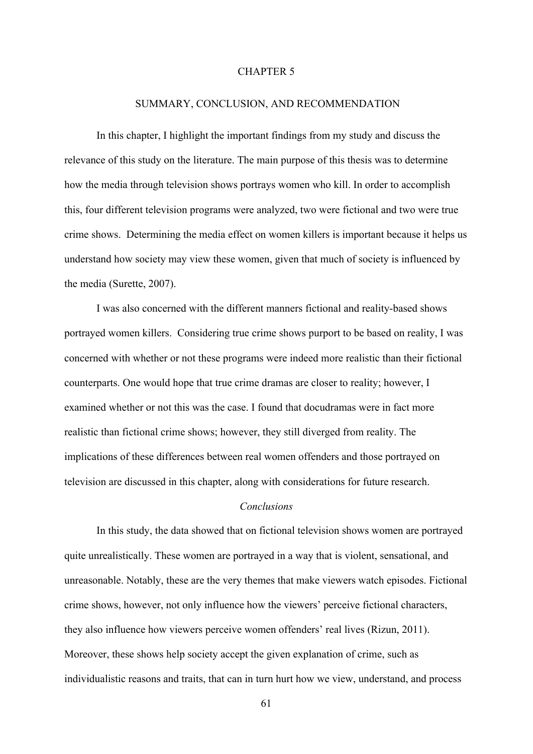# CHAPTER 5

## SUMMARY, CONCLUSION, AND RECOMMENDATION

In this chapter, I highlight the important findings from my study and discuss the relevance of this study on the literature. The main purpose of this thesis was to determine how the media through television shows portrays women who kill. In order to accomplish this, four different television programs were analyzed, two were fictional and two were true crime shows. Determining the media effect on women killers is important because it helps us understand how society may view these women, given that much of society is influenced by the media (Surette, 2007).

I was also concerned with the different manners fictional and reality-based shows portrayed women killers. Considering true crime shows purport to be based on reality, I was concerned with whether or not these programs were indeed more realistic than their fictional counterparts. One would hope that true crime dramas are closer to reality; however, I examined whether or not this was the case. I found that docudramas were in fact more realistic than fictional crime shows; however, they still diverged from reality. The implications of these differences between real women offenders and those portrayed on television are discussed in this chapter, along with considerations for future research.

### *Conclusions*

In this study, the data showed that on fictional television shows women are portrayed quite unrealistically. These women are portrayed in a way that is violent, sensational, and unreasonable. Notably, these are the very themes that make viewers watch episodes. Fictional crime shows, however, not only influence how the viewers' perceive fictional characters, they also influence how viewers perceive women offenders' real lives (Rizun, 2011). Moreover, these shows help society accept the given explanation of crime, such as individualistic reasons and traits, that can in turn hurt how we view, understand, and process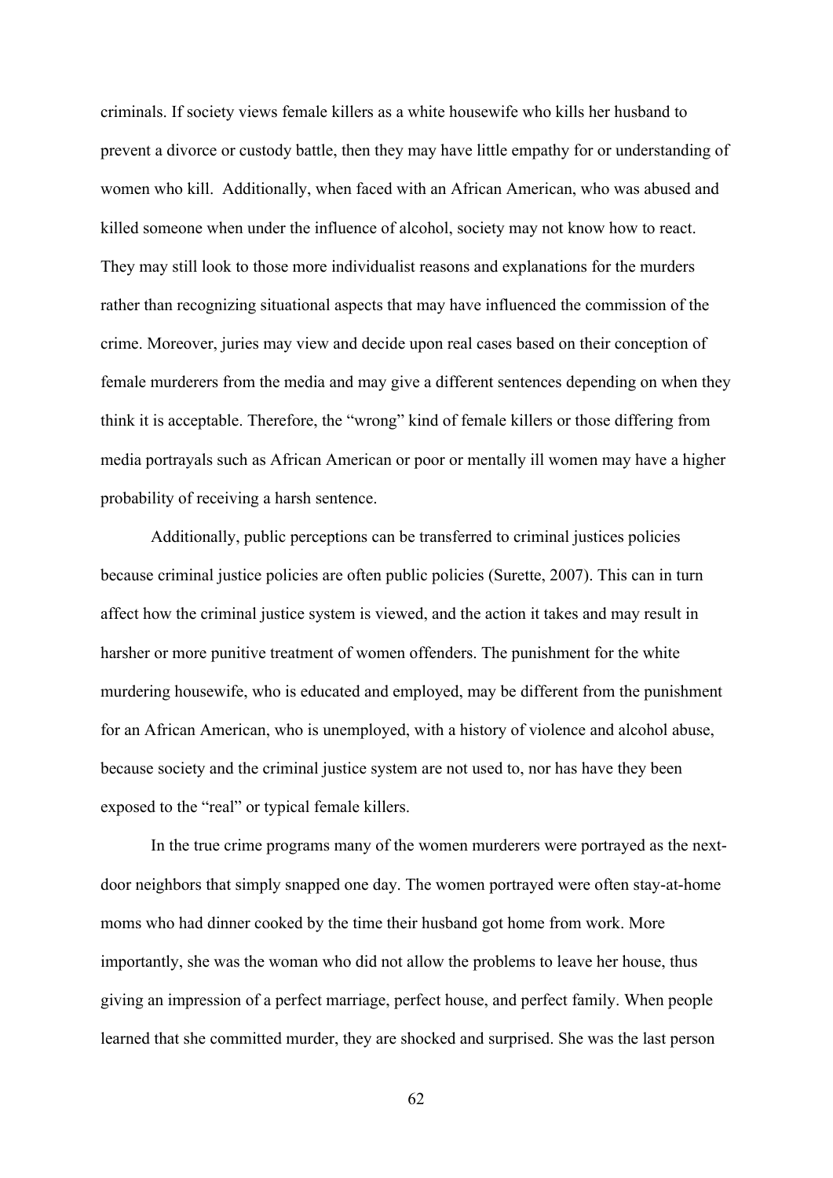criminals. If society views female killers as a white housewife who kills her husband to prevent a divorce or custody battle, then they may have little empathy for or understanding of women who kill.  Additionally, when faced with an African American, who was abused and killed someone when under the influence of alcohol, society may not know how to react. They may still look to those more individualist reasons and explanations for the murders rather than recognizing situational aspects that may have influenced the commission of the crime. Moreover, juries may view and decide upon real cases based on their conception of female murderers from the media and may give a different sentences depending on when they think it is acceptable. Therefore, the "wrong" kind of female killers or those differing from media portrayals such as African American or poor or mentally ill women may have a higher probability of receiving a harsh sentence.

Additionally, public perceptions can be transferred to criminal justices policies because criminal justice policies are often public policies (Surette, 2007). This can in turn affect how the criminal justice system is viewed, and the action it takes and may result in harsher or more punitive treatment of women offenders. The punishment for the white murdering housewife, who is educated and employed, may be different from the punishment for an African American, who is unemployed, with a history of violence and alcohol abuse, because society and the criminal justice system are not used to, nor has have they been exposed to the "real" or typical female killers.

In the true crime programs many of the women murderers were portrayed as the next-door neighbors that simply snapped one day. The women portrayed were often stay-at-home moms who had dinner cooked by the time their husband got home from work. More importantly, she was the woman who did not allow the problems to leave her house, thus giving an impression of a perfect marriage, perfect house, and perfect family. When people learned that she committed murder, they are shocked and surprised. She was the last person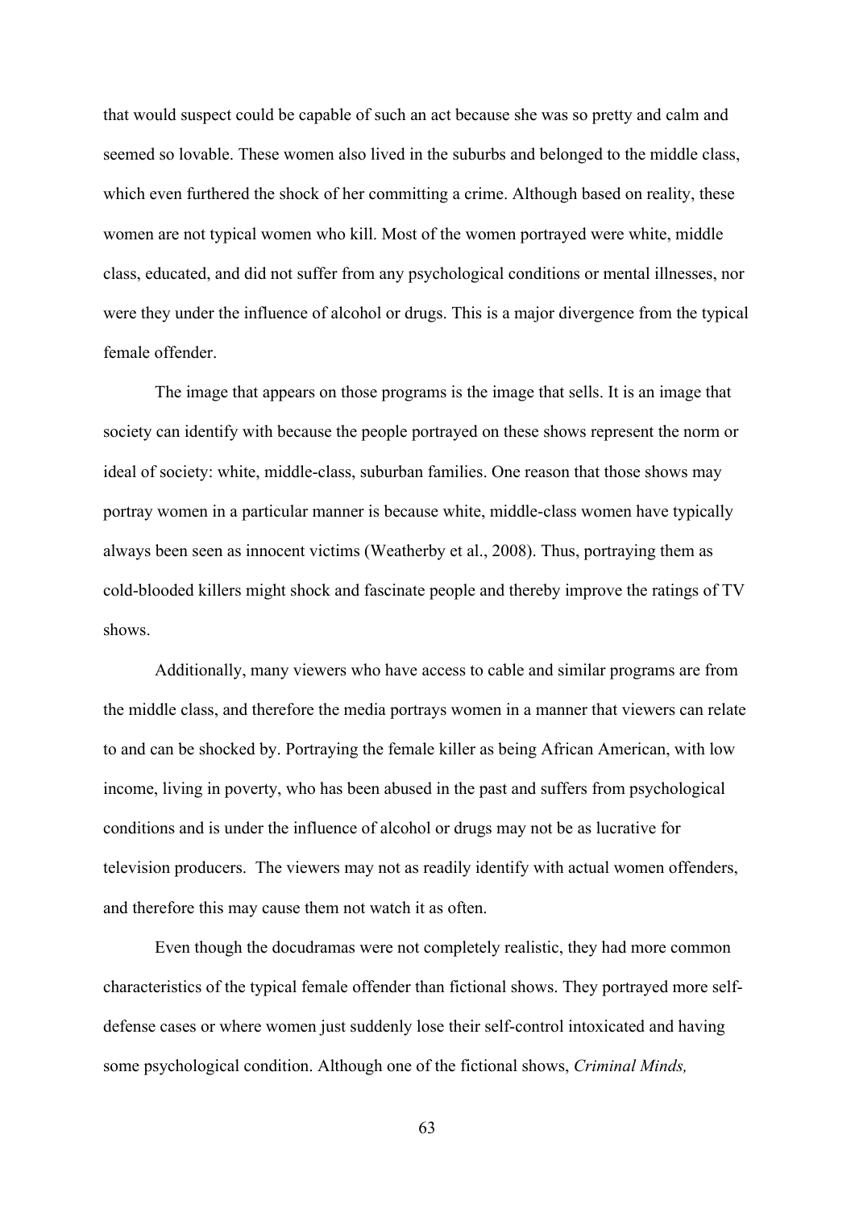that would suspect could be capable of such an act because she was so pretty and calm and seemed so lovable. These women also lived in the suburbs and belonged to the middle class, which even furthered the shock of her committing a crime. Although based on reality, these women are not typical women who kill. Most of the women portrayed were white, middle class, educated, and did not suffer from any psychological conditions or mental illnesses, nor were they under the influence of alcohol or drugs. This is a major divergence from the typical female offender.

The image that appears on those programs is the image that sells. It is an image that society can identify with because the people portrayed on these shows represent the norm or ideal of society: white, middle-class, suburban families. One reason that those shows may portray women in a particular manner is because white, middle-class women have typically always been seen as innocent victims (Weatherby et al., 2008). Thus, portraying them as cold-blooded killers might shock and fascinate people and thereby improve the ratings of TV shows.

Additionally, many viewers who have access to cable and similar programs are from the middle class, and therefore the media portrays women in a manner that viewers can relate to and can be shocked by. Portraying the female killer as being African American, with low income, living in poverty, who has been abused in the past and suffers from psychological conditions and is under the influence of alcohol or drugs may not be as lucrative for television producers. The viewers may not as readily identify with actual women offenders, and therefore this may cause them not watch it as often.

Even though the docudramas were not completely realistic, they had more common characteristics of the typical female offender than fictional shows. They portrayed more self-defense cases or where women just suddenly lose their self-control intoxicated and having some psychological condition. Although one of the fictional shows, *Criminal Minds,*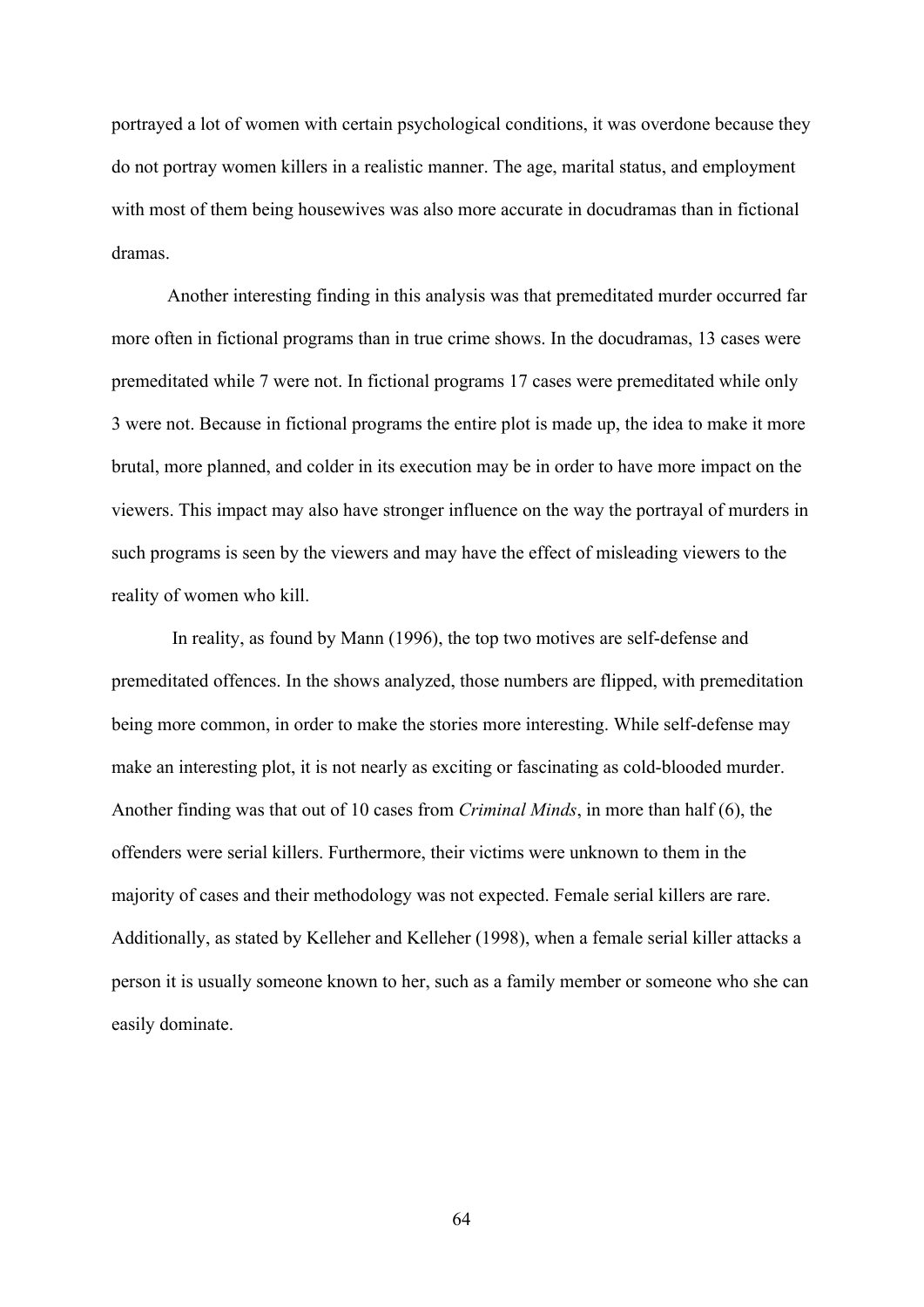portrayed a lot of women with certain psychological conditions, it was overdone because they do not portray women killers in a realistic manner. The age, marital status, and employment with most of them being housewives was also more accurate in docudramas than in fictional dramas.

Another interesting finding in this analysis was that premeditated murder occurred far more often in fictional programs than in true crime shows. In the docudramas, 13 cases were premeditated while 7 were not. In fictional programs 17 cases were premeditated while only 3 were not. Because in fictional programs the entire plot is made up, the idea to make it more brutal, more planned, and colder in its execution may be in order to have more impact on the viewers. This impact may also have stronger influence on the way the portrayal of murders in such programs is seen by the viewers and may have the effect of misleading viewers to the reality of women who kill.

In reality, as found by Mann (1996), the top two motives are self-defense and premeditated offences. In the shows analyzed, those numbers are flipped, with premeditation being more common, in order to make the stories more interesting. While self-defense may make an interesting plot, it is not nearly as exciting or fascinating as cold-blooded murder. Another finding was that out of 10 cases from *Criminal Minds*, in more than half (6), the offenders were serial killers. Furthermore, their victims were unknown to them in the majority of cases and their methodology was not expected. Female serial killers are rare. Additionally, as stated by Kelleher and Kelleher (1998), when a female serial killer attacks a person it is usually someone known to her, such as a family member or someone who she can easily dominate.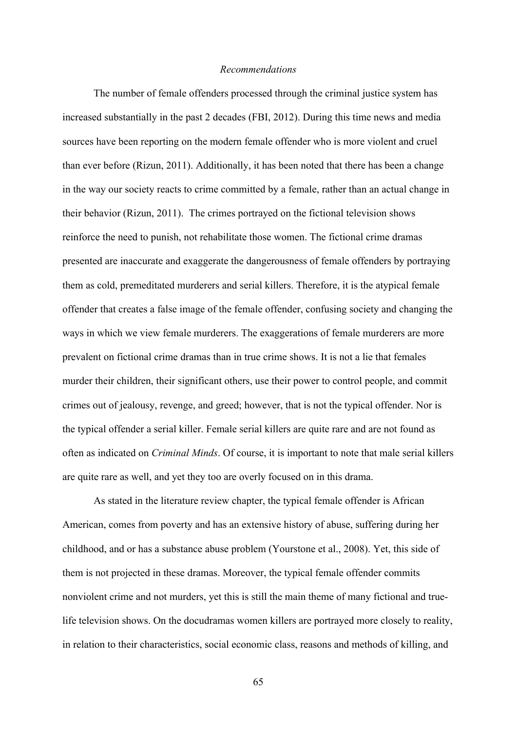### *Recommendations*

The number of female offenders processed through the criminal justice system has increased substantially in the past 2 decades (FBI, 2012). During this time news and media sources have been reporting on the modern female offender who is more violent and cruel than ever before (Rizun, 2011). Additionally, it has been noted that there has been a change in the way our society reacts to crime committed by a female, rather than an actual change in their behavior (Rizun, 2011). The crimes portrayed on the fictional television shows reinforce the need to punish, not rehabilitate those women. The fictional crime dramas presented are inaccurate and exaggerate the dangerousness of female offenders by portraying them as cold, premeditated murderers and serial killers. Therefore, it is the atypical female offender that creates a false image of the female offender, confusing society and changing the ways in which we view female murderers. The exaggerations of female murderers are more prevalent on fictional crime dramas than in true crime shows. It is not a lie that females murder their children, their significant others, use their power to control people, and commit crimes out of jealousy, revenge, and greed; however, that is not the typical offender. Nor is the typical offender a serial killer. Female serial killers are quite rare and are not found as often as indicated on *Criminal Minds*. Of course, it is important to note that male serial killers are quite rare as well, and yet they too are overly focused on in this drama.

As stated in the literature review chapter, the typical female offender is African American, comes from poverty and has an extensive history of abuse, suffering during her childhood, and or has a substance abuse problem (Yourstone et al., 2008). Yet, this side of them is not projected in these dramas. Moreover, the typical female offender commits nonviolent crime and not murders, yet this is still the main theme of many fictional and true-life television shows. On the docudramas women killers are portrayed more closely to reality, in relation to their characteristics, social economic class, reasons and methods of killing, and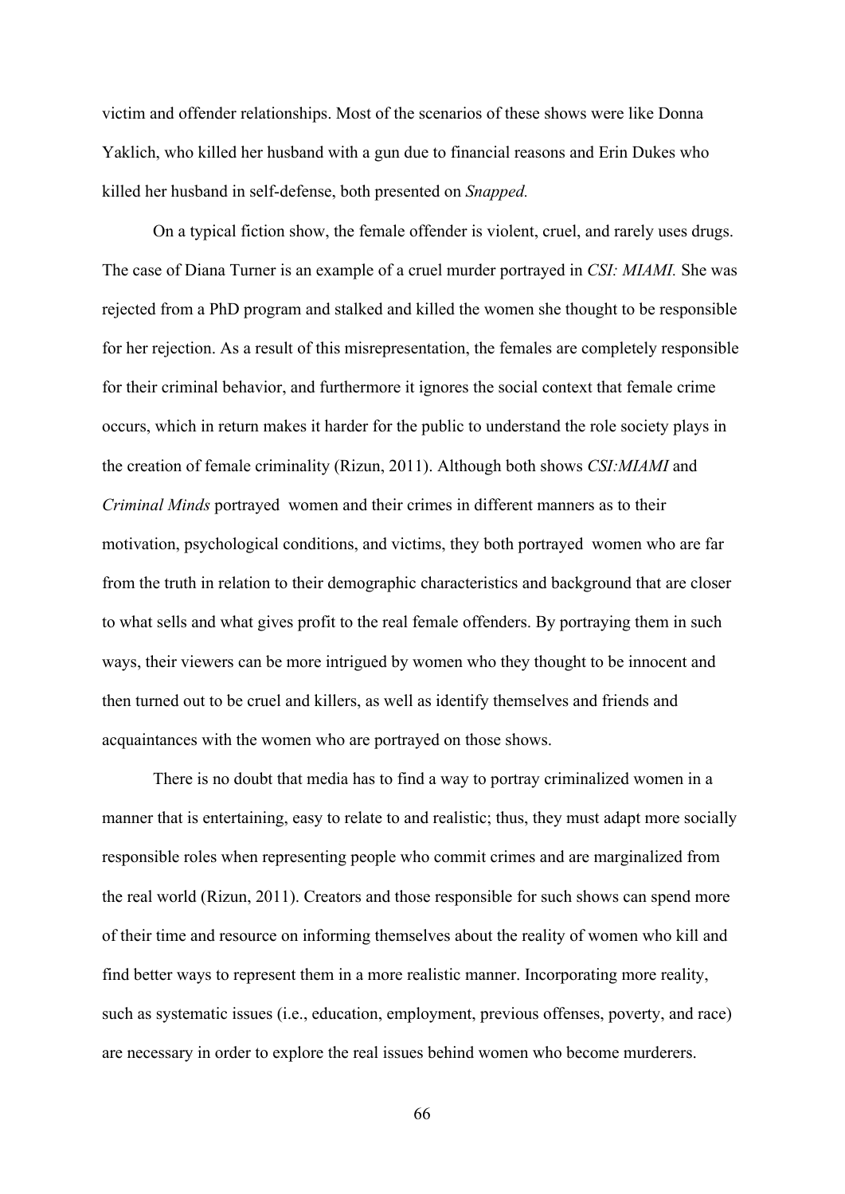victim and offender relationships. Most of the scenarios of these shows were like Donna Yaklich, who killed her husband with a gun due to financial reasons and Erin Dukes who killed her husband in self-defense, both presented on *Snapped.*

On a typical fiction show, the female offender is violent, cruel, and rarely uses drugs. The case of Diana Turner is an example of a cruel murder portrayed in *CSI: MIAMI.* She was rejected from a PhD program and stalked and killed the women she thought to be responsible for her rejection. As a result of this misrepresentation, the females are completely responsible for their criminal behavior, and furthermore it ignores the social context that female crime occurs, which in return makes it harder for the public to understand the role society plays in the creation of female criminality (Rizun, 2011). Although both shows *CSI:MIAMI* and *Criminal Minds* portrayed women and their crimes in different manners as to their motivation, psychological conditions, and victims, they both portrayed women who are far from the truth in relation to their demographic characteristics and background that are closer to what sells and what gives profit to the real female offenders. By portraying them in such ways, their viewers can be more intrigued by women who they thought to be innocent and then turned out to be cruel and killers, as well as identify themselves and friends and acquaintances with the women who are portrayed on those shows.

There is no doubt that media has to find a way to portray criminalized women in a manner that is entertaining, easy to relate to and realistic; thus, they must adapt more socially responsible roles when representing people who commit crimes and are marginalized from the real world (Rizun, 2011). Creators and those responsible for such shows can spend more of their time and resource on informing themselves about the reality of women who kill and find better ways to represent them in a more realistic manner. Incorporating more reality, such as systematic issues (i.e., education, employment, previous offenses, poverty, and race) are necessary in order to explore the real issues behind women who become murderers.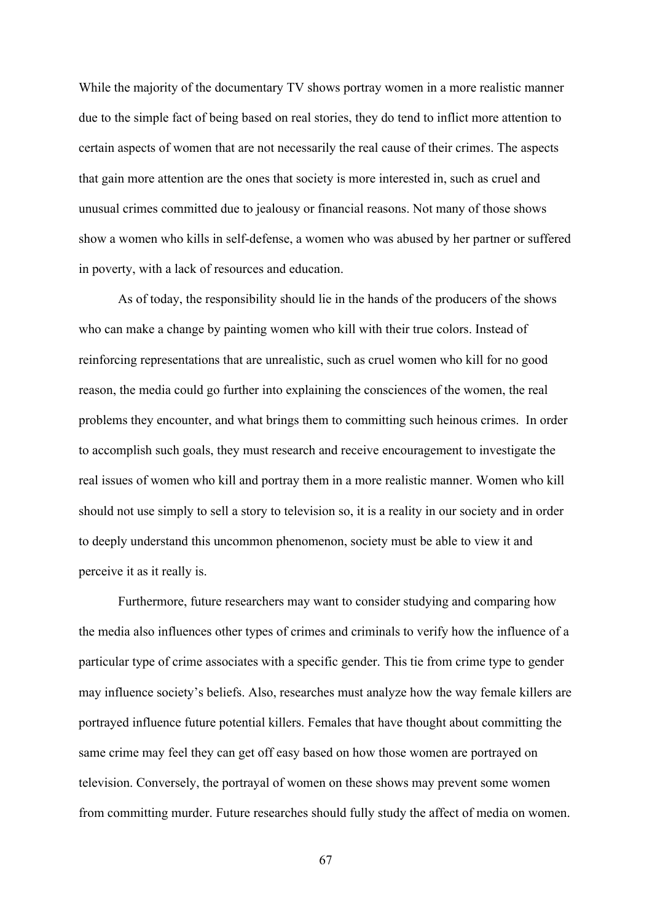While the majority of the documentary TV shows portray women in a more realistic manner due to the simple fact of being based on real stories, they do tend to inflict more attention to certain aspects of women that are not necessarily the real cause of their crimes. The aspects that gain more attention are the ones that society is more interested in, such as cruel and unusual crimes committed due to jealousy or financial reasons. Not many of those shows show a women who kills in self-defense, a women who was abused by her partner or suffered in poverty, with a lack of resources and education.

As of today, the responsibility should lie in the hands of the producers of the shows who can make a change by painting women who kill with their true colors. Instead of reinforcing representations that are unrealistic, such as cruel women who kill for no good reason, the media could go further into explaining the consciences of the women, the real problems they encounter, and what brings them to committing such heinous crimes. In order to accomplish such goals, they must research and receive encouragement to investigate the real issues of women who kill and portray them in a more realistic manner. Women who kill should not use simply to sell a story to television so, it is a reality in our society and in order to deeply understand this uncommon phenomenon, society must be able to view it and perceive it as it really is.

Furthermore, future researchers may want to consider studying and comparing how the media also influences other types of crimes and criminals to verify how the influence of a particular type of crime associates with a specific gender. This tie from crime type to gender may influence society's beliefs. Also, researches must analyze how the way female killers are portrayed influence future potential killers. Females that have thought about committing the same crime may feel they can get off easy based on how those women are portrayed on television. Conversely, the portrayal of women on these shows may prevent some women from committing murder. Future researches should fully study the affect of media on women.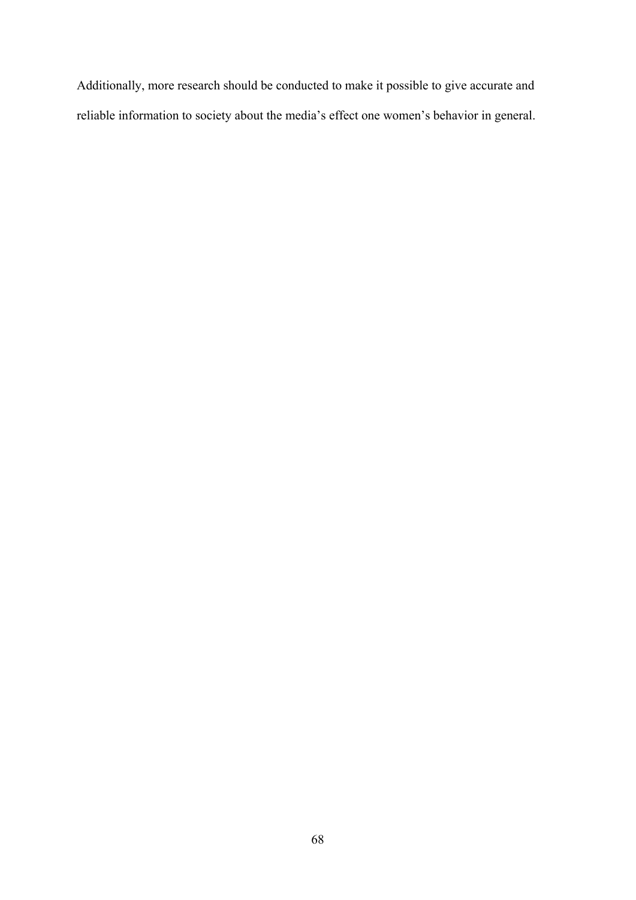Additionally, more research should be conducted to make it possible to give accurate and reliable information to society about the media's effect one women's behavior in general.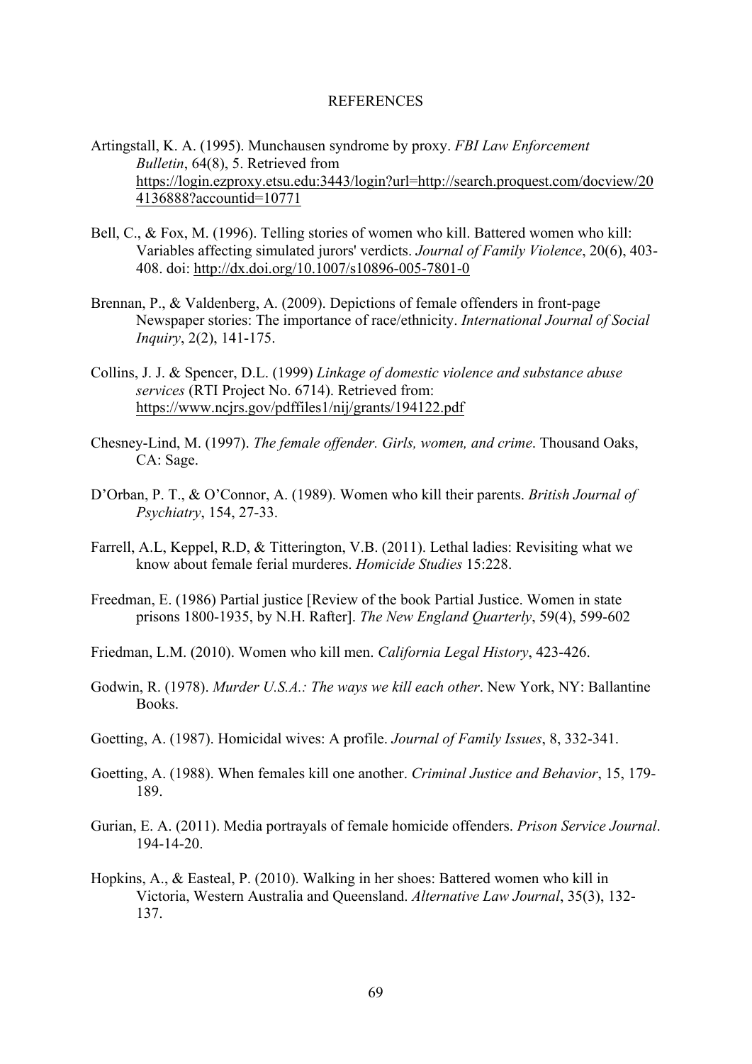# REFERENCES

Artingstall, K. A. (1995). Munchausen syndrome by proxy. *FBI Law Enforcement Bulletin*, 64(8), 5. Retrieved from https://login.ezproxy.etsu.edu:3443/login?url=http://search.proquest.com/docview/204136888?accountid=10771

Bell, C., & Fox, M. (1996). Telling stories of women who kill. Battered women who kill: Variables affecting simulated jurors' verdicts. *Journal of Family Violence*, 20(6), 403-408. doi: http://dx.doi.org/10.1007/s10896-005-7801-0

Brennan, P., & Valdenberg, A. (2009). Depictions of female offenders in front-page Newspaper stories: The importance of race/ethnicity. *International Journal of Social Inquiry*, 2(2), 141-175.

Collins, J. J. & Spencer, D.L. (1999) *Linkage of domestic violence and substance abuse services* (RTI Project No. 6714). Retrieved from: https://www.ncjrs.gov/pdffiles1/nij/grants/194122.pdf

Chesney-Lind, M. (1997). *The female offender. Girls, women, and crime*. Thousand Oaks, CA: Sage.

D'Orban, P. T., & O'Connor, A. (1989). Women who kill their parents. *British Journal of Psychiatry*, 154, 27-33.

Farrell, A.L, Keppel, R.D, & Titterington, V.B. (2011). Lethal ladies: Revisiting what we know about female ferial murderes. *Homicide Studies* 15:228.

Freedman, E. (1986) Partial justice [Review of the book Partial Justice. Women in state prisons 1800-1935, by N.H. Rafter]. *The New England Quarterly*, 59(4), 599-602

Friedman, L.M. (2010). Women who kill men. *California Legal History*, 423-426.

Godwin, R. (1978). *Murder U.S.A.: The ways we kill each other*. New York, NY: Ballantine Books.

Goetting, A. (1987). Homicidal wives: A profile. *Journal of Family Issues*, 8, 332-341.

Goetting, A. (1988). When females kill one another. *Criminal Justice and Behavior*, 15, 179-189.

Gurian, E. A. (2011). Media portrayals of female homicide offenders. *Prison Service Journal*. 194-14-20.

Hopkins, A., & Easteal, P. (2010). Walking in her shoes: Battered women who kill in Victoria, Western Australia and Queensland. *Alternative Law Journal*, 35(3), 132-137.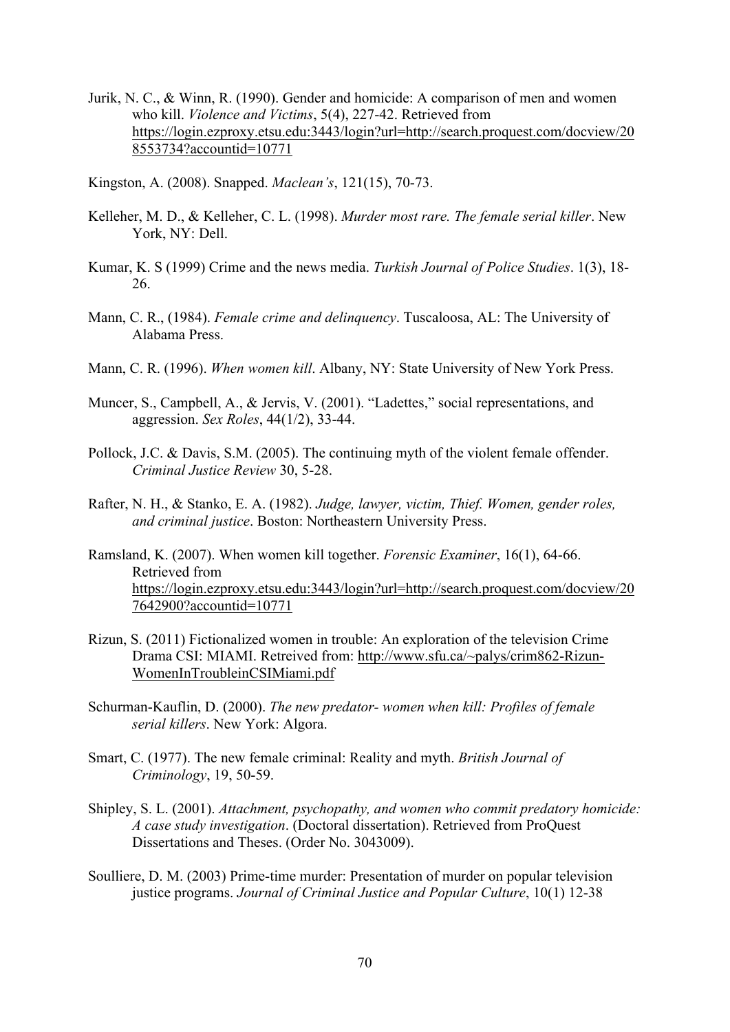Jurik, N. C., & Winn, R. (1990). Gender and homicide: A comparison of men and women who kill. *Violence and Victims*, 5(4), 227-42. Retrieved from https://login.ezproxy.etsu.edu:3443/login?url=http://search.proquest.com/docview/208553734?accountid=10771

Kingston, A. (2008). Snapped. *Maclean's*, 121(15), 70-73.

Kelleher, M. D., & Kelleher, C. L. (1998). *Murder most rare. The female serial killer*. New York, NY: Dell.

Kumar, K. S (1999) Crime and the news media. *Turkish Journal of Police Studies*. 1(3), 18-26.

Mann, C. R., (1984). *Female crime and delinquency*. Tuscaloosa, AL: The University of Alabama Press.

Mann, C. R. (1996). *When women kill*. Albany, NY: State University of New York Press.

Muncer, S., Campbell, A., & Jervis, V. (2001). "Ladettes," social representations, and aggression. *Sex Roles*, 44(1/2), 33-44.

Pollock, J.C. & Davis, S.M. (2005). The continuing myth of the violent female offender. *Criminal Justice Review* 30, 5-28.

Rafter, N. H., & Stanko, E. A. (1982). *Judge, lawyer, victim, Thief. Women, gender roles, and criminal justice*. Boston: Northeastern University Press.

Ramsland, K. (2007). When women kill together. *Forensic Examiner*, 16(1), 64-66. Retrieved from https://login.ezproxy.etsu.edu:3443/login?url=http://search.proquest.com/docview/207642900?accountid=10771

Rizun, S. (2011) Fictionalized women in trouble: An exploration of the television Crime Drama CSI: MIAMI. Retreived from: http://www.sfu.ca/~palys/crim862-Rizun-WomenInTroubleinCSIMiami.pdf

Schurman-Kauflin, D. (2000). *The new predator- women when kill: Profiles of female serial killers*. New York: Algora.

Smart, C. (1977). The new female criminal: Reality and myth. *British Journal of Criminology*, 19, 50-59.

Shipley, S. L. (2001). *Attachment, psychopathy, and women who commit predatory homicide: A case study investigation*. (Doctoral dissertation). Retrieved from ProQuest Dissertations and Theses. (Order No. 3043009).

Soulliere, D. M. (2003) Prime-time murder: Presentation of murder on popular television justice programs. *Journal of Criminal Justice and Popular Culture*, 10(1) 12-38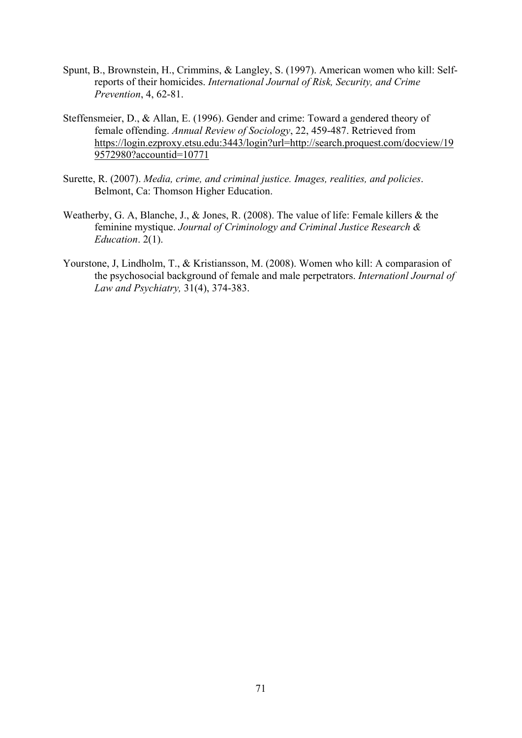Spunt, B., Brownstein, H., Crimmins, & Langley, S. (1997). American women who kill: Self-reports of their homicides. *International Journal of Risk, Security, and Crime Prevention*, 4, 62-81.

Steffensmeier, D., & Allan, E. (1996). Gender and crime: Toward a gendered theory of female offending. *Annual Review of Sociology*, 22, 459-487. Retrieved from https://login.ezproxy.etsu.edu:3443/login?url=http://search.proquest.com/docview/199572980?accountid=10771

Surette, R. (2007). *Media, crime, and criminal justice. Images, realities, and policies*. Belmont, Ca: Thomson Higher Education.

Weatherby, G. A, Blanche, J., & Jones, R. (2008). The value of life: Female killers & the feminine mystique. *Journal of Criminology and Criminal Justice Research & Education*. 2(1).

Yourstone, J, Lindholm, T., & Kristiansson, M. (2008). Women who kill: A comparasion of the psychosocial background of female and male perpetrators. *Internationl Journal of Law and Psychiatry,* 31(4), 374-383.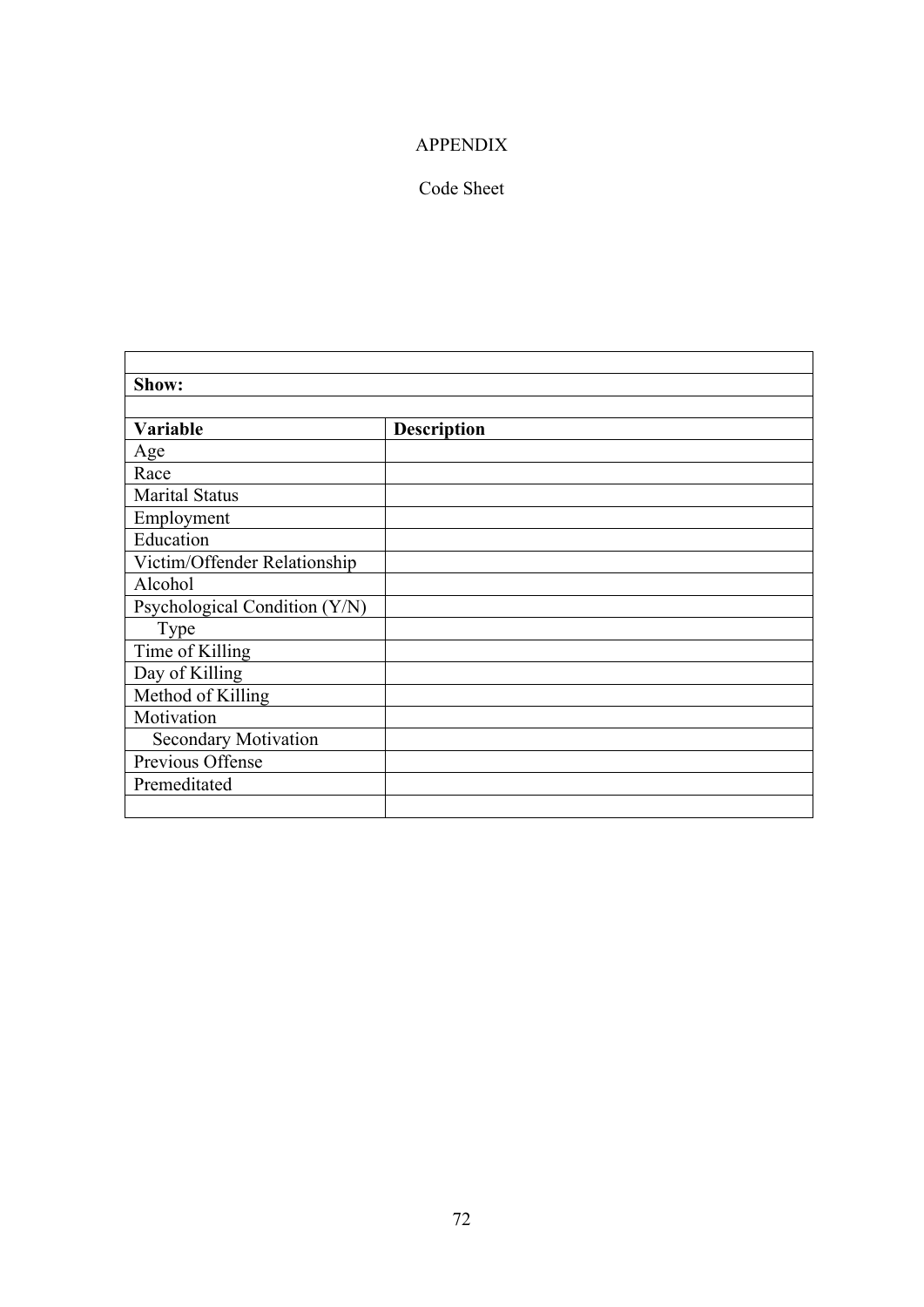# APPENDIX

## Code Sheet

| | |
|---|---|
| **Show:** | |
| | |
| **Variable** | **Description** |
| Age | |
| Race | |
| Marital Status | |
| Employment | |
| Education | |
| Victim/Offender Relationship | |
| Alcohol | |
| Psychological Condition (Y/N) | |
| Type | |
| Time of Killing | |
| Day of Killing | |
| Method of Killing | |
| Motivation | |
| Secondary Motivation | |
| Previous Offense | |
| Premeditated | |
| | |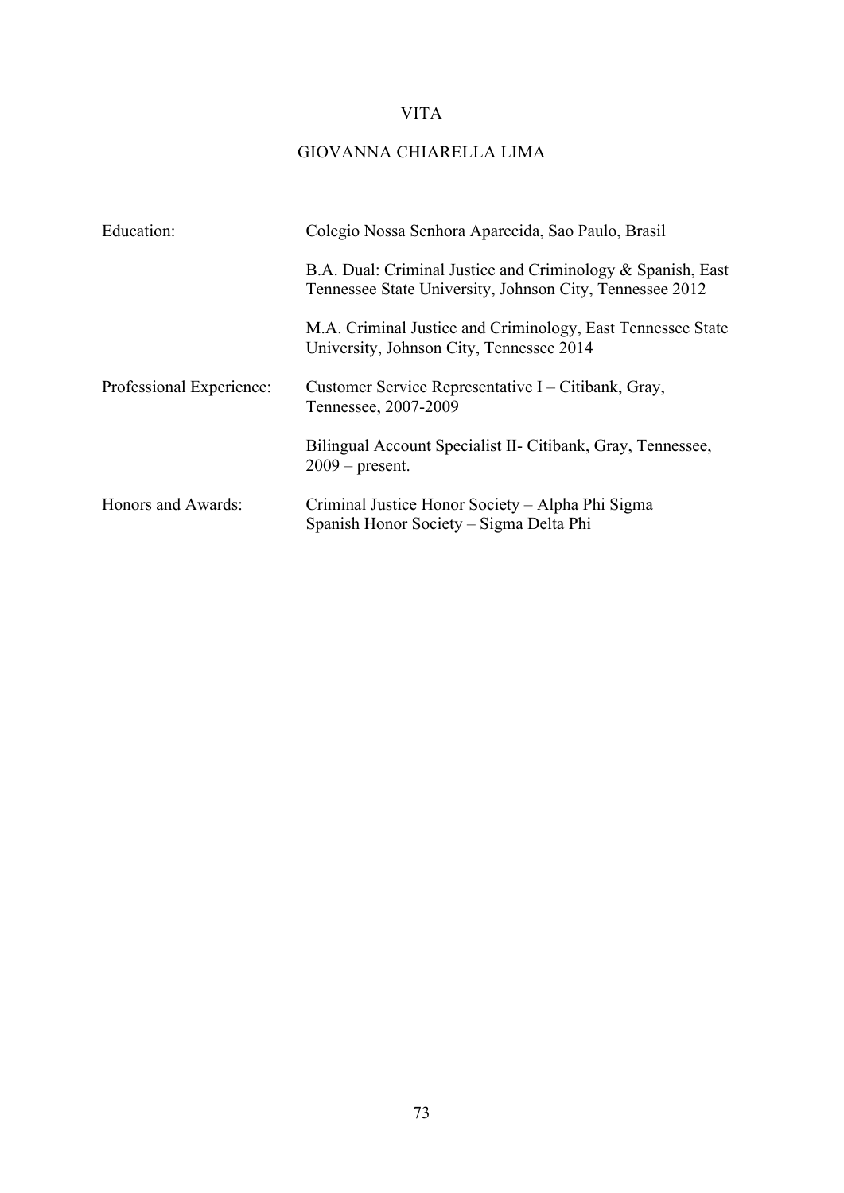# VITA

## GIOVANNA CHIARELLA LIMA

| | |
|---|---|
| Education: | Colegio Nossa Senhora Aparecida, Sao Paulo, Brasil |
| | B.A. Dual: Criminal Justice and Criminology & Spanish, East Tennessee State University, Johnson City, Tennessee 2012 |
| | M.A. Criminal Justice and Criminology, East Tennessee State University, Johnson City, Tennessee 2014 |
| Professional Experience: | Customer Service Representative I – Citibank, Gray, Tennessee, 2007-2009 |
| | Bilingual Account Specialist II- Citibank, Gray, Tennessee, 2009 – present. |
| Honors and Awards: | Criminal Justice Honor Society – Alpha Phi Sigma<br>Spanish Honor Society – Sigma Delta Phi |